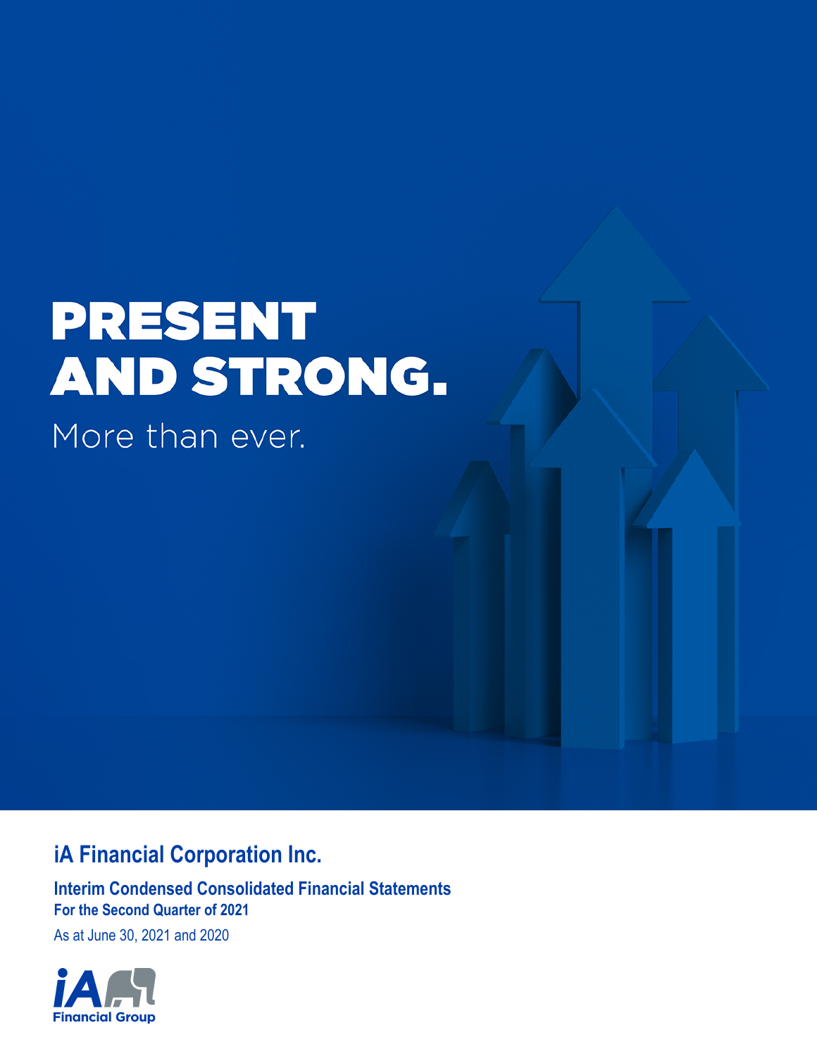# PRESENT AND STRONG.

More than ever.

## iA Financial Corporation Inc.

**Interim Condensed Consolidated Financial Statements**
**For the Second Quarter of 2021**

As at June 30, 2021 and 2020

iA Financial Group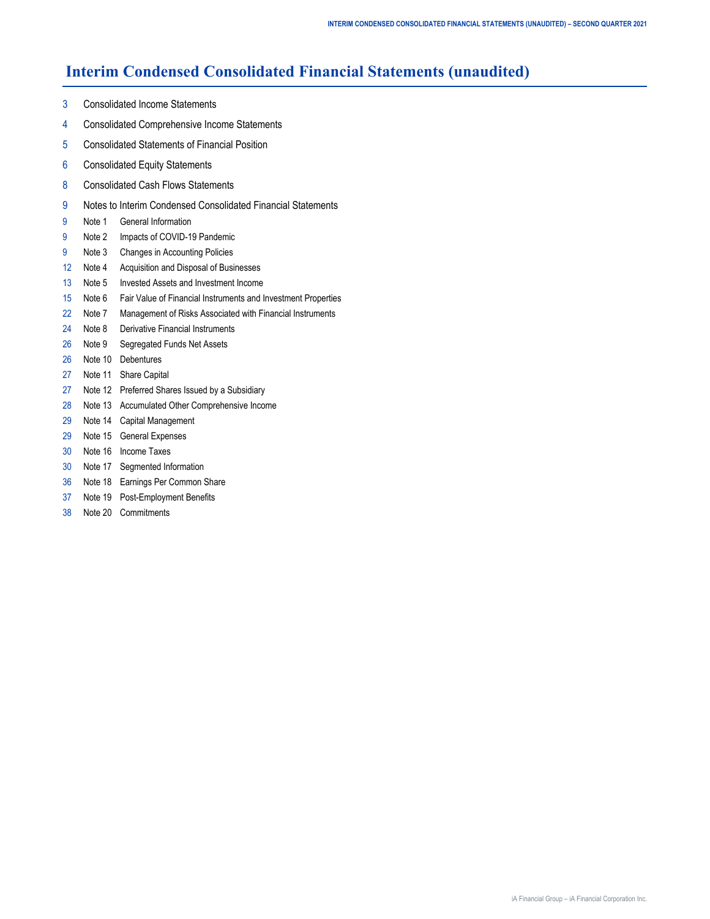# Interim Condensed Consolidated Financial Statements (unaudited)

3 Consolidated Income Statements

4 Consolidated Comprehensive Income Statements

5 Consolidated Statements of Financial Position

6 Consolidated Equity Statements

8 Consolidated Cash Flows Statements

9 Notes to Interim Condensed Consolidated Financial Statements

9 Note 1 General Information

9 Note 2 Impacts of COVID-19 Pandemic

9 Note 3 Changes in Accounting Policies

12 Note 4 Acquisition and Disposal of Businesses

13 Note 5 Invested Assets and Investment Income

15 Note 6 Fair Value of Financial Instruments and Investment Properties

22 Note 7 Management of Risks Associated with Financial Instruments

24 Note 8 Derivative Financial Instruments

26 Note 9 Segregated Funds Net Assets

26 Note 10 Debentures

27 Note 11 Share Capital

27 Note 12 Preferred Shares Issued by a Subsidiary

28 Note 13 Accumulated Other Comprehensive Income

29 Note 14 Capital Management

29 Note 15 General Expenses

30 Note 16 Income Taxes

30 Note 17 Segmented Information

36 Note 18 Earnings Per Common Share

37 Note 19 Post-Employment Benefits

38 Note 20 Commitments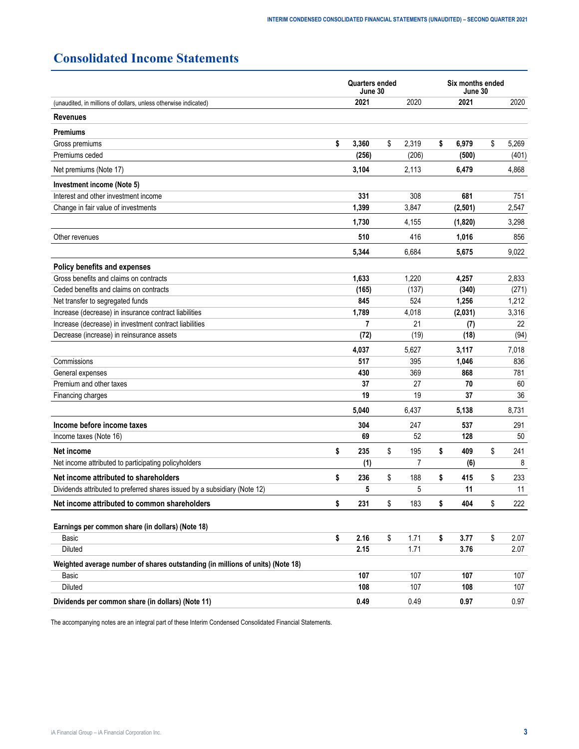# Consolidated Income Statements

| (unaudited, in millions of dollars, unless otherwise indicated) | Quarters ended June 30 | | Six months ended June 30 | |
|---|---|---|---|---|
| | **2021** | 2020 | **2021** | 2020 |
| **Revenues** | | | | |
| **Premiums** | | | | |
| Gross premiums | **$ 3,360** | $ 2,319 | **$ 6,979** | $ 5,269 |
| Premiums ceded | **(256)** | (206) | **(500)** | (401) |
| Net premiums (Note 17) | **3,104** | 2,113 | **6,479** | 4,868 |
| **Investment income (Note 5)** | | | | |
| Interest and other investment income | **331** | 308 | **681** | 751 |
| Change in fair value of investments | **1,399** | 3,847 | **(2,501)** | 2,547 |
| | **1,730** | 4,155 | **(1,820)** | 3,298 |
| Other revenues | **510** | 416 | **1,016** | 856 |
| | **5,344** | 6,684 | **5,675** | 9,022 |
| **Policy benefits and expenses** | | | | |
| Gross benefits and claims on contracts | **1,633** | 1,220 | **4,257** | 2,833 |
| Ceded benefits and claims on contracts | **(165)** | (137) | **(340)** | (271) |
| Net transfer to segregated funds | **845** | 524 | **1,256** | 1,212 |
| Increase (decrease) in insurance contract liabilities | **1,789** | 4,018 | **(2,031)** | 3,316 |
| Increase (decrease) in investment contract liabilities | **7** | 21 | **(7)** | 22 |
| Decrease (increase) in reinsurance assets | **(72)** | (19) | **(18)** | (94) |
| | **4,037** | 5,627 | **3,117** | 7,018 |
| Commissions | **517** | 395 | **1,046** | 836 |
| General expenses | **430** | 369 | **868** | 781 |
| Premium and other taxes | **37** | 27 | **70** | 60 |
| Financing charges | **19** | 19 | **37** | 36 |
| | **5,040** | 6,437 | **5,138** | 8,731 |
| **Income before income taxes** | **304** | 247 | **537** | 291 |
| Income taxes (Note 16) | **69** | 52 | **128** | 50 |
| **Net income** | **$ 235** | $ 195 | **$ 409** | $ 241 |
| Net income attributed to participating policyholders | **(1)** | 7 | **(6)** | 8 |
| **Net income attributed to shareholders** | **$ 236** | $ 188 | **$ 415** | $ 233 |
| Dividends attributed to preferred shares issued by a subsidiary (Note 12) | **5** | 5 | **11** | 11 |
| **Net income attributed to common shareholders** | **$ 231** | $ 183 | **$ 404** | $ 222 |
| | | | | |
| **Earnings per common share (in dollars) (Note 18)** | | | | |
| Basic | **$ 2.16** | $ 1.71 | **$ 3.77** | $ 2.07 |
| Diluted | **2.15** | 1.71 | **3.76** | 2.07 |
| **Weighted average number of shares outstanding (in millions of units) (Note 18)** | | | | |
| Basic | **107** | 107 | **107** | 107 |
| Diluted | **108** | 107 | **108** | 107 |
| **Dividends per common share (in dollars) (Note 11)** | **0.49** | 0.49 | **0.97** | 0.97 |

The accompanying notes are an integral part of these Interim Condensed Consolidated Financial Statements.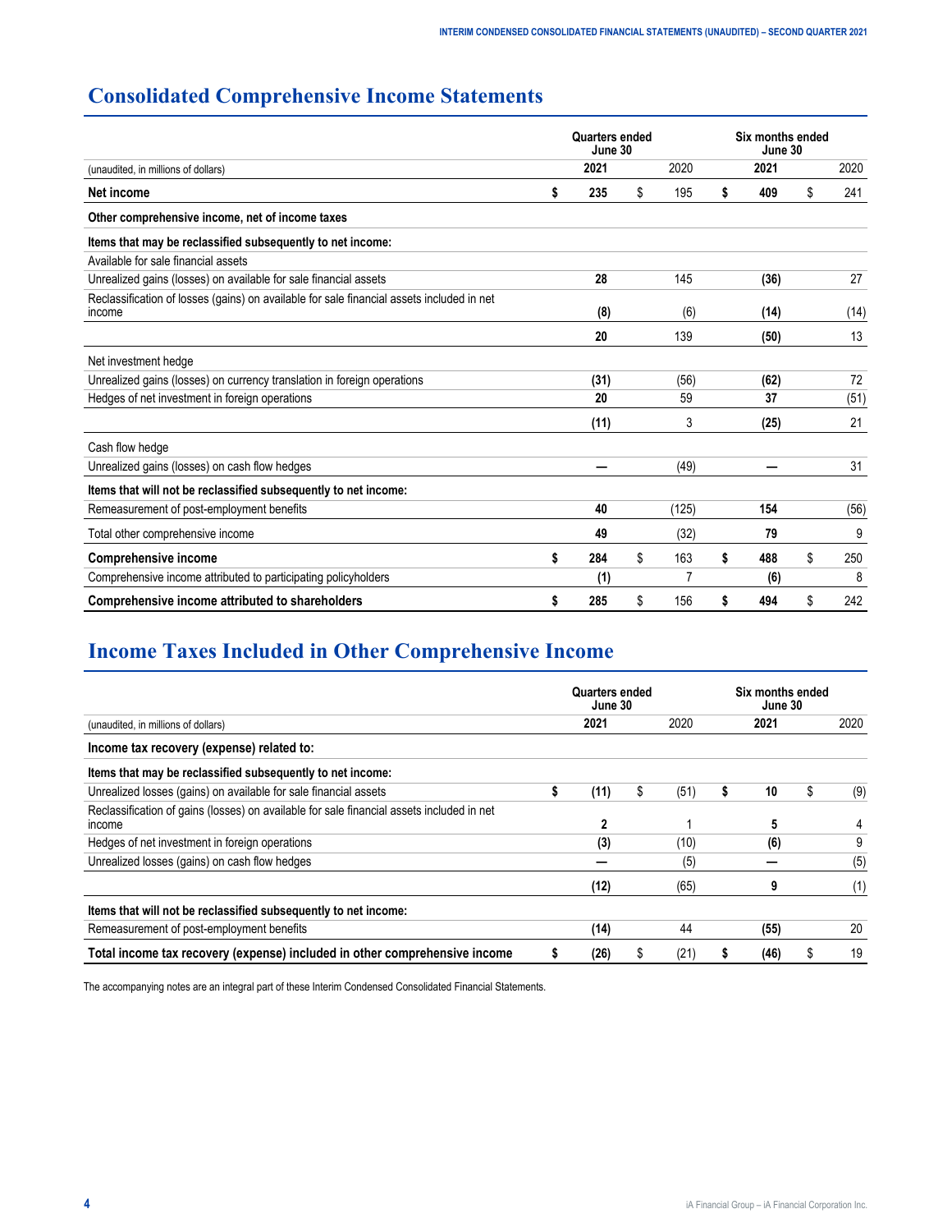# Consolidated Comprehensive Income Statements

| (unaudited, in millions of dollars) | Quarters ended June 30 2021 | Quarters ended June 30 2020 | Six months ended June 30 2021 | Six months ended June 30 2020 |
|---|---|---|---|---|
| **Net income** | **$ 235** | $ 195 | **$ 409** | $ 241 |
| **Other comprehensive income, net of income taxes** | | | | |
| **Items that may be reclassified subsequently to net income:** | | | | |
| Available for sale financial assets | | | | |
| Unrealized gains (losses) on available for sale financial assets | **28** | 145 | **(36)** | 27 |
| Reclassification of losses (gains) on available for sale financial assets included in net income | **(8)** | (6) | **(14)** | (14) |
| | **20** | 139 | **(50)** | 13 |
| Net investment hedge | | | | |
| Unrealized gains (losses) on currency translation in foreign operations | **(31)** | (56) | **(62)** | 72 |
| Hedges of net investment in foreign operations | **20** | 59 | **37** | (51) |
| | **(11)** | 3 | **(25)** | 21 |
| Cash flow hedge | | | | |
| Unrealized gains (losses) on cash flow hedges | **—** | (49) | **—** | 31 |
| **Items that will not be reclassified subsequently to net income:** | | | | |
| Remeasurement of post-employment benefits | **40** | (125) | **154** | (56) |
| Total other comprehensive income | **49** | (32) | **79** | 9 |
| **Comprehensive income** | **$ 284** | $ 163 | **$ 488** | $ 250 |
| Comprehensive income attributed to participating policyholders | **(1)** | 7 | **(6)** | 8 |
| **Comprehensive income attributed to shareholders** | **$ 285** | $ 156 | **$ 494** | $ 242 |

# Income Taxes Included in Other Comprehensive Income

| (unaudited, in millions of dollars) | Quarters ended June 30 2021 | Quarters ended June 30 2020 | Six months ended June 30 2021 | Six months ended June 30 2020 |
|---|---|---|---|---|
| **Income tax recovery (expense) related to:** | | | | |
| **Items that may be reclassified subsequently to net income:** | | | | |
| Unrealized losses (gains) on available for sale financial assets | **$ (11)** | $ (51) | **$ 10** | $ (9) |
| Reclassification of gains (losses) on available for sale financial assets included in net income | **2** | 1 | **5** | 4 |
| Hedges of net investment in foreign operations | **(3)** | (10) | **(6)** | 9 |
| Unrealized losses (gains) on cash flow hedges | **—** | (5) | **—** | (5) |
| | **(12)** | (65) | **9** | (1) |
| **Items that will not be reclassified subsequently to net income:** | | | | |
| Remeasurement of post-employment benefits | **(14)** | 44 | **(55)** | 20 |
| **Total income tax recovery (expense) included in other comprehensive income** | **$ (26)** | $ (21) | **$ (46)** | $ 19 |

The accompanying notes are an integral part of these Interim Condensed Consolidated Financial Statements.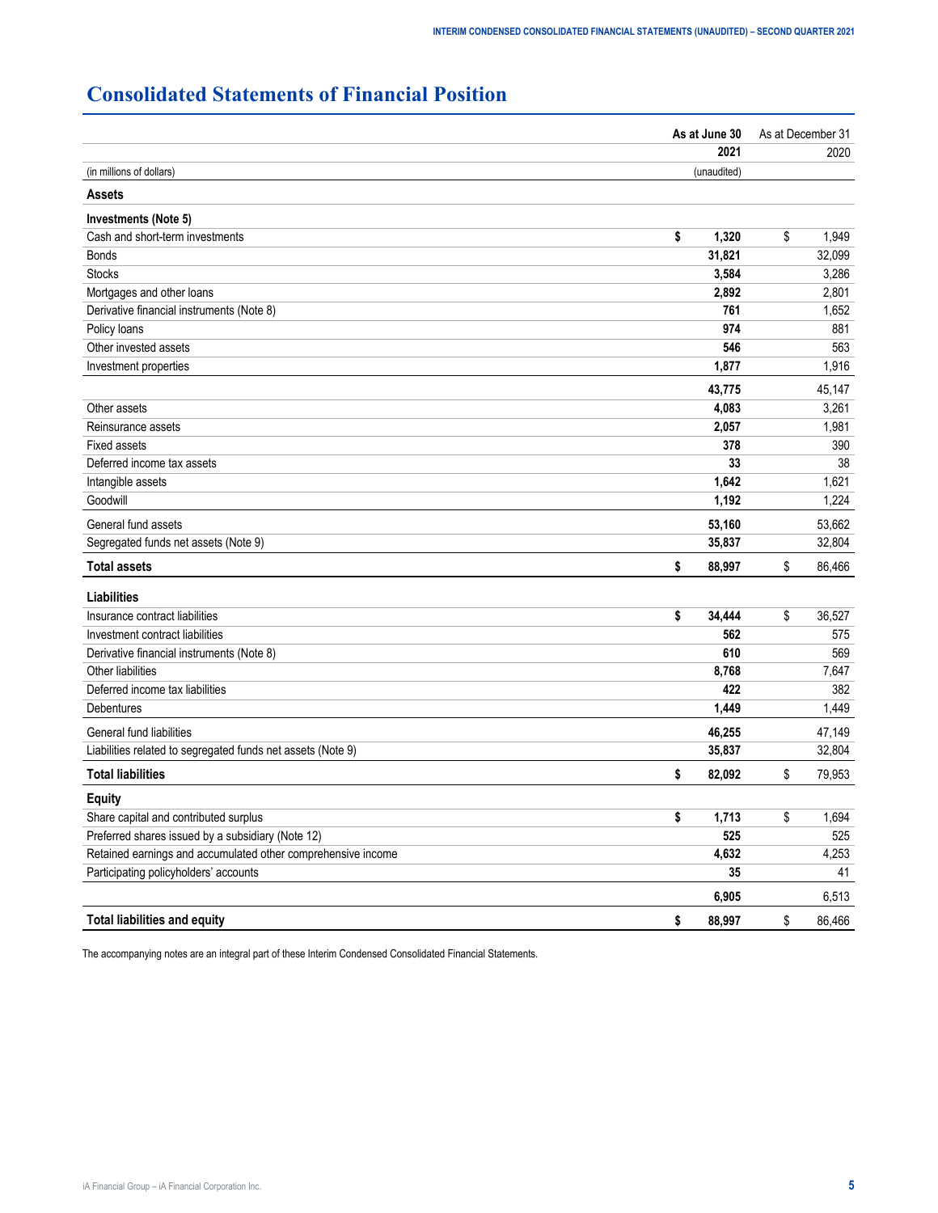# Consolidated Statements of Financial Position

| (in millions of dollars) | As at June 30 2021 (unaudited) | As at December 31 2020 |
|---|---|---|
| **Assets** | | |
| **Investments (Note 5)** | | |
| Cash and short-term investments | **$ 1,320** | $ 1,949 |
| Bonds | **31,821** | 32,099 |
| Stocks | **3,584** | 3,286 |
| Mortgages and other loans | **2,892** | 2,801 |
| Derivative financial instruments (Note 8) | **761** | 1,652 |
| Policy loans | **974** | 881 |
| Other invested assets | **546** | 563 |
| Investment properties | **1,877** | 1,916 |
| | **43,775** | 45,147 |
| Other assets | **4,083** | 3,261 |
| Reinsurance assets | **2,057** | 1,981 |
| Fixed assets | **378** | 390 |
| Deferred income tax assets | **33** | 38 |
| Intangible assets | **1,642** | 1,621 |
| Goodwill | **1,192** | 1,224 |
| General fund assets | **53,160** | 53,662 |
| Segregated funds net assets (Note 9) | **35,837** | 32,804 |
| **Total assets** | **$ 88,997** | $ 86,466 |
| **Liabilities** | | |
| Insurance contract liabilities | **$ 34,444** | $ 36,527 |
| Investment contract liabilities | **562** | 575 |
| Derivative financial instruments (Note 8) | **610** | 569 |
| Other liabilities | **8,768** | 7,647 |
| Deferred income tax liabilities | **422** | 382 |
| Debentures | **1,449** | 1,449 |
| General fund liabilities | **46,255** | 47,149 |
| Liabilities related to segregated funds net assets (Note 9) | **35,837** | 32,804 |
| **Total liabilities** | **$ 82,092** | $ 79,953 |
| **Equity** | | |
| Share capital and contributed surplus | **$ 1,713** | $ 1,694 |
| Preferred shares issued by a subsidiary (Note 12) | **525** | 525 |
| Retained earnings and accumulated other comprehensive income | **4,632** | 4,253 |
| Participating policyholders' accounts | **35** | 41 |
| | **6,905** | 6,513 |
| **Total liabilities and equity** | **$ 88,997** | $ 86,466 |

The accompanying notes are an integral part of these Interim Condensed Consolidated Financial Statements.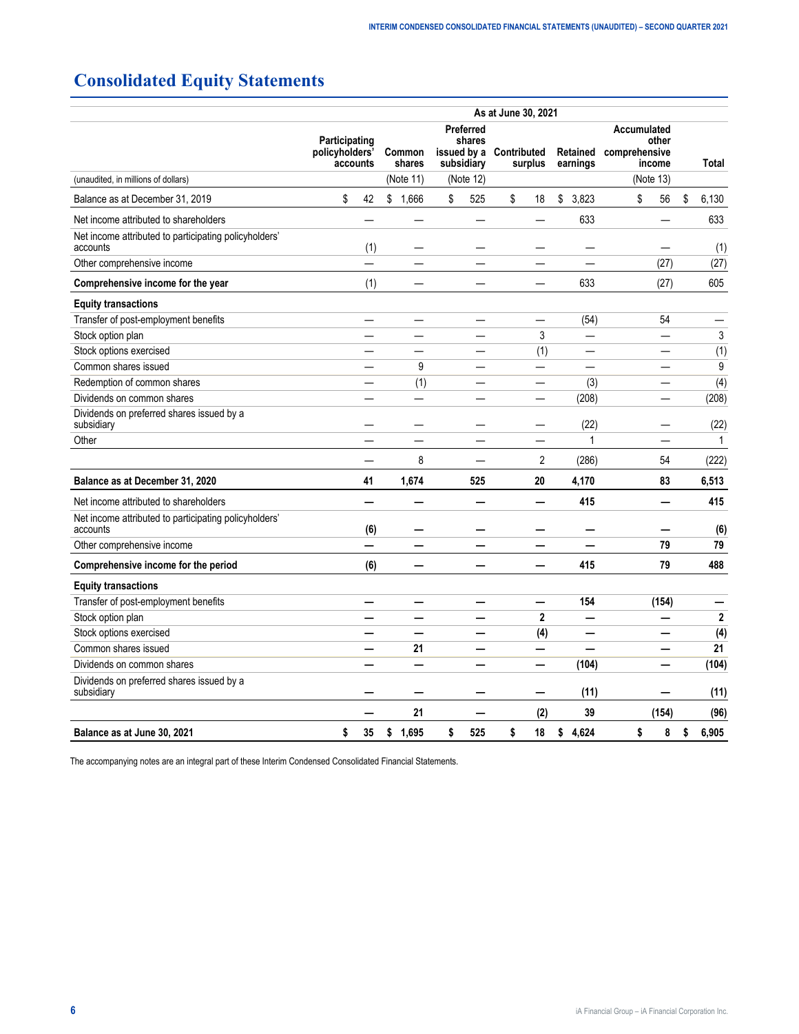# Consolidated Equity Statements

| | As at June 30, 2021 | | | | | | |
|---|---|---|---|---|---|---|---|
| (unaudited, in millions of dollars) | Participating policyholders' accounts | Common shares (Note 11) | Preferred shares issued by a subsidiary (Note 12) | Contributed surplus | Retained earnings | Accumulated other comprehensive income (Note 13) | Total |
| Balance as at December 31, 2019 | $ 42 | $ 1,666 | $ 525 | $ 18 | $ 3,823 | $ 56 | $ 6,130 |
| Net income attributed to shareholders | — | — | — | — | 633 | — | 633 |
| Net income attributed to participating policyholders' accounts | (1) | — | — | — | — | — | (1) |
| Other comprehensive income | — | — | — | — | — | (27) | (27) |
| **Comprehensive income for the year** | (1) | — | — | — | 633 | (27) | 605 |
| **Equity transactions** | | | | | | | |
| Transfer of post-employment benefits | — | — | — | — | (54) | 54 | — |
| Stock option plan | — | — | — | 3 | — | — | 3 |
| Stock options exercised | — | — | — | (1) | — | — | (1) |
| Common shares issued | — | 9 | — | — | — | — | 9 |
| Redemption of common shares | — | (1) | — | — | (3) | — | (4) |
| Dividends on common shares | — | — | — | — | (208) | — | (208) |
| Dividends on preferred shares issued by a subsidiary | — | — | — | — | (22) | — | (22) |
| Other | — | — | — | — | 1 | — | 1 |
| | — | 8 | — | 2 | (286) | 54 | (222) |
| **Balance as at December 31, 2020** | **41** | **1,674** | **525** | **20** | **4,170** | **83** | **6,513** |
| Net income attributed to shareholders | **—** | **—** | **—** | **—** | **415** | **—** | **415** |
| Net income attributed to participating policyholders' accounts | **(6)** | **—** | **—** | **—** | **—** | **—** | **(6)** |
| Other comprehensive income | **—** | **—** | **—** | **—** | **—** | **79** | **79** |
| **Comprehensive income for the period** | **(6)** | **—** | **—** | **—** | **415** | **79** | **488** |
| **Equity transactions** | | | | | | | |
| Transfer of post-employment benefits | **—** | **—** | **—** | **—** | **154** | **(154)** | **—** |
| Stock option plan | **—** | **—** | **—** | **2** | **—** | **—** | **2** |
| Stock options exercised | **—** | **—** | **—** | **(4)** | **—** | **—** | **(4)** |
| Common shares issued | **—** | **21** | **—** | **—** | **—** | **—** | **21** |
| Dividends on common shares | **—** | **—** | **—** | **—** | **(104)** | **—** | **(104)** |
| Dividends on preferred shares issued by a subsidiary | **—** | **—** | **—** | **—** | **(11)** | **—** | **(11)** |
| | **—** | **21** | **—** | **(2)** | **39** | **(154)** | **(96)** |
| **Balance as at June 30, 2021** | **$ 35** | **$ 1,695** | **$ 525** | **$ 18** | **$ 4,624** | **$ 8** | **$ 6,905** |

The accompanying notes are an integral part of these Interim Condensed Consolidated Financial Statements.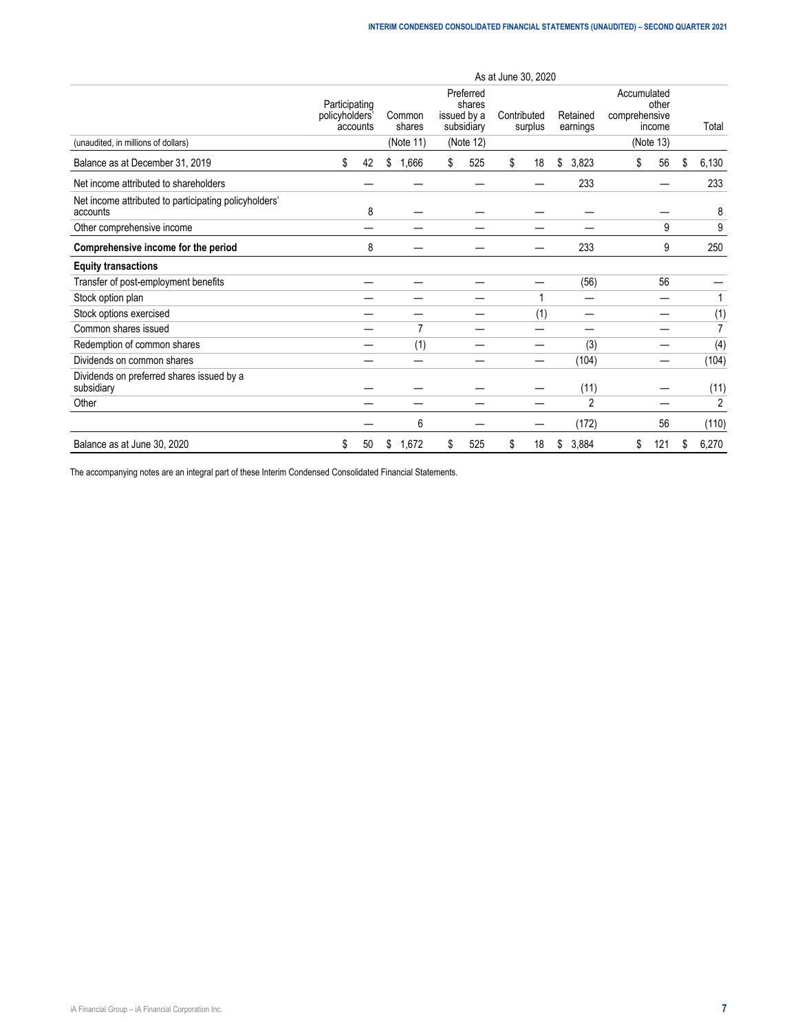| | As at June 30, 2020 | | | | | | |
|---|---|---|---|---|---|---|---|
| | Participating policyholders' accounts | Common shares | Preferred shares issued by a subsidiary | Contributed surplus | Retained earnings | Accumulated other comprehensive income | Total |
| (unaudited, in millions of dollars) | | (Note 11) | (Note 12) | | | (Note 13) | |
| Balance as at December 31, 2019 | $ 42 | $ 1,666 | $ 525 | $ 18 | $ 3,823 | $ 56 | $ 6,130 |
| Net income attributed to shareholders | — | — | — | — | 233 | — | 233 |
| Net income attributed to participating policyholders' accounts | 8 | — | — | — | — | — | 8 |
| Other comprehensive income | — | — | — | — | — | 9 | 9 |
| **Comprehensive income for the period** | 8 | — | — | — | 233 | 9 | 250 |
| **Equity transactions** | | | | | | | |
| Transfer of post-employment benefits | — | — | — | — | (56) | 56 | — |
| Stock option plan | — | — | — | 1 | — | — | 1 |
| Stock options exercised | — | — | — | (1) | — | — | (1) |
| Common shares issued | — | 7 | — | — | — | — | 7 |
| Redemption of common shares | — | (1) | — | — | (3) | — | (4) |
| Dividends on common shares | — | — | — | — | (104) | — | (104) |
| Dividends on preferred shares issued by a subsidiary | — | — | — | — | (11) | — | (11) |
| Other | — | — | — | — | 2 | — | 2 |
| | — | 6 | — | — | (172) | 56 | (110) |
| Balance as at June 30, 2020 | $ 50 | $ 1,672 | $ 525 | $ 18 | $ 3,884 | $ 121 | $ 6,270 |

The accompanying notes are an integral part of these Interim Condensed Consolidated Financial Statements.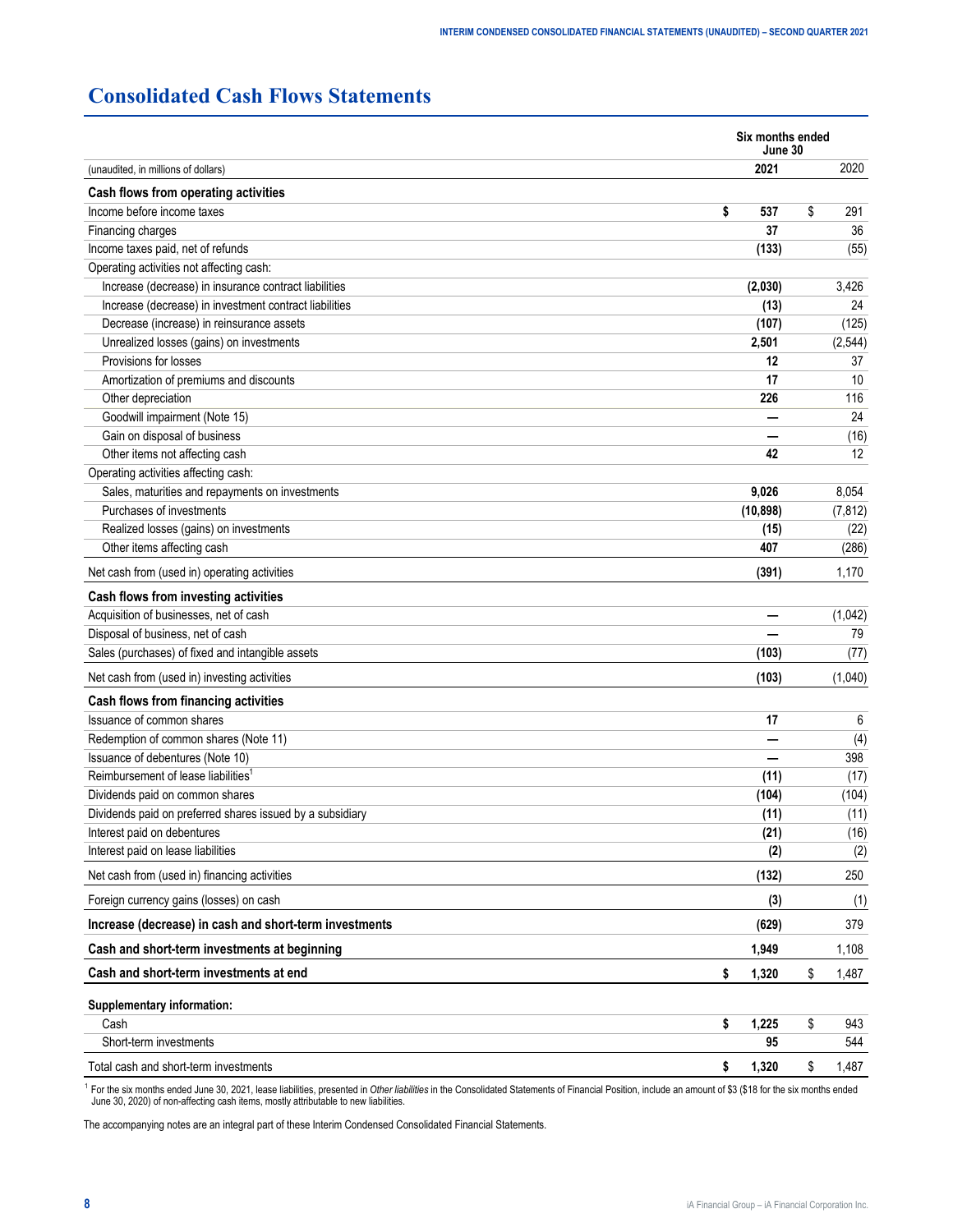# Consolidated Cash Flows Statements

| | Six months ended June 30 | |
|---|---|---|
| (unaudited, in millions of dollars) | **2021** | 2020 |
| **Cash flows from operating activities** | | |
| Income before income taxes | **$ 537** | $ 291 |
| Financing charges | **37** | 36 |
| Income taxes paid, net of refunds | **(133)** | (55) |
| Operating activities not affecting cash: | | |
| Increase (decrease) in insurance contract liabilities | **(2,030)** | 3,426 |
| Increase (decrease) in investment contract liabilities | **(13)** | 24 |
| Decrease (increase) in reinsurance assets | **(107)** | (125) |
| Unrealized losses (gains) on investments | **2,501** | (2,544) |
| Provisions for losses | **12** | 37 |
| Amortization of premiums and discounts | **17** | 10 |
| Other depreciation | **226** | 116 |
| Goodwill impairment (Note 15) | **—** | 24 |
| Gain on disposal of business | **—** | (16) |
| Other items not affecting cash | **42** | 12 |
| Operating activities affecting cash: | | |
| Sales, maturities and repayments on investments | **9,026** | 8,054 |
| Purchases of investments | **(10,898)** | (7,812) |
| Realized losses (gains) on investments | **(15)** | (22) |
| Other items affecting cash | **407** | (286) |
| Net cash from (used in) operating activities | **(391)** | 1,170 |
| **Cash flows from investing activities** | | |
| Acquisition of businesses, net of cash | **—** | (1,042) |
| Disposal of business, net of cash | **—** | 79 |
| Sales (purchases) of fixed and intangible assets | **(103)** | (77) |
| Net cash from (used in) investing activities | **(103)** | (1,040) |
| **Cash flows from financing activities** | | |
| Issuance of common shares | **17** | 6 |
| Redemption of common shares (Note 11) | **—** | (4) |
| Issuance of debentures (Note 10) | **—** | 398 |
| Reimbursement of lease liabilities[1] | **(11)** | (17) |
| Dividends paid on common shares | **(104)** | (104) |
| Dividends paid on preferred shares issued by a subsidiary | **(11)** | (11) |
| Interest paid on debentures | **(21)** | (16) |
| Interest paid on lease liabilities | **(2)** | (2) |
| Net cash from (used in) financing activities | **(132)** | 250 |
| Foreign currency gains (losses) on cash | **(3)** | (1) |
| **Increase (decrease) in cash and short-term investments** | **(629)** | 379 |
| **Cash and short-term investments at beginning** | **1,949** | 1,108 |
| **Cash and short-term investments at end** | **$ 1,320** | $ 1,487 |
| **Supplementary information:** | | |
| Cash | **$ 1,225** | $ 943 |
| Short-term investments | **95** | 544 |
| Total cash and short-term investments | **$ 1,320** | $ 1,487 |

[1] For the six months ended June 30, 2021, lease liabilities, presented in *Other liabilities* in the Consolidated Statements of Financial Position, include an amount of $3 ($18 for the six months ended June 30, 2020) of non-affecting cash items, mostly attributable to new liabilities.

The accompanying notes are an integral part of these Interim Condensed Consolidated Financial Statements.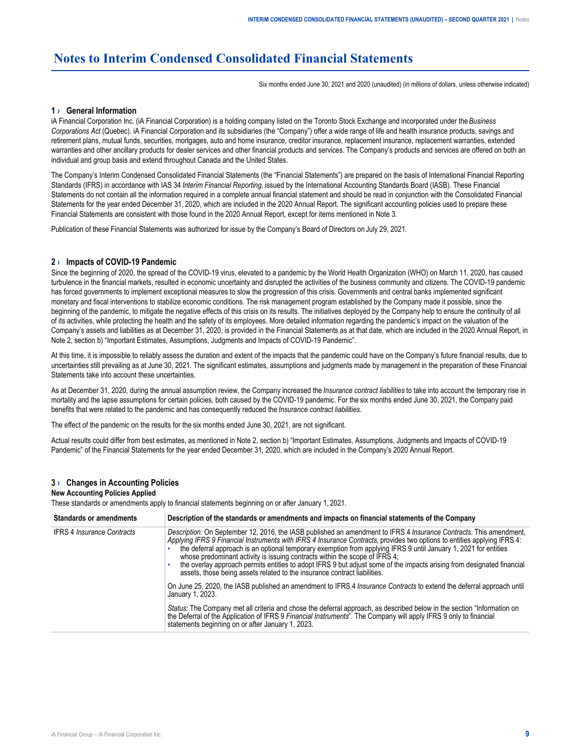# Notes to Interim Condensed Consolidated Financial Statements

Six months ended June 30, 2021 and 2020 (unaudited) (in millions of dollars, unless otherwise indicated)

## 1 › General Information

iA Financial Corporation Inc. (iA Financial Corporation) is a holding company listed on the Toronto Stock Exchange and incorporated under the *Business Corporations Act* (Quebec). iA Financial Corporation and its subsidiaries (the "Company") offer a wide range of life and health insurance products, savings and retirement plans, mutual funds, securities, mortgages, auto and home insurance, creditor insurance, replacement insurance, replacement warranties, extended warranties and other ancillary products for dealer services and other financial products and services. The Company's products and services are offered on both an individual and group basis and extend throughout Canada and the United States.

The Company's Interim Condensed Consolidated Financial Statements (the "Financial Statements") are prepared on the basis of International Financial Reporting Standards (IFRS) in accordance with IAS 34 *Interim Financial Reporting*, issued by the International Accounting Standards Board (IASB). These Financial Statements do not contain all the information required in a complete annual financial statement and should be read in conjunction with the Consolidated Financial Statements for the year ended December 31, 2020, which are included in the 2020 Annual Report. The significant accounting policies used to prepare these Financial Statements are consistent with those found in the 2020 Annual Report, except for items mentioned in Note 3.

Publication of these Financial Statements was authorized for issue by the Company's Board of Directors on July 29, 2021.

## 2 › Impacts of COVID-19 Pandemic

Since the beginning of 2020, the spread of the COVID-19 virus, elevated to a pandemic by the World Health Organization (WHO) on March 11, 2020, has caused turbulence in the financial markets, resulted in economic uncertainty and disrupted the activities of the business community and citizens. The COVID-19 pandemic has forced governments to implement exceptional measures to slow the progression of this crisis. Governments and central banks implemented significant monetary and fiscal interventions to stabilize economic conditions. The risk management program established by the Company made it possible, since the beginning of the pandemic, to mitigate the negative effects of this crisis on its results. The initiatives deployed by the Company help to ensure the continuity of all of its activities, while protecting the health and the safety of its employees. More detailed information regarding the pandemic's impact on the valuation of the Company's assets and liabilities as at December 31, 2020, is provided in the Financial Statements as at that date, which are included in the 2020 Annual Report, in Note 2, section b) "Important Estimates, Assumptions, Judgments and Impacts of COVID-19 Pandemic".

At this time, it is impossible to reliably assess the duration and extent of the impacts that the pandemic could have on the Company's future financial results, due to uncertainties still prevailing as at June 30, 2021. The significant estimates, assumptions and judgments made by management in the preparation of these Financial Statements take into account these uncertainties.

As at December 31, 2020, during the annual assumption review, the Company increased the *Insurance contract liabilities* to take into account the temporary rise in mortality and the lapse assumptions for certain policies, both caused by the COVID-19 pandemic. For the six months ended June 30, 2021, the Company paid benefits that were related to the pandemic and has consequently reduced the *Insurance contract liabilities*.

The effect of the pandemic on the results for the six months ended June 30, 2021, are not significant.

Actual results could differ from best estimates, as mentioned in Note 2, section b) "Important Estimates, Assumptions, Judgments and Impacts of COVID-19 Pandemic" of the Financial Statements for the year ended December 31, 2020, which are included in the Company's 2020 Annual Report.

## 3 › Changes in Accounting Policies

**New Accounting Policies Applied**

These standards or amendments apply to financial statements beginning on or after January 1, 2021.

| Standards or amendments | Description of the standards or amendments and impacts on financial statements of the Company |
|---|---|
| IFRS 4 *Insurance Contracts* | *Description:* On September 12, 2016, the IASB published an amendment to IFRS 4 *Insurance Contracts*. This amendment, *Applying IFRS 9 Financial Instruments with IFRS 4 Insurance Contracts*, provides two options to entities applying IFRS 4: • the deferral approach is an optional temporary exemption from applying IFRS 9 until January 1, 2021 for entities whose predominant activity is issuing contracts within the scope of IFRS 4; • the overlay approach permits entities to adopt IFRS 9 but adjust some of the impacts arising from designated financial assets, those being assets related to the insurance contract liabilities. <br><br> On June 25, 2020, the IASB published an amendment to IFRS 4 *Insurance Contracts* to extend the deferral approach until January 1, 2023. <br><br> *Status:* The Company met all criteria and chose the deferral approach, as described below in the section "Information on the Deferral of the Application of IFRS 9 *Financial Instruments*". The Company will apply IFRS 9 only to financial statements beginning on or after January 1, 2023. |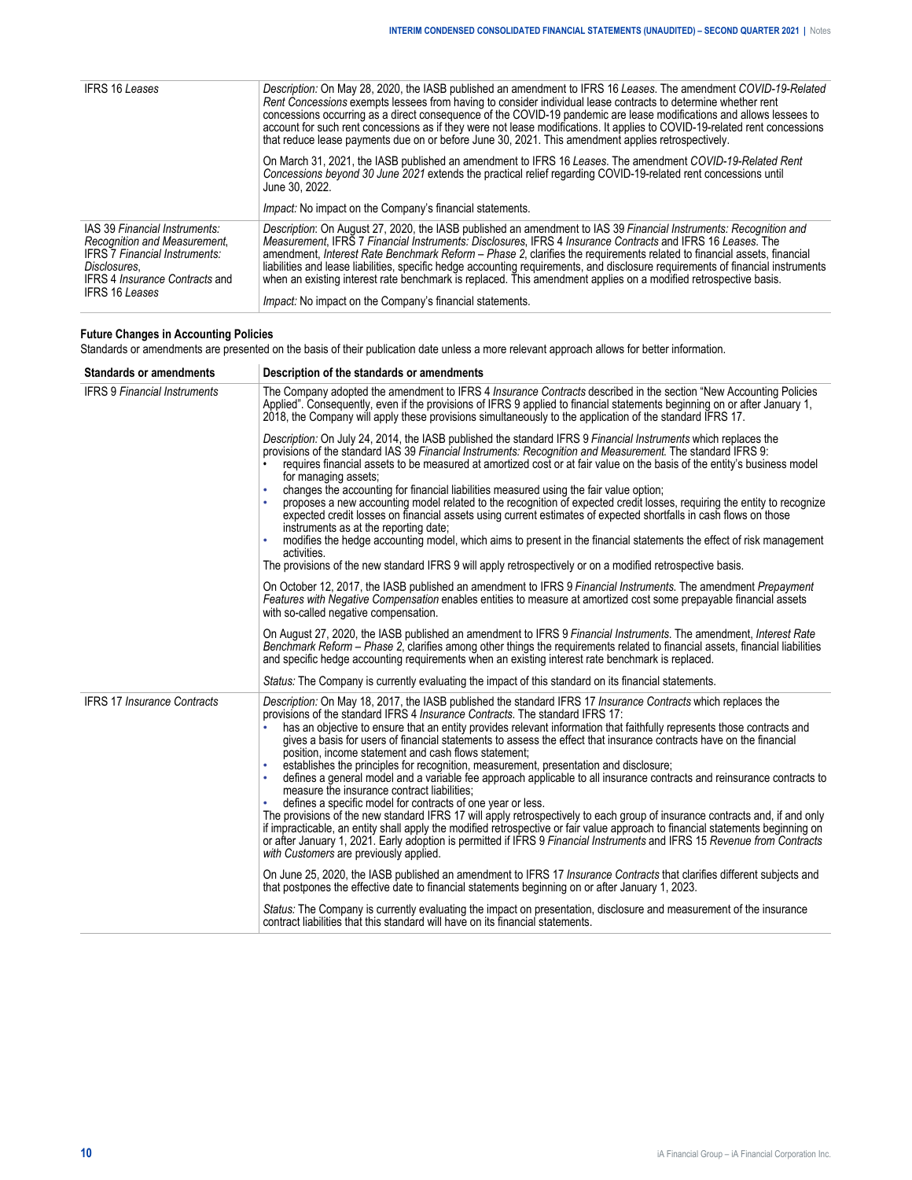| | |
|---|---|
| IFRS 16 *Leases* | *Description:* On May 28, 2020, the IASB published an amendment to IFRS 16 *Leases*. The amendment *COVID-19-Related Rent Concessions* exempts lessees from having to consider individual lease contracts to determine whether rent concessions occurring as a direct consequence of the COVID-19 pandemic are lease modifications and allows lessees to account for such rent concessions as if they were not lease modifications. It applies to COVID-19-related rent concessions that reduce lease payments due on or before June 30, 2021. This amendment applies retrospectively.<br><br>On March 31, 2021, the IASB published an amendment to IFRS 16 *Leases*. The amendment *COVID-19-Related Rent Concessions beyond 30 June 2021* extends the practical relief regarding COVID-19-related rent concessions until June 30, 2022.<br><br>*Impact:* No impact on the Company's financial statements. |
| IAS 39 *Financial Instruments: Recognition and Measurement*, IFRS 7 *Financial Instruments: Disclosures*, IFRS 4 *Insurance Contracts* and IFRS 16 *Leases* | *Description*: On August 27, 2020, the IASB published an amendment to IAS 39 *Financial Instruments: Recognition and Measurement*, IFRS 7 *Financial Instruments: Disclosures*, IFRS 4 *Insurance Contracts* and IFRS 16 *Leases*. The amendment, *Interest Rate Benchmark Reform – Phase 2*, clarifies the requirements related to financial assets, financial liabilities and lease liabilities, specific hedge accounting requirements, and disclosure requirements of financial instruments when an existing interest rate benchmark is replaced. This amendment applies on a modified retrospective basis.<br><br>*Impact:* No impact on the Company's financial statements. |

**Future Changes in Accounting Policies**

Standards or amendments are presented on the basis of their publication date unless a more relevant approach allows for better information.

| Standards or amendments | Description of the standards or amendments |
|---|---|
| IFRS 9 *Financial Instruments* | The Company adopted the amendment to IFRS 4 *Insurance Contracts* described in the section "New Accounting Policies Applied". Consequently, even if the provisions of IFRS 9 applied to financial statements beginning on or after January 1, 2018, the Company will apply these provisions simultaneously to the application of the standard IFRS 17.<br><br>*Description:* On July 24, 2014, the IASB published the standard IFRS 9 *Financial Instruments* which replaces the provisions of the standard IAS 39 *Financial Instruments: Recognition and Measurement.* The standard IFRS 9:<br>• requires financial assets to be measured at amortized cost or at fair value on the basis of the entity's business model for managing assets;<br>• changes the accounting for financial liabilities measured using the fair value option;<br>• proposes a new accounting model related to the recognition of expected credit losses, requiring the entity to recognize expected credit losses on financial assets using current estimates of expected shortfalls in cash flows on those instruments as at the reporting date;<br>• modifies the hedge accounting model, which aims to present in the financial statements the effect of risk management activities.<br>The provisions of the new standard IFRS 9 will apply retrospectively or on a modified retrospective basis.<br><br>On October 12, 2017, the IASB published an amendment to IFRS 9 *Financial Instruments.* The amendment *Prepayment Features with Negative Compensation* enables entities to measure at amortized cost some prepayable financial assets with so-called negative compensation.<br><br>On August 27, 2020, the IASB published an amendment to IFRS 9 *Financial Instruments.* The amendment, *Interest Rate Benchmark Reform – Phase 2*, clarifies among other things the requirements related to financial assets, financial liabilities and specific hedge accounting requirements when an existing interest rate benchmark is replaced.<br><br>*Status:* The Company is currently evaluating the impact of this standard on its financial statements. |
| IFRS 17 *Insurance Contracts* | *Description:* On May 18, 2017, the IASB published the standard IFRS 17 *Insurance Contracts* which replaces the provisions of the standard IFRS 4 *Insurance Contracts*. The standard IFRS 17:<br>• has an objective to ensure that an entity provides relevant information that faithfully represents those contracts and gives a basis for users of financial statements to assess the effect that insurance contracts have on the financial position, income statement and cash flows statement;<br>• establishes the principles for recognition, measurement, presentation and disclosure;<br>• defines a general model and a variable fee approach applicable to all insurance contracts and reinsurance contracts to measure the insurance contract liabilities;<br>• defines a specific model for contracts of one year or less.<br>The provisions of the new standard IFRS 17 will apply retrospectively to each group of insurance contracts and, if and only if impracticable, an entity shall apply the modified retrospective or fair value approach to financial statements beginning on or after January 1, 2021. Early adoption is permitted if IFRS 9 *Financial Instruments* and IFRS 15 *Revenue from Contracts with Customers* are previously applied.<br><br>On June 25, 2020, the IASB published an amendment to IFRS 17 *Insurance Contracts* that clarifies different subjects and that postpones the effective date to financial statements beginning on or after January 1, 2023.<br><br>*Status:* The Company is currently evaluating the impact on presentation, disclosure and measurement of the insurance contract liabilities that this standard will have on its financial statements. |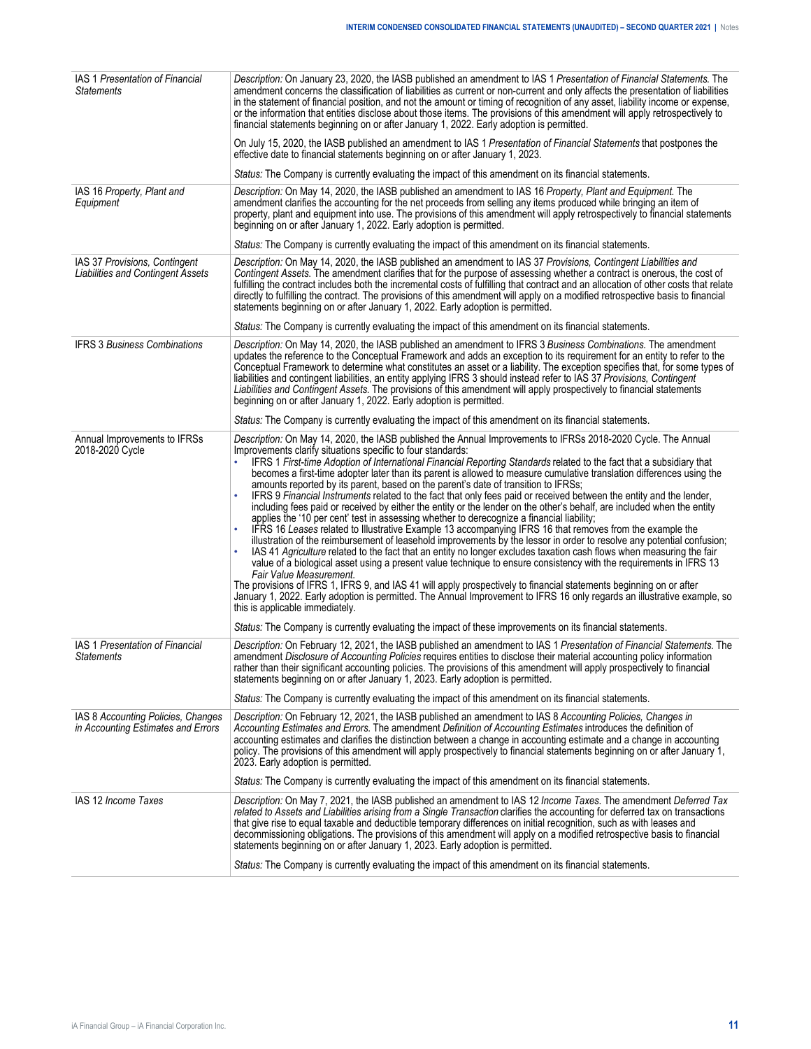| | |
|---|---|
| IAS 1 *Presentation of Financial Statements* | *Description:* On January 23, 2020, the IASB published an amendment to IAS 1 *Presentation of Financial Statements*. The amendment concerns the classification of liabilities as current or non-current and only affects the presentation of liabilities in the statement of financial position, and not the amount or timing of recognition of any asset, liability income or expense, or the information that entities disclose about those items. The provisions of this amendment will apply retrospectively to financial statements beginning on or after January 1, 2022. Early adoption is permitted.<br><br>On July 15, 2020, the IASB published an amendment to IAS 1 *Presentation of Financial Statements* that postpones the effective date to financial statements beginning on or after January 1, 2023.<br><br>*Status:* The Company is currently evaluating the impact of this amendment on its financial statements. |
| IAS 16 *Property, Plant and Equipment* | *Description:* On May 14, 2020, the IASB published an amendment to IAS 16 *Property, Plant and Equipment*. The amendment clarifies the accounting for the net proceeds from selling any items produced while bringing an item of property, plant and equipment into use. The provisions of this amendment will apply retrospectively to financial statements beginning on or after January 1, 2022. Early adoption is permitted.<br><br>*Status:* The Company is currently evaluating the impact of this amendment on its financial statements. |
| IAS 37 *Provisions, Contingent Liabilities and Contingent Assets* | *Description:* On May 14, 2020, the IASB published an amendment to IAS 37 *Provisions, Contingent Liabilities and Contingent Assets*. The amendment clarifies that for the purpose of assessing whether a contract is onerous, the cost of fulfilling the contract includes both the incremental costs of fulfilling that contract and an allocation of other costs that relate directly to fulfilling the contract. The provisions of this amendment will apply on a modified retrospective basis to financial statements beginning on or after January 1, 2022. Early adoption is permitted.<br><br>*Status:* The Company is currently evaluating the impact of this amendment on its financial statements. |
| IFRS 3 *Business Combinations* | *Description:* On May 14, 2020, the IASB published an amendment to IFRS 3 *Business Combinations*. The amendment updates the reference to the Conceptual Framework and adds an exception to its requirement for an entity to refer to the Conceptual Framework to determine what constitutes an asset or a liability. The exception specifies that, for some types of liabilities and contingent liabilities, an entity applying IFRS 3 should instead refer to IAS 37 *Provisions, Contingent Liabilities and Contingent Assets*. The provisions of this amendment will apply prospectively to financial statements beginning on or after January 1, 2022. Early adoption is permitted.<br><br>*Status:* The Company is currently evaluating the impact of this amendment on its financial statements. |
| Annual Improvements to IFRSs 2018-2020 Cycle | *Description:* On May 14, 2020, the IASB published the Annual Improvements to IFRSs 2018-2020 Cycle. The Annual Improvements clarify situations specific to four standards:<br>• IFRS 1 *First-time Adoption of International Financial Reporting Standards* related to the fact that a subsidiary that becomes a first-time adopter later than its parent is allowed to measure cumulative translation differences using the amounts reported by its parent, based on the parent's date of transition to IFRSs;<br>• IFRS 9 *Financial Instruments* related to the fact that only fees paid or received between the entity and the lender, including fees paid or received by either the entity or the lender on the other's behalf, are included when the entity applies the '10 per cent' test in assessing whether to derecognize a financial liability;<br>• IFRS 16 *Leases* related to Illustrative Example 13 accompanying IFRS 16 that removes from the example the illustration of the reimbursement of leasehold improvements by the lessor in order to resolve any potential confusion;<br>• IAS 41 *Agriculture* related to the fact that an entity no longer excludes taxation cash flows when measuring the fair value of a biological asset using a present value technique to ensure consistency with the requirements in IFRS 13 *Fair Value Measurement*.<br>The provisions of IFRS 1, IFRS 9, and IAS 41 will apply prospectively to financial statements beginning on or after January 1, 2022. Early adoption is permitted. The Annual Improvement to IFRS 16 only regards an illustrative example, so this is applicable immediately.<br><br>*Status:* The Company is currently evaluating the impact of these improvements on its financial statements. |
| IAS 1 *Presentation of Financial Statements* | *Description:* On February 12, 2021, the IASB published an amendment to IAS 1 *Presentation of Financial Statements*. The amendment *Disclosure of Accounting Policies* requires entities to disclose their material accounting policy information rather than their significant accounting policies. The provisions of this amendment will apply prospectively to financial statements beginning on or after January 1, 2023. Early adoption is permitted.<br><br>*Status:* The Company is currently evaluating the impact of this amendment on its financial statements. |
| IAS 8 *Accounting Policies, Changes in Accounting Estimates and Errors* | *Description:* On February 12, 2021, the IASB published an amendment to IAS 8 *Accounting Policies, Changes in Accounting Estimates and Errors*. The amendment *Definition of Accounting Estimates* introduces the definition of accounting estimates and clarifies the distinction between a change in accounting estimate and a change in accounting policy. The provisions of this amendment will apply prospectively to financial statements beginning on or after January 1, 2023. Early adoption is permitted.<br><br>*Status:* The Company is currently evaluating the impact of this amendment on its financial statements. |
| IAS 12 *Income Taxes* | *Description:* On May 7, 2021, the IASB published an amendment to IAS 12 *Income Taxes*. The amendment *Deferred Tax related to Assets and Liabilities arising from a Single Transaction* clarifies the accounting for deferred tax on transactions that give rise to equal taxable and deductible temporary differences on initial recognition, such as with leases and decommissioning obligations. The provisions of this amendment will apply on a modified retrospective basis to financial statements beginning on or after January 1, 2023. Early adoption is permitted.<br><br>*Status:* The Company is currently evaluating the impact of this amendment on its financial statements. |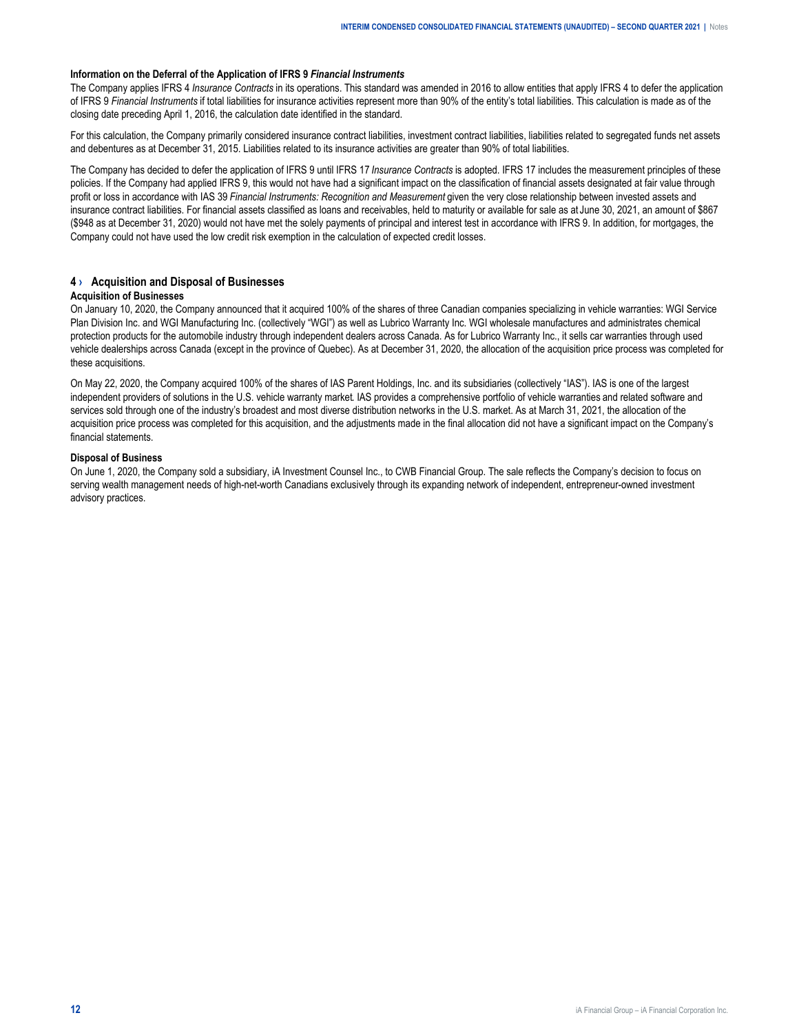**Information on the Deferral of the Application of IFRS 9 *Financial Instruments***

The Company applies IFRS 4 *Insurance Contracts* in its operations. This standard was amended in 2016 to allow entities that apply IFRS 4 to defer the application of IFRS 9 *Financial Instruments* if total liabilities for insurance activities represent more than 90% of the entity's total liabilities. This calculation is made as of the closing date preceding April 1, 2016, the calculation date identified in the standard.

For this calculation, the Company primarily considered insurance contract liabilities, investment contract liabilities, liabilities related to segregated funds net assets and debentures as at December 31, 2015. Liabilities related to its insurance activities are greater than 90% of total liabilities.

The Company has decided to defer the application of IFRS 9 until IFRS 17 *Insurance Contracts* is adopted. IFRS 17 includes the measurement principles of these policies. If the Company had applied IFRS 9, this would not have had a significant impact on the classification of financial assets designated at fair value through profit or loss in accordance with IAS 39 *Financial Instruments: Recognition and Measurement* given the very close relationship between invested assets and insurance contract liabilities. For financial assets classified as loans and receivables, held to maturity or available for sale as at June 30, 2021, an amount of $867 ($948 as at December 31, 2020) would not have met the solely payments of principal and interest test in accordance with IFRS 9. In addition, for mortgages, the Company could not have used the low credit risk exemption in the calculation of expected credit losses.

## 4 › Acquisition and Disposal of Businesses

### Acquisition of Businesses

On January 10, 2020, the Company announced that it acquired 100% of the shares of three Canadian companies specializing in vehicle warranties: WGI Service Plan Division Inc. and WGI Manufacturing Inc. (collectively "WGI") as well as Lubrico Warranty Inc. WGI wholesale manufactures and administrates chemical protection products for the automobile industry through independent dealers across Canada. As for Lubrico Warranty Inc., it sells car warranties through used vehicle dealerships across Canada (except in the province of Quebec). As at December 31, 2020, the allocation of the acquisition price process was completed for these acquisitions.

On May 22, 2020, the Company acquired 100% of the shares of IAS Parent Holdings, Inc. and its subsidiaries (collectively "IAS"). IAS is one of the largest independent providers of solutions in the U.S. vehicle warranty market. IAS provides a comprehensive portfolio of vehicle warranties and related software and services sold through one of the industry's broadest and most diverse distribution networks in the U.S. market. As at March 31, 2021, the allocation of the acquisition price process was completed for this acquisition, and the adjustments made in the final allocation did not have a significant impact on the Company's financial statements.

### Disposal of Business

On June 1, 2020, the Company sold a subsidiary, iA Investment Counsel Inc., to CWB Financial Group. The sale reflects the Company's decision to focus on serving wealth management needs of high-net-worth Canadians exclusively through its expanding network of independent, entrepreneur-owned investment advisory practices.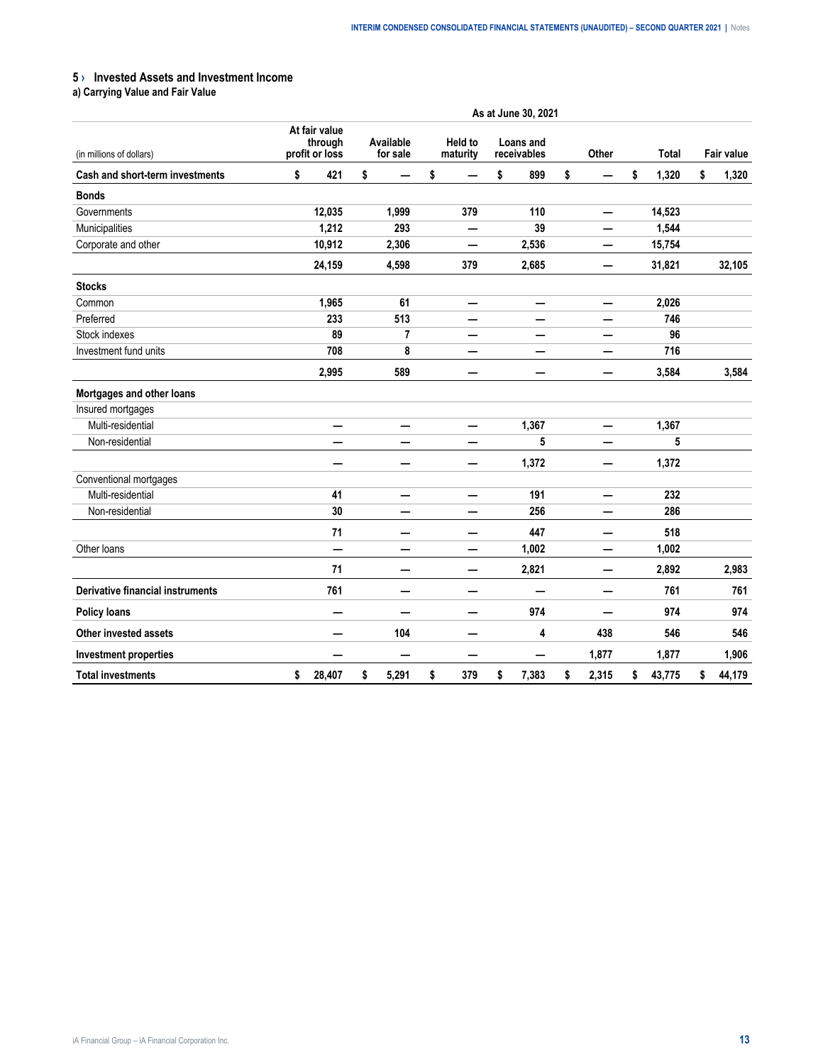## 5 › Invested Assets and Investment Income

### a) Carrying Value and Fair Value

| | As at June 30, 2021 | | | | | | |
|---|---|---|---|---|---|---|---|
| (in millions of dollars) | At fair value through profit or loss | Available for sale | Held to maturity | Loans and receivables | Other | Total | Fair value |
| **Cash and short-term investments** | $ 421 | $ — | $ — | $ 899 | $ — | $ 1,320 | $ 1,320 |
| **Bonds** | | | | | | | |
| Governments | 12,035 | 1,999 | 379 | 110 | — | 14,523 | |
| Municipalities | 1,212 | 293 | — | 39 | — | 1,544 | |
| Corporate and other | 10,912 | 2,306 | — | 2,536 | — | 15,754 | |
| | 24,159 | 4,598 | 379 | 2,685 | — | 31,821 | 32,105 |
| **Stocks** | | | | | | | |
| Common | 1,965 | 61 | — | — | — | 2,026 | |
| Preferred | 233 | 513 | — | — | — | 746 | |
| Stock indexes | 89 | 7 | — | — | — | 96 | |
| Investment fund units | 708 | 8 | — | — | — | 716 | |
| | 2,995 | 589 | — | — | — | 3,584 | 3,584 |
| **Mortgages and other loans** | | | | | | | |
| Insured mortgages | | | | | | | |
| Multi-residential | — | — | — | 1,367 | — | 1,367 | |
| Non-residential | — | — | — | 5 | — | 5 | |
| | — | — | — | 1,372 | — | 1,372 | |
| Conventional mortgages | | | | | | | |
| Multi-residential | 41 | — | — | 191 | — | 232 | |
| Non-residential | 30 | — | — | 256 | — | 286 | |
| | 71 | — | — | 447 | — | 518 | |
| Other loans | — | — | — | 1,002 | — | 1,002 | |
| | 71 | — | — | 2,821 | — | 2,892 | 2,983 |
| **Derivative financial instruments** | 761 | — | — | — | — | 761 | 761 |
| **Policy loans** | — | — | — | 974 | — | 974 | 974 |
| **Other invested assets** | — | 104 | — | 4 | 438 | 546 | 546 |
| **Investment properties** | — | — | — | — | 1,877 | 1,877 | 1,906 |
| **Total investments** | $ 28,407 | $ 5,291 | $ 379 | $ 7,383 | $ 2,315 | $ 43,775 | $ 44,179 |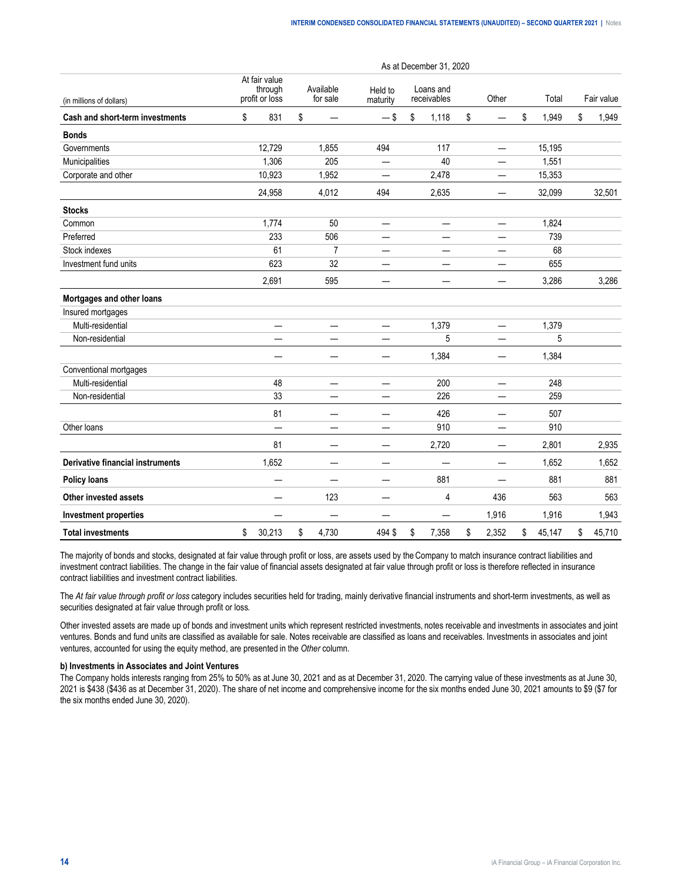| (in millions of dollars) | As at December 31, 2020 | | | | | | |
|---|---|---|---|---|---|---|---|
| | At fair value through profit or loss | Available for sale | Held to maturity | Loans and receivables | Other | Total | Fair value |
| **Cash and short-term investments** | $ 831 | $ — | — $ | $ 1,118 | $ — | $ 1,949 | $ 1,949 |
| **Bonds** | | | | | | | |
| Governments | 12,729 | 1,855 | 494 | 117 | — | 15,195 | |
| Municipalities | 1,306 | 205 | — | 40 | — | 1,551 | |
| Corporate and other | 10,923 | 1,952 | — | 2,478 | — | 15,353 | |
| | 24,958 | 4,012 | 494 | 2,635 | — | 32,099 | 32,501 |
| **Stocks** | | | | | | | |
| Common | 1,774 | 50 | — | — | — | 1,824 | |
| Preferred | 233 | 506 | — | — | — | 739 | |
| Stock indexes | 61 | 7 | — | — | — | 68 | |
| Investment fund units | 623 | 32 | — | — | — | 655 | |
| | 2,691 | 595 | — | — | — | 3,286 | 3,286 |
| **Mortgages and other loans** | | | | | | | |
| Insured mortgages | | | | | | | |
| Multi-residential | — | — | — | 1,379 | — | 1,379 | |
| Non-residential | — | — | — | 5 | — | 5 | |
| | — | — | — | 1,384 | — | 1,384 | |
| Conventional mortgages | | | | | | | |
| Multi-residential | 48 | — | — | 200 | — | 248 | |
| Non-residential | 33 | — | — | 226 | — | 259 | |
| | 81 | — | — | 426 | — | 507 | |
| Other loans | — | — | — | 910 | — | 910 | |
| | 81 | — | — | 2,720 | — | 2,801 | 2,935 |
| **Derivative financial instruments** | 1,652 | — | — | — | — | 1,652 | 1,652 |
| **Policy loans** | — | — | — | 881 | — | 881 | 881 |
| **Other invested assets** | — | 123 | — | 4 | 436 | 563 | 563 |
| **Investment properties** | — | — | — | — | 1,916 | 1,916 | 1,943 |
| **Total investments** | $ 30,213 | $ 4,730 | 494 $ | $ 7,358 | $ 2,352 | $ 45,147 | $ 45,710 |

The majority of bonds and stocks, designated at fair value through profit or loss, are assets used by the Company to match insurance contract liabilities and investment contract liabilities. The change in the fair value of financial assets designated at fair value through profit or loss is therefore reflected in insurance contract liabilities and investment contract liabilities.

The *At fair value through profit or loss* category includes securities held for trading, mainly derivative financial instruments and short-term investments, as well as securities designated at fair value through profit or loss.

Other invested assets are made up of bonds and investment units which represent restricted investments, notes receivable and investments in associates and joint ventures. Bonds and fund units are classified as available for sale. Notes receivable are classified as loans and receivables. Investments in associates and joint ventures, accounted for using the equity method, are presented in the *Other* column.

**b) Investments in Associates and Joint Ventures**

The Company holds interests ranging from 25% to 50% as at June 30, 2021 and as at December 31, 2020. The carrying value of these investments as at June 30, 2021 is $438 ($436 as at December 31, 2020). The share of net income and comprehensive income for the six months ended June 30, 2021 amounts to $9 ($7 for the six months ended June 30, 2020).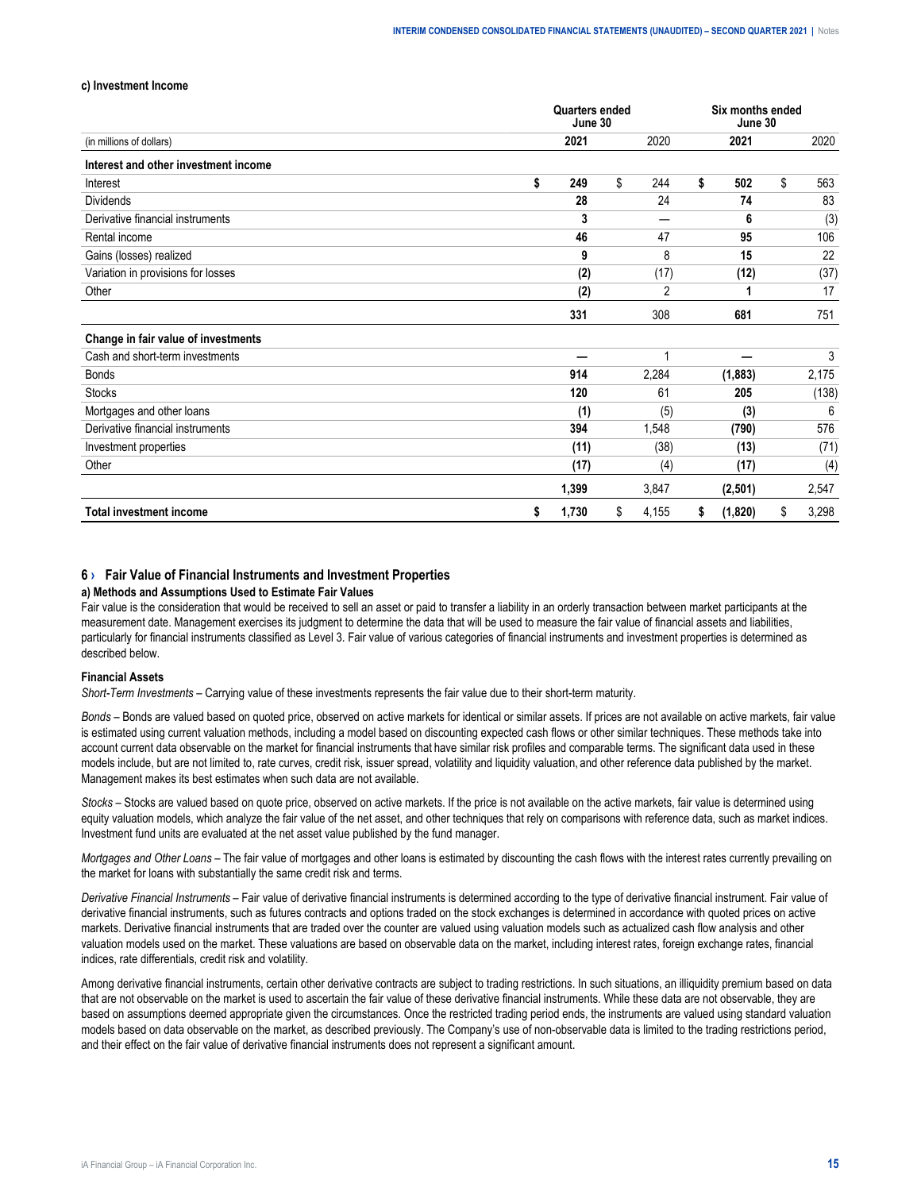#### c) Investment Income

| (in millions of dollars) | Quarters ended June 30 | | Six months ended June 30 | |
|---|---|---|---|---|
| | **2021** | 2020 | **2021** | 2020 |
| **Interest and other investment income** | | | | |
| Interest | **$ 249** | $ 244 | **$ 502** | $ 563 |
| Dividends | **28** | 24 | **74** | 83 |
| Derivative financial instruments | **3** | — | **6** | (3) |
| Rental income | **46** | 47 | **95** | 106 |
| Gains (losses) realized | **9** | 8 | **15** | 22 |
| Variation in provisions for losses | **(2)** | (17) | **(12)** | (37) |
| Other | **(2)** | 2 | **1** | 17 |
| | **331** | 308 | **681** | 751 |
| **Change in fair value of investments** | | | | |
| Cash and short-term investments | **—** | 1 | **—** | 3 |
| Bonds | **914** | 2,284 | **(1,883)** | 2,175 |
| Stocks | **120** | 61 | **205** | (138) |
| Mortgages and other loans | **(1)** | (5) | **(3)** | 6 |
| Derivative financial instruments | **394** | 1,548 | **(790)** | 576 |
| Investment properties | **(11)** | (38) | **(13)** | (71) |
| Other | **(17)** | (4) | **(17)** | (4) |
| | **1,399** | 3,847 | **(2,501)** | 2,547 |
| **Total investment income** | **$ 1,730** | $ 4,155 | **$ (1,820)** | $ 3,298 |

## 6 › Fair Value of Financial Instruments and Investment Properties

### a) Methods and Assumptions Used to Estimate Fair Values

Fair value is the consideration that would be received to sell an asset or paid to transfer a liability in an orderly transaction between market participants at the measurement date. Management exercises its judgment to determine the data that will be used to measure the fair value of financial assets and liabilities, particularly for financial instruments classified as Level 3. Fair value of various categories of financial instruments and investment properties is determined as described below.

**Financial Assets**

*Short-Term Investments* – Carrying value of these investments represents the fair value due to their short-term maturity.

*Bonds* – Bonds are valued based on quoted price, observed on active markets for identical or similar assets. If prices are not available on active markets, fair value is estimated using current valuation methods, including a model based on discounting expected cash flows or other similar techniques. These methods take into account current data observable on the market for financial instruments that have similar risk profiles and comparable terms. The significant data used in these models include, but are not limited to, rate curves, credit risk, issuer spread, volatility and liquidity valuation, and other reference data published by the market. Management makes its best estimates when such data are not available.

*Stocks* – Stocks are valued based on quote price, observed on active markets. If the price is not available on the active markets, fair value is determined using equity valuation models, which analyze the fair value of the net asset, and other techniques that rely on comparisons with reference data, such as market indices. Investment fund units are evaluated at the net asset value published by the fund manager.

*Mortgages and Other Loans* – The fair value of mortgages and other loans is estimated by discounting the cash flows with the interest rates currently prevailing on the market for loans with substantially the same credit risk and terms.

*Derivative Financial Instruments* – Fair value of derivative financial instruments is determined according to the type of derivative financial instrument. Fair value of derivative financial instruments, such as futures contracts and options traded on the stock exchanges is determined in accordance with quoted prices on active markets. Derivative financial instruments that are traded over the counter are valued using valuation models such as actualized cash flow analysis and other valuation models used on the market. These valuations are based on observable data on the market, including interest rates, foreign exchange rates, financial indices, rate differentials, credit risk and volatility.

Among derivative financial instruments, certain other derivative contracts are subject to trading restrictions. In such situations, an illiquidity premium based on data that are not observable on the market is used to ascertain the fair value of these derivative financial instruments. While these data are not observable, they are based on assumptions deemed appropriate given the circumstances. Once the restricted trading period ends, the instruments are valued using standard valuation models based on data observable on the market, as described previously. The Company's use of non-observable data is limited to the trading restrictions period, and their effect on the fair value of derivative financial instruments does not represent a significant amount.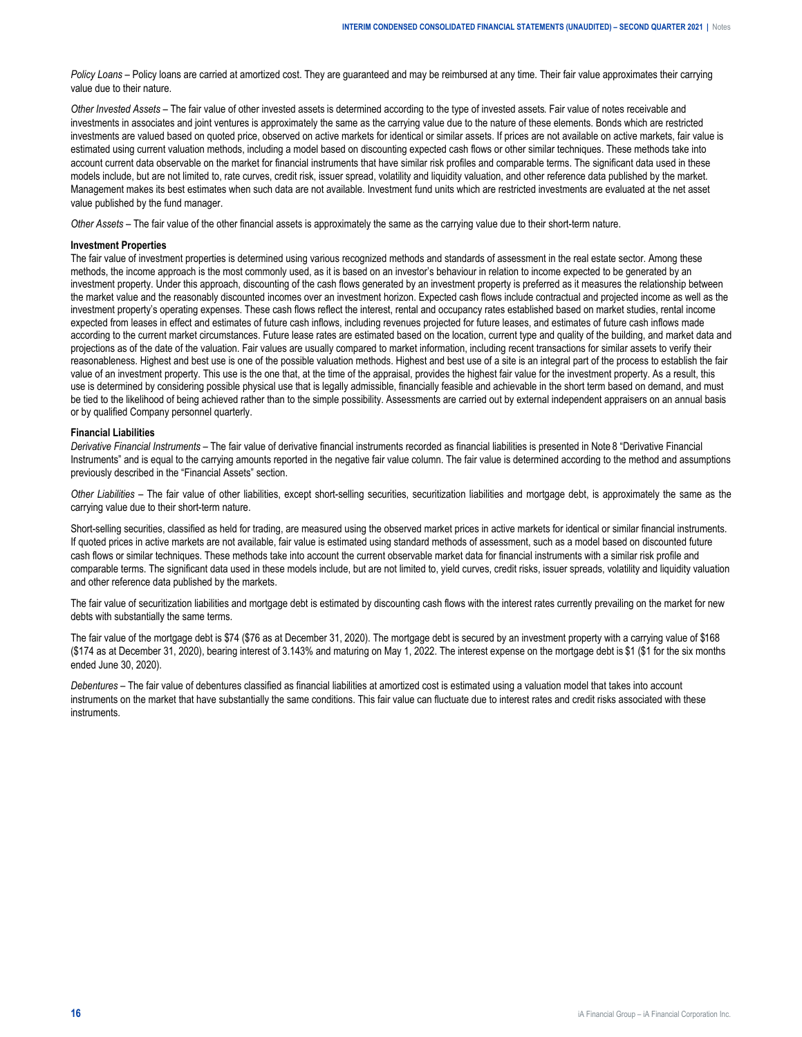*Policy Loans* – Policy loans are carried at amortized cost. They are guaranteed and may be reimbursed at any time. Their fair value approximates their carrying value due to their nature.

*Other Invested Assets* – The fair value of other invested assets is determined according to the type of invested assets. Fair value of notes receivable and investments in associates and joint ventures is approximately the same as the carrying value due to the nature of these elements. Bonds which are restricted investments are valued based on quoted price, observed on active markets for identical or similar assets. If prices are not available on active markets, fair value is estimated using current valuation methods, including a model based on discounting expected cash flows or other similar techniques. These methods take into account current data observable on the market for financial instruments that have similar risk profiles and comparable terms. The significant data used in these models include, but are not limited to, rate curves, credit risk, issuer spread, volatility and liquidity valuation, and other reference data published by the market. Management makes its best estimates when such data are not available. Investment fund units which are restricted investments are evaluated at the net asset value published by the fund manager.

*Other Assets* – The fair value of the other financial assets is approximately the same as the carrying value due to their short-term nature.

**Investment Properties**

The fair value of investment properties is determined using various recognized methods and standards of assessment in the real estate sector. Among these methods, the income approach is the most commonly used, as it is based on an investor's behaviour in relation to income expected to be generated by an investment property. Under this approach, discounting of the cash flows generated by an investment property is preferred as it measures the relationship between the market value and the reasonably discounted incomes over an investment horizon. Expected cash flows include contractual and projected income as well as the investment property's operating expenses. These cash flows reflect the interest, rental and occupancy rates established based on market studies, rental income expected from leases in effect and estimates of future cash inflows, including revenues projected for future leases, and estimates of future cash inflows made according to the current market circumstances. Future lease rates are estimated based on the location, current type and quality of the building, and market data and projections as of the date of the valuation. Fair values are usually compared to market information, including recent transactions for similar assets to verify their reasonableness. Highest and best use is one of the possible valuation methods. Highest and best use of a site is an integral part of the process to establish the fair value of an investment property. This use is the one that, at the time of the appraisal, provides the highest fair value for the investment property. As a result, this use is determined by considering possible physical use that is legally admissible, financially feasible and achievable in the short term based on demand, and must be tied to the likelihood of being achieved rather than to the simple possibility. Assessments are carried out by external independent appraisers on an annual basis or by qualified Company personnel quarterly.

**Financial Liabilities**

*Derivative Financial Instruments* – The fair value of derivative financial instruments recorded as financial liabilities is presented in Note 8 "Derivative Financial Instruments" and is equal to the carrying amounts reported in the negative fair value column. The fair value is determined according to the method and assumptions previously described in the "Financial Assets" section.

*Other Liabilities* – The fair value of other liabilities, except short-selling securities, securitization liabilities and mortgage debt, is approximately the same as the carrying value due to their short-term nature.

Short-selling securities, classified as held for trading, are measured using the observed market prices in active markets for identical or similar financial instruments. If quoted prices in active markets are not available, fair value is estimated using standard methods of assessment, such as a model based on discounted future cash flows or similar techniques. These methods take into account the current observable market data for financial instruments with a similar risk profile and comparable terms. The significant data used in these models include, but are not limited to, yield curves, credit risks, issuer spreads, volatility and liquidity valuation and other reference data published by the markets.

The fair value of securitization liabilities and mortgage debt is estimated by discounting cash flows with the interest rates currently prevailing on the market for new debts with substantially the same terms.

The fair value of the mortgage debt is $74 ($76 as at December 31, 2020). The mortgage debt is secured by an investment property with a carrying value of $168 ($174 as at December 31, 2020), bearing interest of 3.143% and maturing on May 1, 2022. The interest expense on the mortgage debt is $1 ($1 for the six months ended June 30, 2020).

*Debentures* – The fair value of debentures classified as financial liabilities at amortized cost is estimated using a valuation model that takes into account instruments on the market that have substantially the same conditions. This fair value can fluctuate due to interest rates and credit risks associated with these instruments.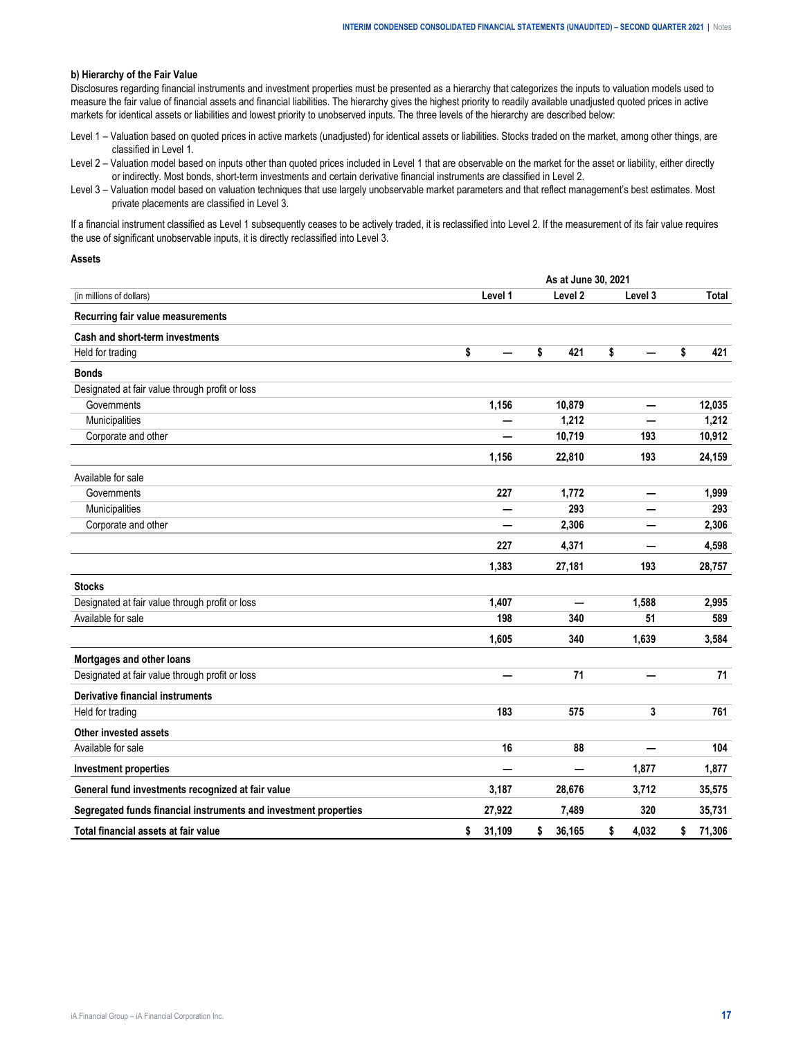**b) Hierarchy of the Fair Value**

Disclosures regarding financial instruments and investment properties must be presented as a hierarchy that categorizes the inputs to valuation models used to measure the fair value of financial assets and financial liabilities. The hierarchy gives the highest priority to readily available unadjusted quoted prices in active markets for identical assets or liabilities and lowest priority to unobserved inputs. The three levels of the hierarchy are described below:

Level 1 – Valuation based on quoted prices in active markets (unadjusted) for identical assets or liabilities. Stocks traded on the market, among other things, are classified in Level 1.

Level 2 – Valuation model based on inputs other than quoted prices included in Level 1 that are observable on the market for the asset or liability, either directly or indirectly. Most bonds, short-term investments and certain derivative financial instruments are classified in Level 2.

Level 3 – Valuation model based on valuation techniques that use largely unobservable market parameters and that reflect management's best estimates. Most private placements are classified in Level 3.

If a financial instrument classified as Level 1 subsequently ceases to be actively traded, it is reclassified into Level 2. If the measurement of its fair value requires the use of significant unobservable inputs, it is directly reclassified into Level 3.

**Assets**

| | As at June 30, 2021 | | | |
|---|---|---|---|---|
| (in millions of dollars) | Level 1 | Level 2 | Level 3 | Total |
| **Recurring fair value measurements** | | | | |
| **Cash and short-term investments** | | | | |
| Held for trading | $ — | $ 421 | $ — | $ 421 |
| **Bonds** | | | | |
| Designated at fair value through profit or loss | | | | |
| Governments | 1,156 | 10,879 | — | 12,035 |
| Municipalities | — | 1,212 | — | 1,212 |
| Corporate and other | — | 10,719 | 193 | 10,912 |
| | 1,156 | 22,810 | 193 | 24,159 |
| Available for sale | | | | |
| Governments | 227 | 1,772 | — | 1,999 |
| Municipalities | — | 293 | — | 293 |
| Corporate and other | — | 2,306 | — | 2,306 |
| | 227 | 4,371 | — | 4,598 |
| | 1,383 | 27,181 | 193 | 28,757 |
| **Stocks** | | | | |
| Designated at fair value through profit or loss | 1,407 | — | 1,588 | 2,995 |
| Available for sale | 198 | 340 | 51 | 589 |
| | 1,605 | 340 | 1,639 | 3,584 |
| **Mortgages and other loans** | | | | |
| Designated at fair value through profit or loss | — | 71 | — | 71 |
| **Derivative financial instruments** | | | | |
| Held for trading | 183 | 575 | 3 | 761 |
| **Other invested assets** | | | | |
| Available for sale | 16 | 88 | — | 104 |
| **Investment properties** | — | — | 1,877 | 1,877 |
| **General fund investments recognized at fair value** | 3,187 | 28,676 | 3,712 | 35,575 |
| **Segregated funds financial instruments and investment properties** | 27,922 | 7,489 | 320 | 35,731 |
| **Total financial assets at fair value** | $ 31,109 | $ 36,165 | $ 4,032 | $ 71,306 |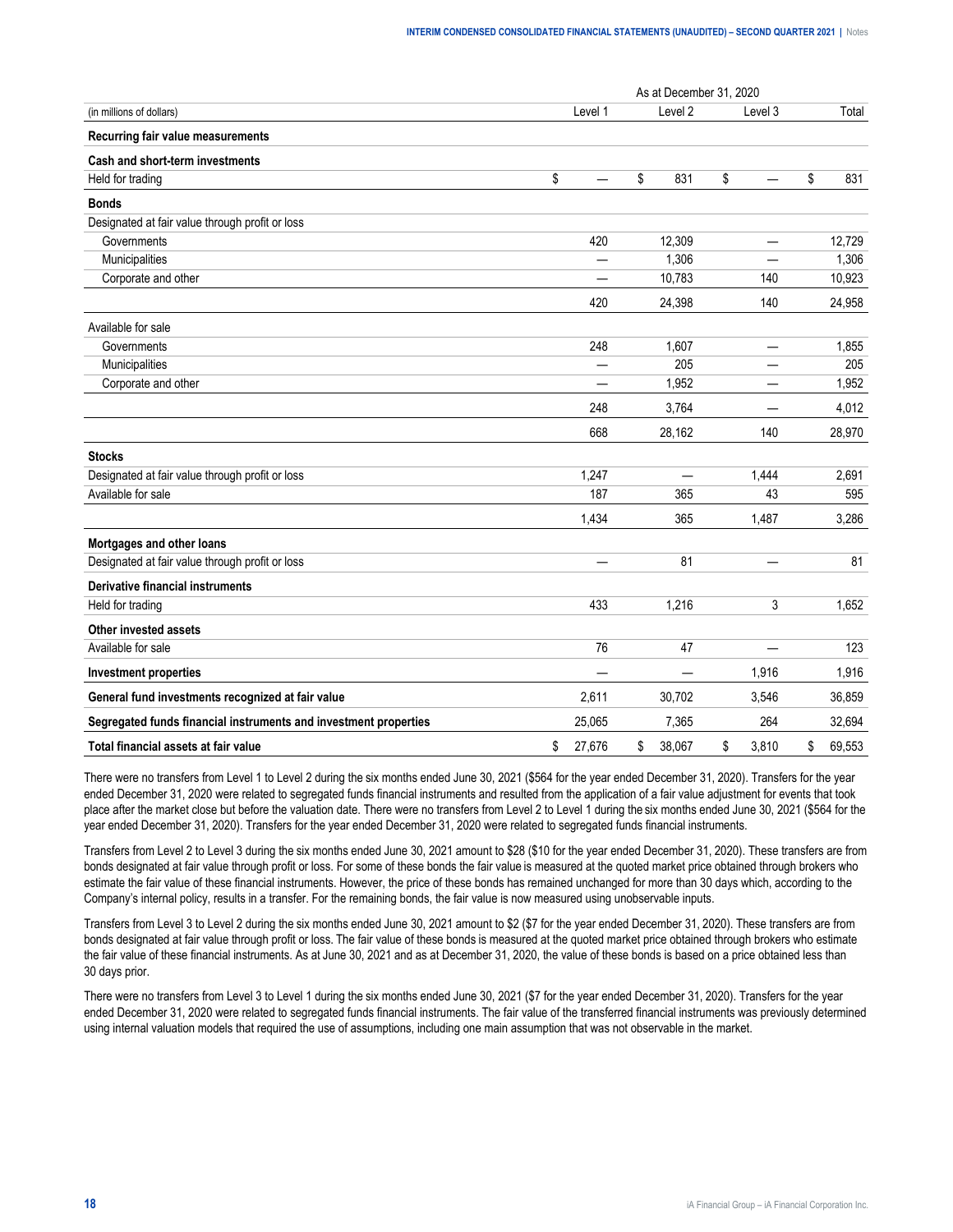| (in millions of dollars) | As at December 31, 2020 | | | |
|---|---|---|---|---|
| | Level 1 | Level 2 | Level 3 | Total |
| **Recurring fair value measurements** | | | | |
| **Cash and short-term investments** | | | | |
| Held for trading | $ — | $ 831 | $ — | $ 831 |
| **Bonds** | | | | |
| Designated at fair value through profit or loss | | | | |
| Governments | 420 | 12,309 | — | 12,729 |
| Municipalities | — | 1,306 | — | 1,306 |
| Corporate and other | — | 10,783 | 140 | 10,923 |
| | 420 | 24,398 | 140 | 24,958 |
| Available for sale | | | | |
| Governments | 248 | 1,607 | — | 1,855 |
| Municipalities | — | 205 | — | 205 |
| Corporate and other | — | 1,952 | — | 1,952 |
| | 248 | 3,764 | — | 4,012 |
| | 668 | 28,162 | 140 | 28,970 |
| **Stocks** | | | | |
| Designated at fair value through profit or loss | 1,247 | — | 1,444 | 2,691 |
| Available for sale | 187 | 365 | 43 | 595 |
| | 1,434 | 365 | 1,487 | 3,286 |
| **Mortgages and other loans** | | | | |
| Designated at fair value through profit or loss | — | 81 | — | 81 |
| **Derivative financial instruments** | | | | |
| Held for trading | 433 | 1,216 | 3 | 1,652 |
| **Other invested assets** | | | | |
| Available for sale | 76 | 47 | — | 123 |
| **Investment properties** | — | — | 1,916 | 1,916 |
| **General fund investments recognized at fair value** | 2,611 | 30,702 | 3,546 | 36,859 |
| **Segregated funds financial instruments and investment properties** | 25,065 | 7,365 | 264 | 32,694 |
| **Total financial assets at fair value** | $ 27,676 | $ 38,067 | $ 3,810 | $ 69,553 |

There were no transfers from Level 1 to Level 2 during the six months ended June 30, 2021 ($564 for the year ended December 31, 2020). Transfers for the year ended December 31, 2020 were related to segregated funds financial instruments and resulted from the application of a fair value adjustment for events that took place after the market close but before the valuation date. There were no transfers from Level 2 to Level 1 during the six months ended June 30, 2021 ($564 for the year ended December 31, 2020). Transfers for the year ended December 31, 2020 were related to segregated funds financial instruments.

Transfers from Level 2 to Level 3 during the six months ended June 30, 2021 amount to $28 ($10 for the year ended December 31, 2020). These transfers are from bonds designated at fair value through profit or loss. For some of these bonds the fair value is measured at the quoted market price obtained through brokers who estimate the fair value of these financial instruments. However, the price of these bonds has remained unchanged for more than 30 days which, according to the Company's internal policy, results in a transfer. For the remaining bonds, the fair value is now measured using unobservable inputs.

Transfers from Level 3 to Level 2 during the six months ended June 30, 2021 amount to $2 ($7 for the year ended December 31, 2020). These transfers are from bonds designated at fair value through profit or loss. The fair value of these bonds is measured at the quoted market price obtained through brokers who estimate the fair value of these financial instruments. As at June 30, 2021 and as at December 31, 2020, the value of these bonds is based on a price obtained less than 30 days prior.

There were no transfers from Level 3 to Level 1 during the six months ended June 30, 2021 ($7 for the year ended December 31, 2020). Transfers for the year ended December 31, 2020 were related to segregated funds financial instruments. The fair value of the transferred financial instruments was previously determined using internal valuation models that required the use of assumptions, including one main assumption that was not observable in the market.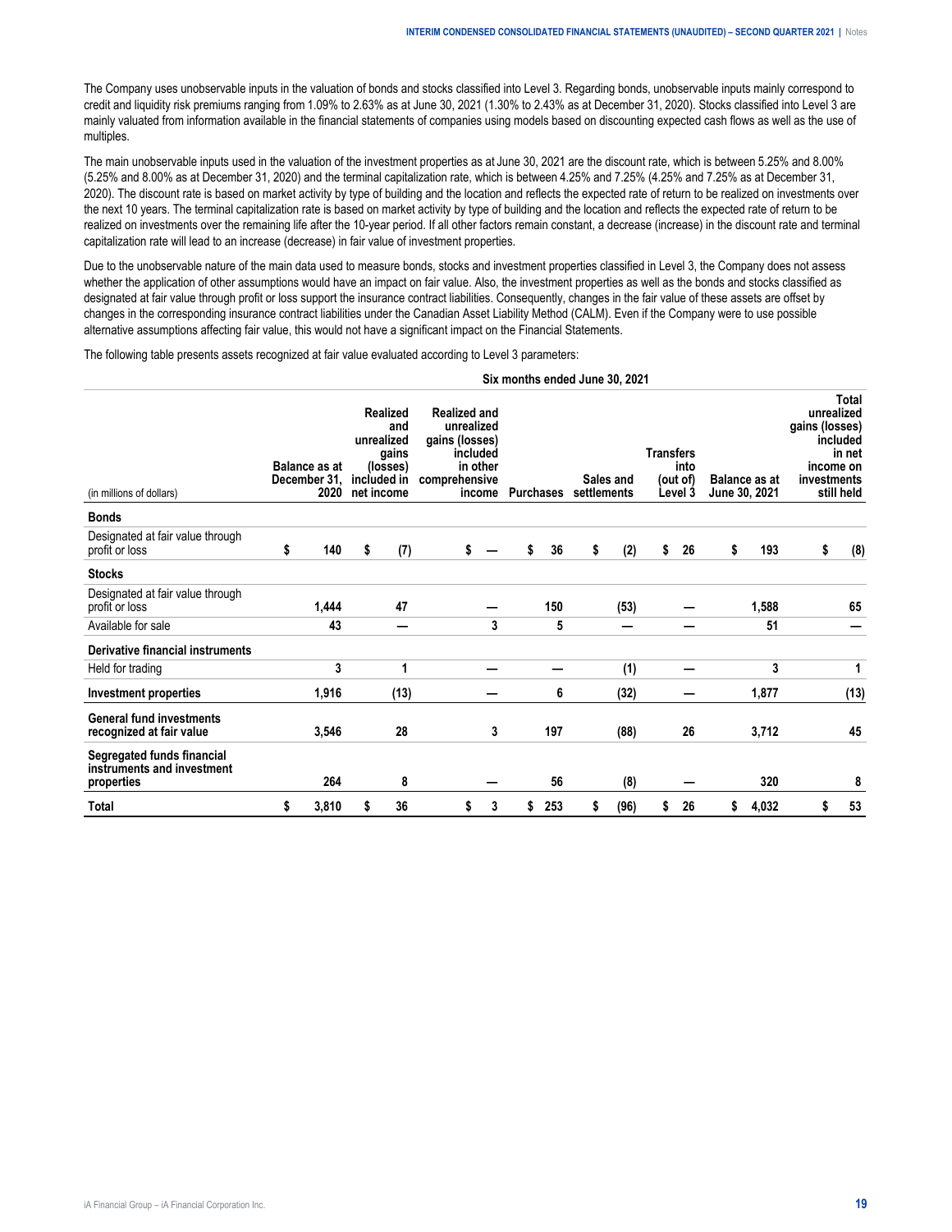The Company uses unobservable inputs in the valuation of bonds and stocks classified into Level 3. Regarding bonds, unobservable inputs mainly correspond to credit and liquidity risk premiums ranging from 1.09% to 2.63% as at June 30, 2021 (1.30% to 2.43% as at December 31, 2020). Stocks classified into Level 3 are mainly valued from information available in the financial statements of companies using models based on discounting expected cash flows as well as the use of multiples.

The main unobservable inputs used in the valuation of the investment properties as at June 30, 2021 are the discount rate, which is between 5.25% and 8.00% (5.25% and 8.00% as at December 31, 2020) and the terminal capitalization rate, which is between 4.25% and 7.25% (4.25% and 7.25% as at December 31, 2020). The discount rate is based on market activity by type of building and the location and reflects the expected rate of return to be realized on investments over the next 10 years. The terminal capitalization rate is based on market activity by type of building and the location and reflects the expected rate of return to be realized on investments over the remaining life after the 10-year period. If all other factors remain constant, a decrease (increase) in the discount rate and terminal capitalization rate will lead to an increase (decrease) in fair value of investment properties.

Due to the unobservable nature of the main data used to measure bonds, stocks and investment properties classified in Level 3, the Company does not assess whether the application of other assumptions would have an impact on fair value. Also, the investment properties as well as the bonds and stocks classified as designated at fair value through profit or loss support the insurance contract liabilities. Consequently, changes in the fair value of these assets are offset by changes in the corresponding insurance contract liabilities under the Canadian Asset Liability Method (CALM). Even if the Company were to use possible alternative assumptions affecting fair value, this would not have a significant impact on the Financial Statements.

The following table presents assets recognized at fair value evaluated according to Level 3 parameters:

| | Six months ended June 30, 2021 | | | | | | | |
|---|---|---|---|---|---|---|---|---|
| (in millions of dollars) | Balance as at December 31, 2020 | Realized and unrealized gains (losses) included in net income | Realized and unrealized gains (losses) included in other comprehensive income | Purchases | Sales and settlements | Transfers into (out of) Level 3 | Balance as at June 30, 2021 | Total unrealized gains (losses) included in net income on investments still held |
| **Bonds** | | | | | | | | |
| Designated at fair value through profit or loss | $ 140 | $ (7) | $ — | $ 36 | $ (2) | $ 26 | $ 193 | $ (8) |
| **Stocks** | | | | | | | | |
| Designated at fair value through profit or loss | 1,444 | 47 | — | 150 | (53) | — | 1,588 | 65 |
| Available for sale | 43 | — | 3 | 5 | — | — | 51 | — |
| **Derivative financial instruments** | | | | | | | | |
| Held for trading | 3 | 1 | — | — | (1) | — | 3 | 1 |
| **Investment properties** | 1,916 | (13) | — | 6 | (32) | — | 1,877 | (13) |
| **General fund investments recognized at fair value** | 3,546 | 28 | 3 | 197 | (88) | 26 | 3,712 | 45 |
| **Segregated funds financial instruments and investment properties** | 264 | 8 | — | 56 | (8) | — | 320 | 8 |
| **Total** | $ 3,810 | $ 36 | $ 3 | $ 253 | $ (96) | $ 26 | $ 4,032 | $ 53 |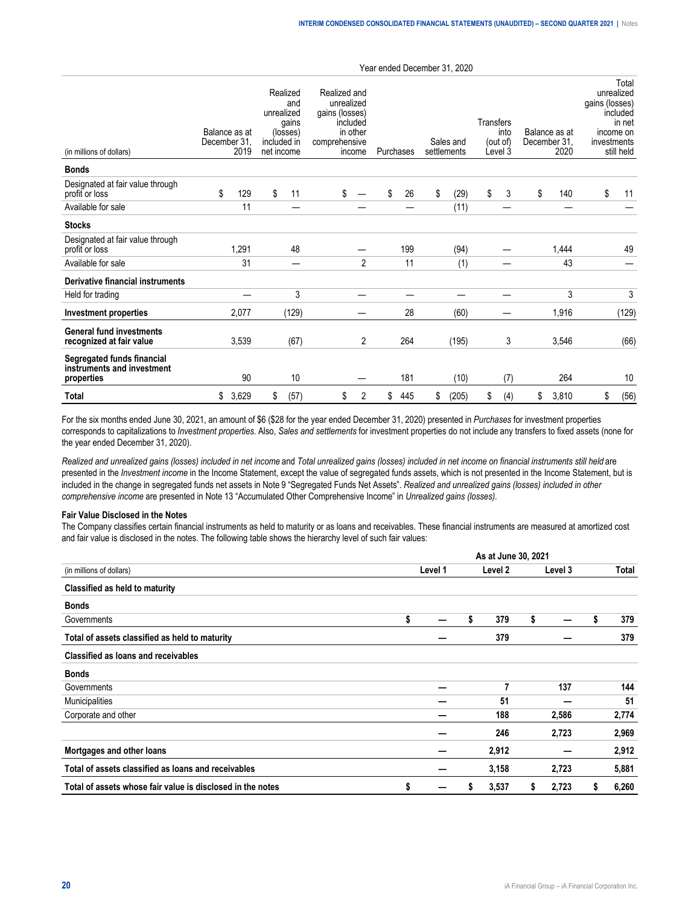| (in millions of dollars) | Year ended December 31, 2020 | | | | | | | |
|---|---|---|---|---|---|---|---|---|
| | Balance as at December 31, 2019 | Realized and unrealized gains (losses) included in net income | Realized and unrealized gains (losses) included in other comprehensive income | Purchases | Sales and settlements | Transfers into (out of) Level 3 | Balance as at December 31, 2020 | Total unrealized gains (losses) included in net income on investments still held |
| **Bonds** | | | | | | | | |
| Designated at fair value through profit or loss | $ 129 | $ 11 | $ — | $ 26 | $ (29) | $ 3 | $ 140 | $ 11 |
| Available for sale | 11 | — | — | — | (11) | — | — | — |
| **Stocks** | | | | | | | | |
| Designated at fair value through profit or loss | 1,291 | 48 | — | 199 | (94) | — | 1,444 | 49 |
| Available for sale | 31 | — | 2 | 11 | (1) | — | 43 | — |
| **Derivative financial instruments** | | | | | | | | |
| Held for trading | — | 3 | — | — | — | — | 3 | 3 |
| **Investment properties** | 2,077 | (129) | — | 28 | (60) | — | 1,916 | (129) |
| **General fund investments recognized at fair value** | 3,539 | (67) | 2 | 264 | (195) | 3 | 3,546 | (66) |
| **Segregated funds financial instruments and investment properties** | 90 | 10 | — | 181 | (10) | (7) | 264 | 10 |
| **Total** | $ 3,629 | $ (57) | $ 2 | $ 445 | $ (205) | $ (4) | $ 3,810 | $ (56) |

For the six months ended June 30, 2021, an amount of $6 ($28 for the year ended December 31, 2020) presented in *Purchases* for investment properties corresponds to capitalizations to *Investment properties*. Also, *Sales and settlements* for investment properties do not include any transfers to fixed assets (none for the year ended December 31, 2020).

*Realized and unrealized gains (losses) included in net income* and *Total unrealized gains (losses) included in net income on financial instruments still held* are presented in the *Investment income* in the Income Statement, except the value of segregated funds assets, which is not presented in the Income Statement, but is included in the change in segregated funds net assets in Note 9 "Segregated Funds Net Assets". *Realized and unrealized gains (losses) included in other comprehensive income* are presented in Note 13 "Accumulated Other Comprehensive Income" in *Unrealized gains (losses).*

**Fair Value Disclosed in the Notes**

The Company classifies certain financial instruments as held to maturity or as loans and receivables. These financial instruments are measured at amortized cost and fair value is disclosed in the notes. The following table shows the hierarchy level of such fair values:

| (in millions of dollars) | As at June 30, 2021 | | | |
|---|---|---|---|---|
| | **Level 1** | **Level 2** | **Level 3** | **Total** |
| **Classified as held to maturity** | | | | |
| **Bonds** | | | | |
| Governments | **$ —** | **$ 379** | **$ —** | **$ 379** |
| **Total of assets classified as held to maturity** | **—** | **379** | **—** | **379** |
| **Classified as loans and receivables** | | | | |
| **Bonds** | | | | |
| Governments | **—** | **7** | **137** | **144** |
| Municipalities | **—** | **51** | **—** | **51** |
| Corporate and other | **—** | **188** | **2,586** | **2,774** |
| | **—** | **246** | **2,723** | **2,969** |
| **Mortgages and other loans** | **—** | **2,912** | **—** | **2,912** |
| **Total of assets classified as loans and receivables** | **—** | **3,158** | **2,723** | **5,881** |
| **Total of assets whose fair value is disclosed in the notes** | **$ —** | **$ 3,537** | **$ 2,723** | **$ 6,260** |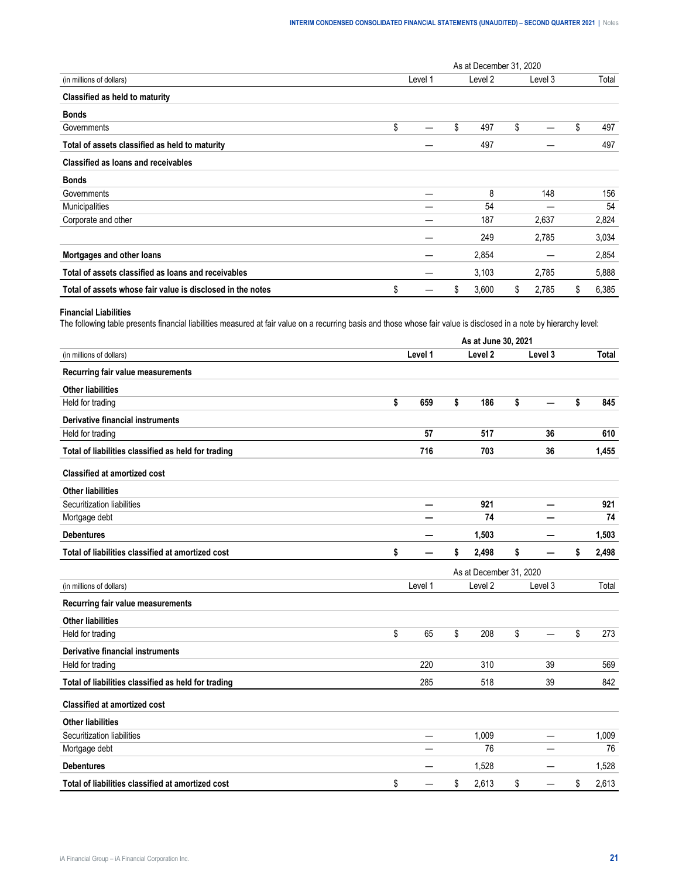| (in millions of dollars) | As at December 31, 2020 Level 1 | Level 2 | Level 3 | Total |
|---|---|---|---|---|
| **Classified as held to maturity** | | | | |
| **Bonds** | | | | |
| Governments | $ — | $ 497 | $ — | $ 497 |
| **Total of assets classified as held to maturity** | — | 497 | — | 497 |
| **Classified as loans and receivables** | | | | |
| **Bonds** | | | | |
| Governments | — | 8 | 148 | 156 |
| Municipalities | — | 54 | — | 54 |
| Corporate and other | — | 187 | 2,637 | 2,824 |
| | — | 249 | 2,785 | 3,034 |
| **Mortgages and other loans** | — | 2,854 | — | 2,854 |
| **Total of assets classified as loans and receivables** | — | 3,103 | 2,785 | 5,888 |
| **Total of assets whose fair value is disclosed in the notes** | $ — | $ 3,600 | $ 2,785 | $ 6,385 |

**Financial Liabilities**

The following table presents financial liabilities measured at fair value on a recurring basis and those whose fair value is disclosed in a note by hierarchy level:

| (in millions of dollars) | As at June 30, 2021 Level 1 | Level 2 | Level 3 | Total |
|---|---|---|---|---|
| **Recurring fair value measurements** | | | | |
| **Other liabilities** | | | | |
| Held for trading | **$ 659** | **$ 186** | **$ —** | **$ 845** |
| **Derivative financial instruments** | | | | |
| Held for trading | **57** | **517** | **36** | **610** |
| **Total of liabilities classified as held for trading** | **716** | **703** | **36** | **1,455** |
| **Classified at amortized cost** | | | | |
| **Other liabilities** | | | | |
| Securitization liabilities | **—** | **921** | **—** | **921** |
| Mortgage debt | **—** | **74** | **—** | **74** |
| **Debentures** | **—** | **1,503** | **—** | **1,503** |
| **Total of liabilities classified at amortized cost** | **$ —** | **$ 2,498** | **$ —** | **$ 2,498** |

| (in millions of dollars) | As at December 31, 2020 Level 1 | Level 2 | Level 3 | Total |
|---|---|---|---|---|
| **Recurring fair value measurements** | | | | |
| **Other liabilities** | | | | |
| Held for trading | $ 65 | $ 208 | $ — | $ 273 |
| **Derivative financial instruments** | | | | |
| Held for trading | 220 | 310 | 39 | 569 |
| **Total of liabilities classified as held for trading** | 285 | 518 | 39 | 842 |
| **Classified at amortized cost** | | | | |
| **Other liabilities** | | | | |
| Securitization liabilities | — | 1,009 | — | 1,009 |
| Mortgage debt | — | 76 | — | 76 |
| **Debentures** | — | 1,528 | — | 1,528 |
| **Total of liabilities classified at amortized cost** | $ — | $ 2,613 | $ — | $ 2,613 |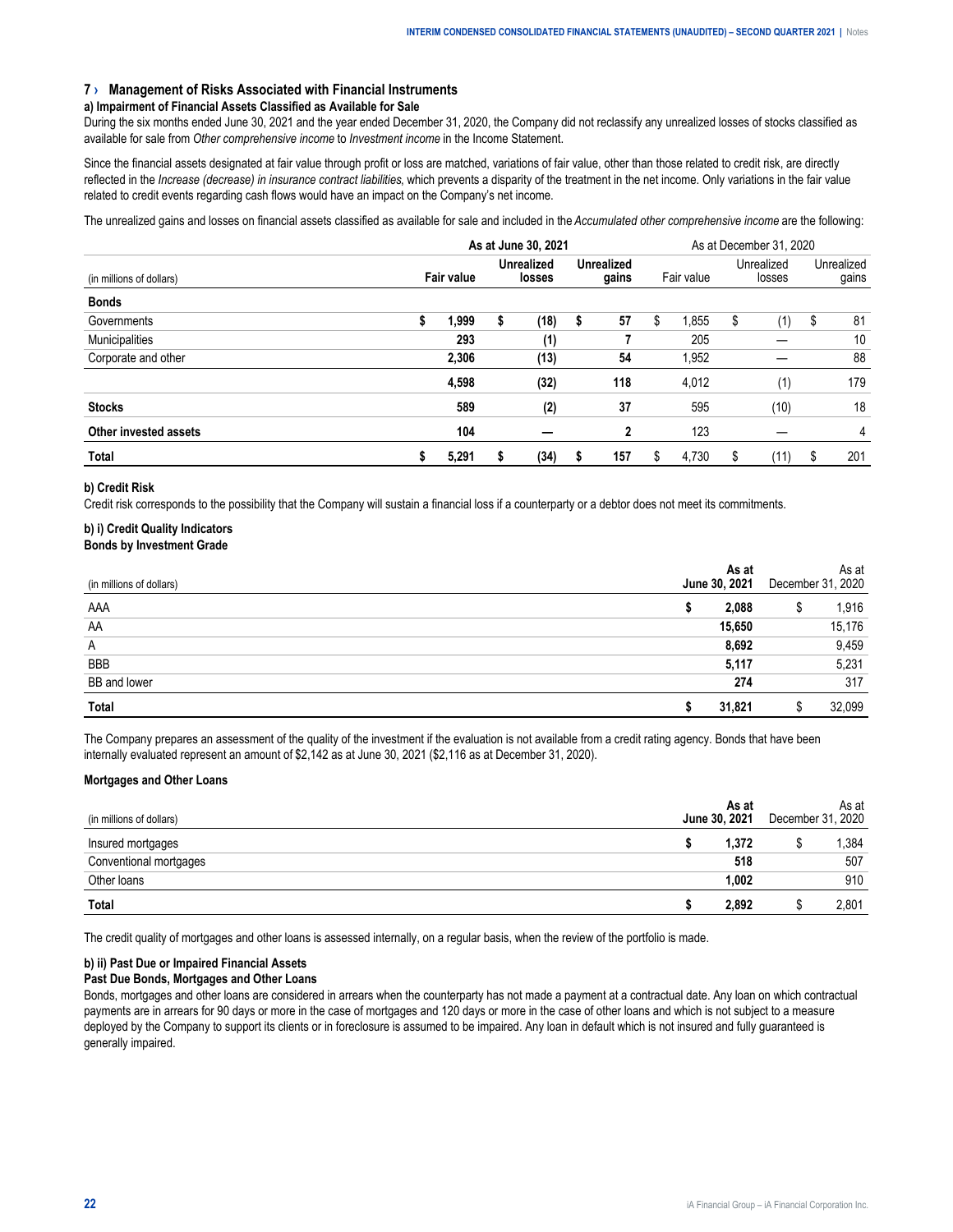## 7 › Management of Risks Associated with Financial Instruments

### a) Impairment of Financial Assets Classified as Available for Sale

During the six months ended June 30, 2021 and the year ended December 31, 2020, the Company did not reclassify any unrealized losses of stocks classified as available for sale from *Other comprehensive income* to *Investment income* in the Income Statement.

Since the financial assets designated at fair value through profit or loss are matched, variations of fair value, other than those related to credit risk, are directly reflected in the *Increase (decrease) in insurance contract liabilities*, which prevents a disparity of the treatment in the net income. Only variations in the fair value related to credit events regarding cash flows would have an impact on the Company's net income.

The unrealized gains and losses on financial assets classified as available for sale and included in the *Accumulated other comprehensive income* are the following:

| | As at June 30, 2021 | | | As at December 31, 2020 | | |
|---|---|---|---|---|---|---|
| (in millions of dollars) | Fair value | Unrealized losses | Unrealized gains | Fair value | Unrealized losses | Unrealized gains |
| **Bonds** | | | | | | |
| Governments | $ 1,999 | $ (18) | $ 57 | $ 1,855 | $ (1) | $ 81 |
| Municipalities | 293 | (1) | 7 | 205 | — | 10 |
| Corporate and other | 2,306 | (13) | 54 | 1,952 | — | 88 |
| | 4,598 | (32) | 118 | 4,012 | (1) | 179 |
| **Stocks** | 589 | (2) | 37 | 595 | (10) | 18 |
| **Other invested assets** | 104 | — | 2 | 123 | — | 4 |
| **Total** | $ 5,291 | $ (34) | $ 157 | $ 4,730 | $ (11) | $ 201 |

### b) Credit Risk

Credit risk corresponds to the possibility that the Company will sustain a financial loss if a counterparty or a debtor does not meet its commitments.

#### b) i) Credit Quality Indicators

**Bonds by Investment Grade**

| (in millions of dollars) | As at June 30, 2021 | As at December 31, 2020 |
|---|---|---|
| AAA | $ 2,088 | $ 1,916 |
| AA | 15,650 | 15,176 |
| A | 8,692 | 9,459 |
| BBB | 5,117 | 5,231 |
| BB and lower | 274 | 317 |
| **Total** | $ 31,821 | $ 32,099 |

The Company prepares an assessment of the quality of the investment if the evaluation is not available from a credit rating agency. Bonds that have been internally evaluated represent an amount of $2,142 as at June 30, 2021 ($2,116 as at December 31, 2020).

**Mortgages and Other Loans**

| (in millions of dollars) | As at June 30, 2021 | As at December 31, 2020 |
|---|---|---|
| Insured mortgages | $ 1,372 | $ 1,384 |
| Conventional mortgages | 518 | 507 |
| Other loans | 1,002 | 910 |
| **Total** | $ 2,892 | $ 2,801 |

The credit quality of mortgages and other loans is assessed internally, on a regular basis, when the review of the portfolio is made.

#### b) ii) Past Due or Impaired Financial Assets

**Past Due Bonds, Mortgages and Other Loans**

Bonds, mortgages and other loans are considered in arrears when the counterparty has not made a payment at a contractual date. Any loan on which contractual payments are in arrears for 90 days or more in the case of mortgages and 120 days or more in the case of other loans and which is not subject to a measure deployed by the Company to support its clients or in foreclosure is assumed to be impaired. Any loan in default which is not insured and fully guaranteed is generally impaired.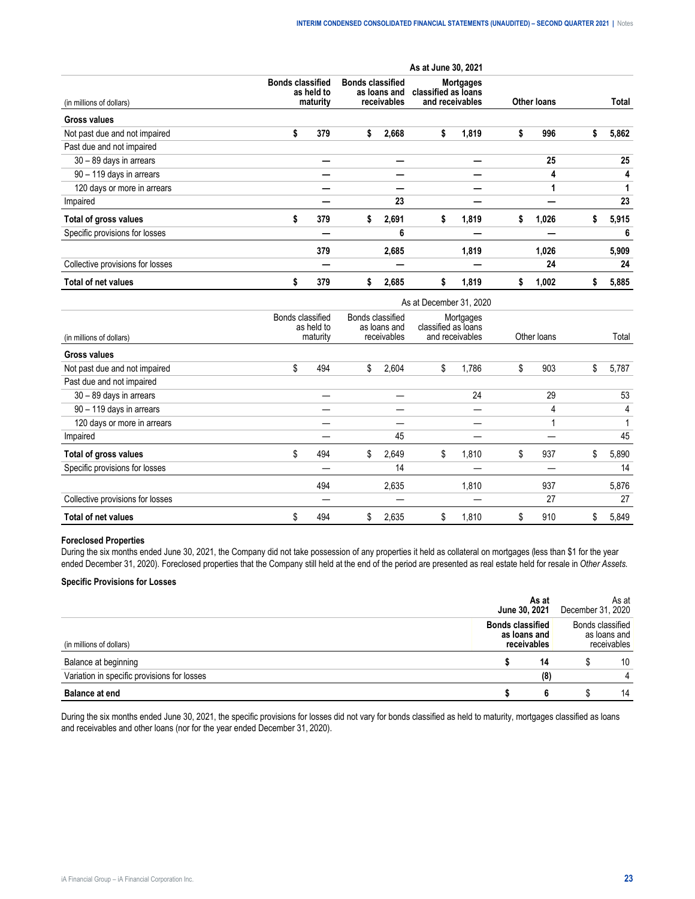| (in millions of dollars) | Bonds classified as held to maturity | Bonds classified as loans and receivables | Mortgages classified as loans and receivables | Other loans | Total |
|---|---|---|---|---|---|
| | **As at June 30, 2021** | | | | |
| **Gross values** | | | | | |
| Not past due and not impaired | $ 379 | $ 2,668 | $ 1,819 | $ 996 | $ 5,862 |
| Past due and not impaired | | | | | |
| 30 – 89 days in arrears | — | — | — | 25 | 25 |
| 90 – 119 days in arrears | — | — | — | 4 | 4 |
| 120 days or more in arrears | — | — | — | 1 | 1 |
| Impaired | — | 23 | — | — | 23 |
| **Total of gross values** | $ 379 | $ 2,691 | $ 1,819 | $ 1,026 | $ 5,915 |
| Specific provisions for losses | — | 6 | — | — | 6 |
| | 379 | 2,685 | 1,819 | 1,026 | 5,909 |
| Collective provisions for losses | — | — | — | 24 | 24 |
| **Total of net values** | $ 379 | $ 2,685 | $ 1,819 | $ 1,002 | $ 5,885 |

| (in millions of dollars) | Bonds classified as held to maturity | Bonds classified as loans and receivables | Mortgages classified as loans and receivables | Other loans | Total |
|---|---|---|---|---|---|
| | As at December 31, 2020 | | | | |
| **Gross values** | | | | | |
| Not past due and not impaired | $ 494 | $ 2,604 | $ 1,786 | $ 903 | $ 5,787 |
| Past due and not impaired | | | | | |
| 30 – 89 days in arrears | — | — | 24 | 29 | 53 |
| 90 – 119 days in arrears | — | — | — | 4 | 4 |
| 120 days or more in arrears | — | — | — | 1 | 1 |
| Impaired | — | 45 | — | — | 45 |
| **Total of gross values** | $ 494 | $ 2,649 | $ 1,810 | $ 937 | $ 5,890 |
| Specific provisions for losses | — | 14 | — | — | 14 |
| | 494 | 2,635 | 1,810 | 937 | 5,876 |
| Collective provisions for losses | — | — | — | 27 | 27 |
| **Total of net values** | $ 494 | $ 2,635 | $ 1,810 | $ 910 | $ 5,849 |

**Foreclosed Properties**

During the six months ended June 30, 2021, the Company did not take possession of any properties it held as collateral on mortgages (less than $1 for the year ended December 31, 2020). Foreclosed properties that the Company still held at the end of the period are presented as real estate held for resale in *Other Assets.*

**Specific Provisions for Losses**

| (in millions of dollars) | **As at June 30, 2021** | As at December 31, 2020 |
|---|---|---|
| | **Bonds classified as loans and receivables** | Bonds classified as loans and receivables |
| Balance at beginning | $ 14 | $ 10 |
| Variation in specific provisions for losses | (8) | 4 |
| **Balance at end** | $ 6 | $ 14 |

During the six months ended June 30, 2021, the specific provisions for losses did not vary for bonds classified as held to maturity, mortgages classified as loans and receivables and other loans (nor for the year ended December 31, 2020).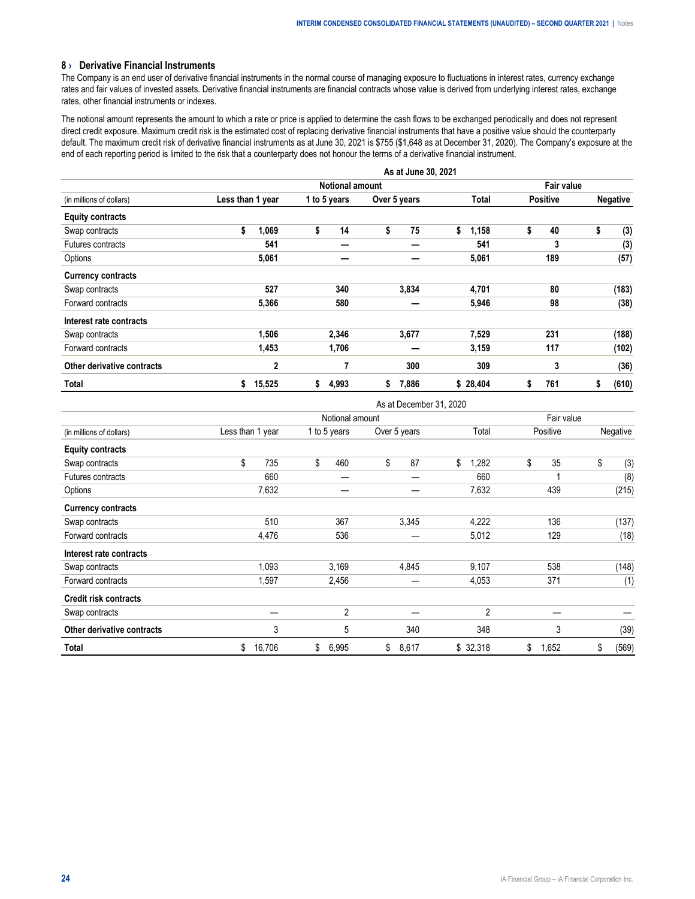## 8 › Derivative Financial Instruments

The Company is an end user of derivative financial instruments in the normal course of managing exposure to fluctuations in interest rates, currency exchange rates and fair values of invested assets. Derivative financial instruments are financial contracts whose value is derived from underlying interest rates, exchange rates, other financial instruments or indexes.

The notional amount represents the amount to which a rate or price is applied to determine the cash flows to be exchanged periodically and does not represent direct credit exposure. Maximum credit risk is the estimated cost of replacing derivative financial instruments that have a positive value should the counterparty default. The maximum credit risk of derivative financial instruments as at June 30, 2021 is $755 ($1,648 as at December 31, 2020). The Company's exposure at the end of each reporting period is limited to the risk that a counterparty does not honour the terms of a derivative financial instrument.

| | As at June 30, 2021 | | | | | |
|---|---|---|---|---|---|---|
| | Notional amount | | | | Fair value | |
| (in millions of dollars) | Less than 1 year | 1 to 5 years | Over 5 years | Total | Positive | Negative |
| **Equity contracts** | | | | | | |
| Swap contracts | $ 1,069 | $ 14 | $ 75 | $ 1,158 | $ 40 | $ (3) |
| Futures contracts | 541 | — | — | 541 | 3 | (3) |
| Options | 5,061 | — | — | 5,061 | 189 | (57) |
| **Currency contracts** | | | | | | |
| Swap contracts | 527 | 340 | 3,834 | 4,701 | 80 | (183) |
| Forward contracts | 5,366 | 580 | — | 5,946 | 98 | (38) |
| **Interest rate contracts** | | | | | | |
| Swap contracts | 1,506 | 2,346 | 3,677 | 7,529 | 231 | (188) |
| Forward contracts | 1,453 | 1,706 | — | 3,159 | 117 | (102) |
| **Other derivative contracts** | 2 | 7 | 300 | 309 | 3 | (36) |
| **Total** | $ 15,525 | $ 4,993 | $ 7,886 | $ 28,404 | $ 761 | $ (610) |

| | As at December 31, 2020 | | | | | |
|---|---|---|---|---|---|---|
| | Notional amount | | | | Fair value | |
| (in millions of dollars) | Less than 1 year | 1 to 5 years | Over 5 years | Total | Positive | Negative |
| **Equity contracts** | | | | | | |
| Swap contracts | $ 735 | $ 460 | $ 87 | $ 1,282 | $ 35 | $ (3) |
| Futures contracts | 660 | — | — | 660 | 1 | (8) |
| Options | 7,632 | — | — | 7,632 | 439 | (215) |
| **Currency contracts** | | | | | | |
| Swap contracts | 510 | 367 | 3,345 | 4,222 | 136 | (137) |
| Forward contracts | 4,476 | 536 | — | 5,012 | 129 | (18) |
| **Interest rate contracts** | | | | | | |
| Swap contracts | 1,093 | 3,169 | 4,845 | 9,107 | 538 | (148) |
| Forward contracts | 1,597 | 2,456 | — | 4,053 | 371 | (1) |
| **Credit risk contracts** | | | | | | |
| Swap contracts | — | 2 | — | 2 | — | — |
| **Other derivative contracts** | 3 | 5 | 340 | 348 | 3 | (39) |
| **Total** | $ 16,706 | $ 6,995 | $ 8,617 | $ 32,318 | $ 1,652 | $ (569) |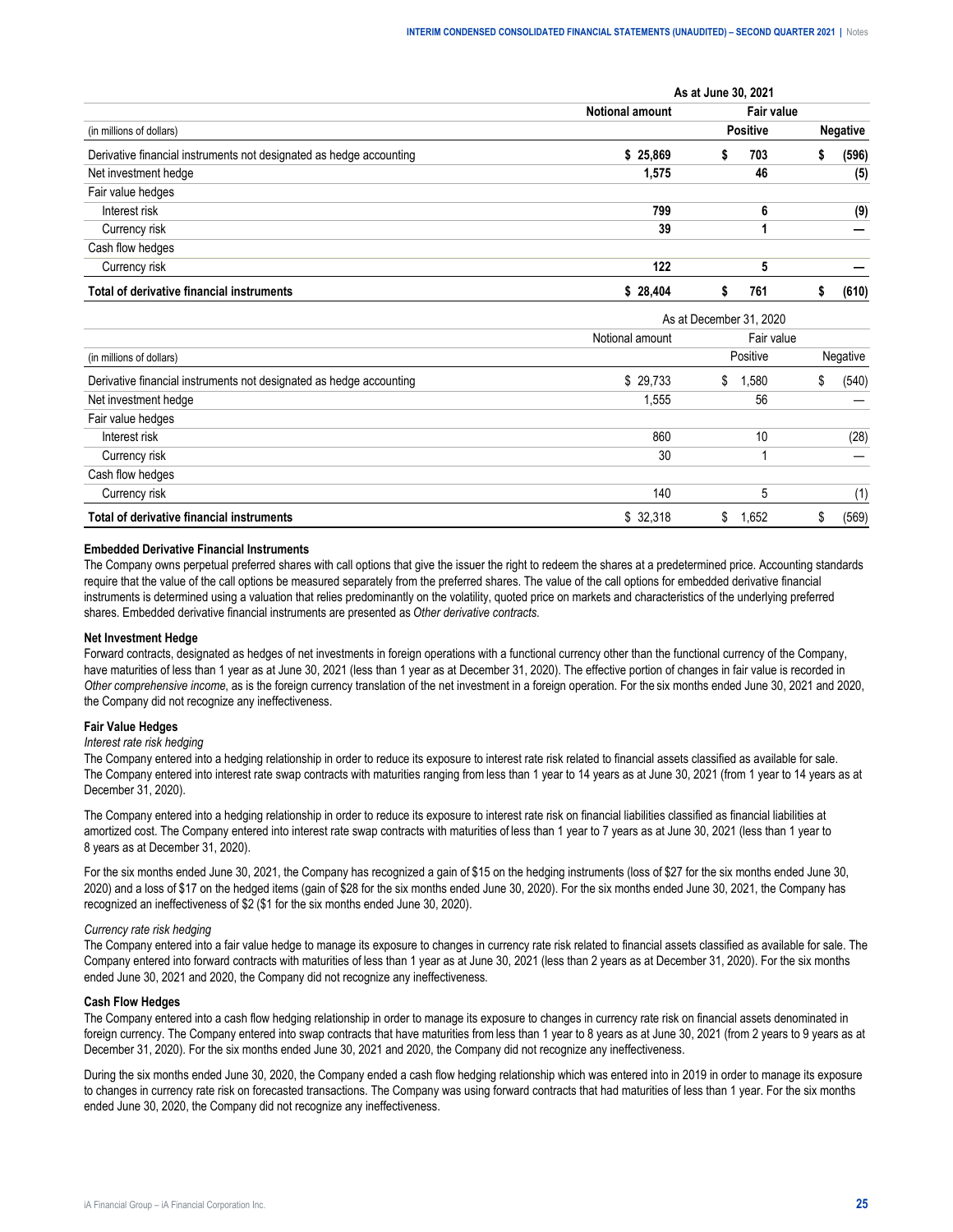| | As at June 30, 2021 | | |
|---|---|---|---|
| | **Notional amount** | **Fair value** | |
| (in millions of dollars) | | **Positive** | **Negative** |
| Derivative financial instruments not designated as hedge accounting | **$ 25,869** | **$ 703** | **$ (596)** |
| Net investment hedge | **1,575** | **46** | **(5)** |
| Fair value hedges | | | |
| Interest risk | **799** | **6** | **(9)** |
| Currency risk | **39** | **1** | **—** |
| Cash flow hedges | | | |
| Currency risk | **122** | **5** | **—** |
| **Total of derivative financial instruments** | **$ 28,404** | **$ 761** | **$ (610)** |

| | As at December 31, 2020 | | |
|---|---|---|---|
| | Notional amount | Fair value | |
| (in millions of dollars) | | Positive | Negative |
| Derivative financial instruments not designated as hedge accounting | $ 29,733 | $ 1,580 | $ (540) |
| Net investment hedge | 1,555 | 56 | — |
| Fair value hedges | | | |
| Interest risk | 860 | 10 | (28) |
| Currency risk | 30 | 1 | — |
| Cash flow hedges | | | |
| Currency risk | 140 | 5 | (1) |
| **Total of derivative financial instruments** | $ 32,318 | $ 1,652 | $ (569) |

**Embedded Derivative Financial Instruments**

The Company owns perpetual preferred shares with call options that give the issuer the right to redeem the shares at a predetermined price. Accounting standards require that the value of the call options be measured separately from the preferred shares. The value of the call options for embedded derivative financial instruments is determined using a valuation that relies predominantly on the volatility, quoted price on markets and characteristics of the underlying preferred shares. Embedded derivative financial instruments are presented as *Other derivative contracts*.

**Net Investment Hedge**

Forward contracts, designated as hedges of net investments in foreign operations with a functional currency other than the functional currency of the Company, have maturities of less than 1 year as at June 30, 2021 (less than 1 year as at December 31, 2020). The effective portion of changes in fair value is recorded in *Other comprehensive income*, as is the foreign currency translation of the net investment in a foreign operation. For the six months ended June 30, 2021 and 2020, the Company did not recognize any ineffectiveness.

**Fair Value Hedges**

*Interest rate risk hedging*

The Company entered into a hedging relationship in order to reduce its exposure to interest rate risk related to financial assets classified as available for sale. The Company entered into interest rate swap contracts with maturities ranging from less than 1 year to 14 years as at June 30, 2021 (from 1 year to 14 years as at December 31, 2020).

The Company entered into a hedging relationship in order to reduce its exposure to interest rate risk on financial liabilities classified as financial liabilities at amortized cost. The Company entered into interest rate swap contracts with maturities of less than 1 year to 7 years as at June 30, 2021 (less than 1 year to 8 years as at December 31, 2020).

For the six months ended June 30, 2021, the Company has recognized a gain of $15 on the hedging instruments (loss of $27 for the six months ended June 30, 2020) and a loss of $17 on the hedged items (gain of $28 for the six months ended June 30, 2020). For the six months ended June 30, 2021, the Company has recognized an ineffectiveness of $2 ($1 for the six months ended June 30, 2020).

*Currency rate risk hedging*

The Company entered into a fair value hedge to manage its exposure to changes in currency rate risk related to financial assets classified as available for sale. The Company entered into forward contracts with maturities of less than 1 year as at June 30, 2021 (less than 2 years as at December 31, 2020). For the six months ended June 30, 2021 and 2020, the Company did not recognize any ineffectiveness.

**Cash Flow Hedges**

The Company entered into a cash flow hedging relationship in order to manage its exposure to changes in currency rate risk on financial assets denominated in foreign currency. The Company entered into swap contracts that have maturities from less than 1 year to 8 years as at June 30, 2021 (from 2 years to 9 years as at December 31, 2020). For the six months ended June 30, 2021 and 2020, the Company did not recognize any ineffectiveness.

During the six months ended June 30, 2020, the Company ended a cash flow hedging relationship which was entered into in 2019 in order to manage its exposure to changes in currency rate risk on forecasted transactions. The Company was using forward contracts that had maturities of less than 1 year. For the six months ended June 30, 2020, the Company did not recognize any ineffectiveness.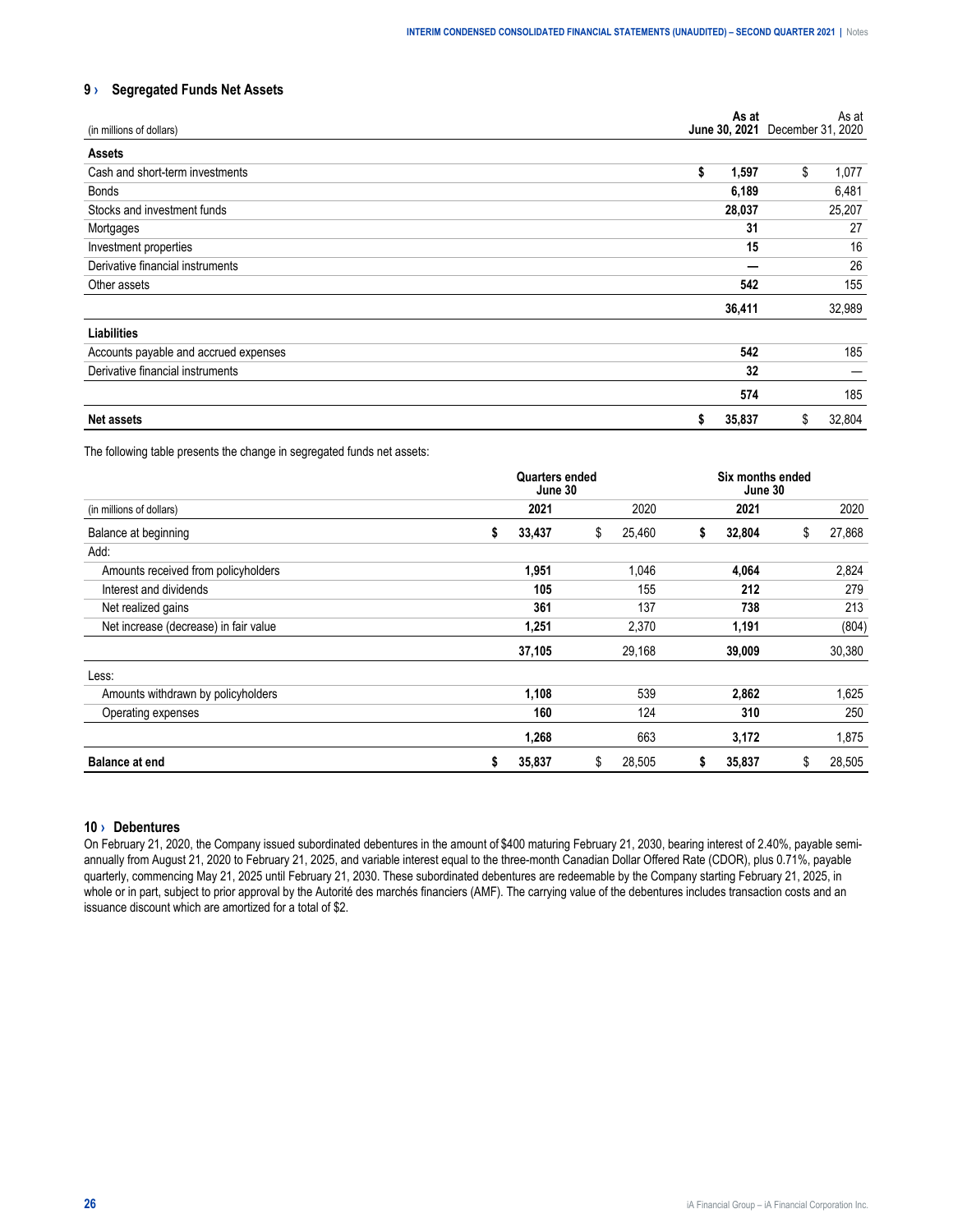## 9 › Segregated Funds Net Assets

| (in millions of dollars) | | As at June 30, 2021 | | As at December 31, 2020 |
|---|---|---|---|---|
| **Assets** | | | | |
| Cash and short-term investments | **$** | **1,597** | $ | 1,077 |
| Bonds | | **6,189** | | 6,481 |
| Stocks and investment funds | | **28,037** | | 25,207 |
| Mortgages | | **31** | | 27 |
| Investment properties | | **15** | | 16 |
| Derivative financial instruments | | **—** | | 26 |
| Other assets | | **542** | | 155 |
| | | **36,411** | | 32,989 |
| **Liabilities** | | | | |
| Accounts payable and accrued expenses | | **542** | | 185 |
| Derivative financial instruments | | **32** | | — |
| | | **574** | | 185 |
| **Net assets** | **$** | **35,837** | $ | 32,804 |

The following table presents the change in segregated funds net assets:

| | Quarters ended June 30 | | | | Six months ended June 30 | | | |
|---|---|---|---|---|---|---|---|---|
| (in millions of dollars) | | **2021** | | 2020 | | **2021** | | 2020 |
| Balance at beginning | **$** | **33,437** | $ | 25,460 | **$** | **32,804** | $ | 27,868 |
| Add: | | | | | | | | |
| Amounts received from policyholders | | **1,951** | | 1,046 | | **4,064** | | 2,824 |
| Interest and dividends | | **105** | | 155 | | **212** | | 279 |
| Net realized gains | | **361** | | 137 | | **738** | | 213 |
| Net increase (decrease) in fair value | | **1,251** | | 2,370 | | **1,191** | | (804) |
| | | **37,105** | | 29,168 | | **39,009** | | 30,380 |
| Less: | | | | | | | | |
| Amounts withdrawn by policyholders | | **1,108** | | 539 | | **2,862** | | 1,625 |
| Operating expenses | | **160** | | 124 | | **310** | | 250 |
| | | **1,268** | | 663 | | **3,172** | | 1,875 |
| **Balance at end** | **$** | **35,837** | $ | 28,505 | **$** | **35,837** | $ | 28,505 |

## 10 › Debentures

On February 21, 2020, the Company issued subordinated debentures in the amount of $400 maturing February 21, 2030, bearing interest of 2.40%, payable semi-annually from August 21, 2020 to February 21, 2025, and variable interest equal to the three-month Canadian Dollar Offered Rate (CDOR), plus 0.71%, payable quarterly, commencing May 21, 2025 until February 21, 2030. These subordinated debentures are redeemable by the Company starting February 21, 2025, in whole or in part, subject to prior approval by the Autorité des marchés financiers (AMF). The carrying value of the debentures includes transaction costs and an issuance discount which are amortized for a total of $2.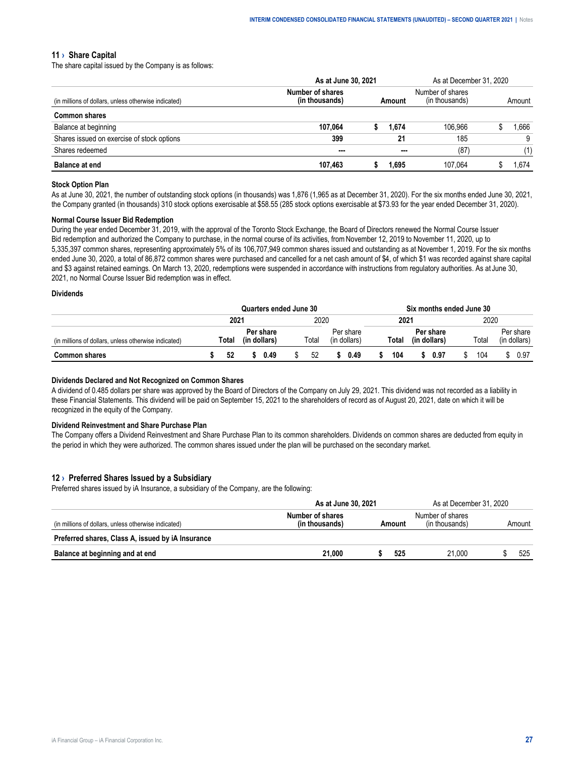## 11 › Share Capital

The share capital issued by the Company is as follows:

| (in millions of dollars, unless otherwise indicated) | As at June 30, 2021 | | As at December 31, 2020 | |
|---|---|---|---|---|
| | Number of shares (in thousands) | Amount | Number of shares (in thousands) | Amount |
| **Common shares** | | | | |
| Balance at beginning | 107,064 | $ 1,674 | 106,966 | $ 1,666 |
| Shares issued on exercise of stock options | 399 | 21 | 185 | 9 |
| Shares redeemed | --- | --- | (87) | (1) |
| **Balance at end** | 107,463 | $ 1,695 | 107,064 | $ 1,674 |

**Stock Option Plan**

As at June 30, 2021, the number of outstanding stock options (in thousands) was 1,876 (1,965 as at December 31, 2020). For the six months ended June 30, 2021, the Company granted (in thousands) 310 stock options exercisable at $58.55 (285 stock options exercisable at $73.93 for the year ended December 31, 2020).

**Normal Course Issuer Bid Redemption**

During the year ended December 31, 2019, with the approval of the Toronto Stock Exchange, the Board of Directors renewed the Normal Course Issuer Bid redemption and authorized the Company to purchase, in the normal course of its activities, from November 12, 2019 to November 11, 2020, up to 5,335,397 common shares, representing approximately 5% of its 106,707,949 common shares issued and outstanding as at November 1, 2019. For the six months ended June 30, 2020, a total of 86,872 common shares were purchased and cancelled for a net cash amount of $4, of which $1 was recorded against share capital and $3 against retained earnings. On March 13, 2020, redemptions were suspended in accordance with instructions from regulatory authorities. As at June 30, 2021, no Normal Course Issuer Bid redemption was in effect.

**Dividends**

| (in millions of dollars, unless otherwise indicated) | Quarters ended June 30 | | | | Six months ended June 30 | | | |
|---|---|---|---|---|---|---|---|---|
| | 2021 | | 2020 | | 2021 | | 2020 | |
| | Total | Per share (in dollars) | Total | Per share (in dollars) | Total | Per share (in dollars) | Total | Per share (in dollars) |
| **Common shares** | $ 52 | $ 0.49 | $ 52 | $ 0.49 | $ 104 | $ 0.97 | $ 104 | $ 0.97 |

**Dividends Declared and Not Recognized on Common Shares**

A dividend of 0.485 dollars per share was approved by the Board of Directors of the Company on July 29, 2021. This dividend was not recorded as a liability in these Financial Statements. This dividend will be paid on September 15, 2021 to the shareholders of record as of August 20, 2021, date on which it will be recognized in the equity of the Company.

**Dividend Reinvestment and Share Purchase Plan**

The Company offers a Dividend Reinvestment and Share Purchase Plan to its common shareholders. Dividends on common shares are deducted from equity in the period in which they were authorized. The common shares issued under the plan will be purchased on the secondary market.

## 12 › Preferred Shares Issued by a Subsidiary

Preferred shares issued by iA Insurance, a subsidiary of the Company, are the following:

| (in millions of dollars, unless otherwise indicated) | As at June 30, 2021 | | As at December 31, 2020 | |
|---|---|---|---|---|
| | Number of shares (in thousands) | Amount | Number of shares (in thousands) | Amount |
| **Preferred shares, Class A, issued by iA Insurance** | | | | |
| **Balance at beginning and at end** | 21,000 | $ 525 | 21,000 | $ 525 |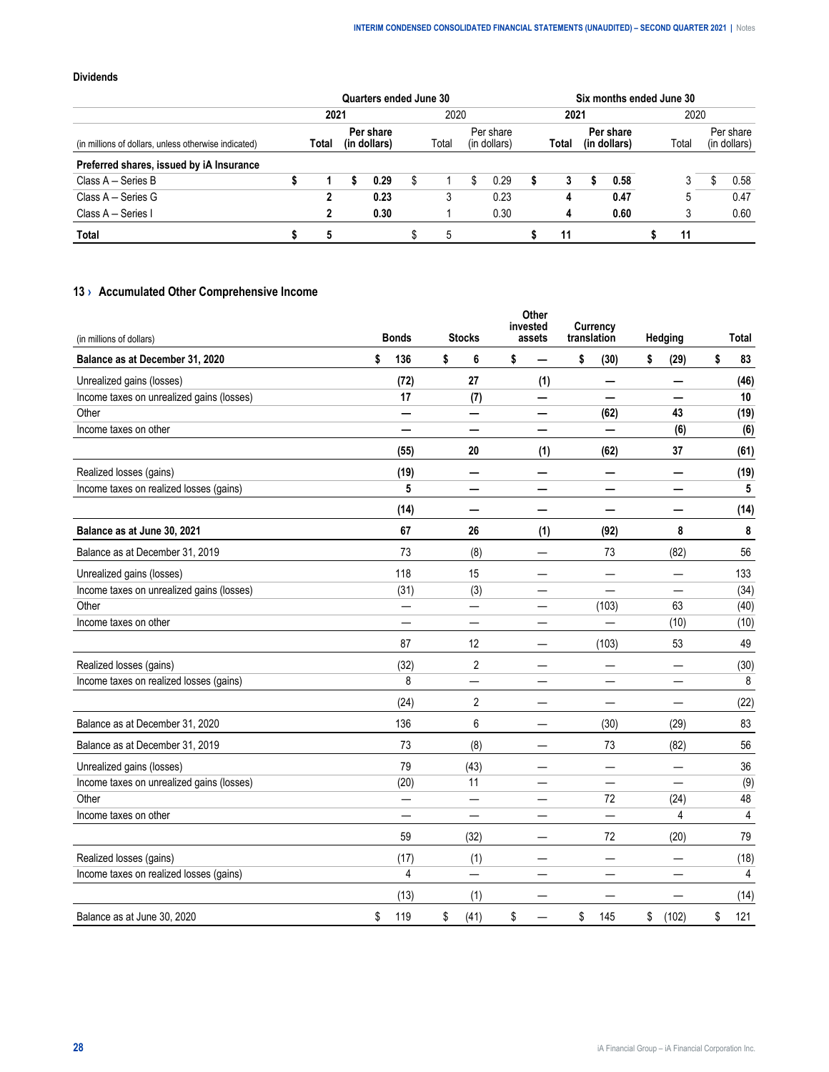### Dividends

| | Quarters ended June 30 | | | | Six months ended June 30 | | | |
|---|---|---|---|---|---|---|---|---|
| | 2021 | | 2020 | | 2021 | | 2020 | |
| (in millions of dollars, unless otherwise indicated) | Total | Per share (in dollars) | Total | Per share (in dollars) | Total | Per share (in dollars) | Total | Per share (in dollars) |
| **Preferred shares, issued by iA Insurance** | | | | | | | | |
| Class A – Series B | $ 1 | $ 0.29 | $ 1 | $ 0.29 | $ 3 | $ 0.58 | 3 | $ 0.58 |
| Class A – Series G | 2 | 0.23 | 3 | 0.23 | 4 | 0.47 | 5 | 0.47 |
| Class A – Series I | 2 | 0.30 | 1 | 0.30 | 4 | 0.60 | 3 | 0.60 |
| **Total** | $ 5 | | $ 5 | | $ 11 | | $ 11 | |

## 13 › Accumulated Other Comprehensive Income

| (in millions of dollars) | Bonds | Stocks | Other invested assets | Currency translation | Hedging | Total |
|---|---|---|---|---|---|---|
| **Balance as at December 31, 2020** | $ 136 | $ 6 | $ — | $ (30) | $ (29) | $ 83 |
| Unrealized gains (losses) | (72) | 27 | (1) | — | — | (46) |
| Income taxes on unrealized gains (losses) | 17 | (7) | — | — | — | 10 |
| Other | — | — | — | (62) | 43 | (19) |
| Income taxes on other | — | — | — | — | (6) | (6) |
| | (55) | 20 | (1) | (62) | 37 | (61) |
| Realized losses (gains) | (19) | — | — | — | — | (19) |
| Income taxes on realized losses (gains) | 5 | — | — | — | — | 5 |
| | (14) | — | — | — | — | (14) |
| **Balance as at June 30, 2021** | 67 | 26 | (1) | (92) | 8 | 8 |
| Balance as at December 31, 2019 | 73 | (8) | — | 73 | (82) | 56 |
| Unrealized gains (losses) | 118 | 15 | — | — | — | 133 |
| Income taxes on unrealized gains (losses) | (31) | (3) | — | — | — | (34) |
| Other | — | — | — | (103) | 63 | (40) |
| Income taxes on other | — | — | — | — | (10) | (10) |
| | 87 | 12 | — | (103) | 53 | 49 |
| Realized losses (gains) | (32) | 2 | — | — | — | (30) |
| Income taxes on realized losses (gains) | 8 | — | — | — | — | 8 |
| | (24) | 2 | — | — | — | (22) |
| Balance as at December 31, 2020 | 136 | 6 | — | (30) | (29) | 83 |
| Balance as at December 31, 2019 | 73 | (8) | — | 73 | (82) | 56 |
| Unrealized gains (losses) | 79 | (43) | — | — | — | 36 |
| Income taxes on unrealized gains (losses) | (20) | 11 | — | — | — | (9) |
| Other | — | — | — | 72 | (24) | 48 |
| Income taxes on other | — | — | — | — | 4 | 4 |
| | 59 | (32) | — | 72 | (20) | 79 |
| Realized losses (gains) | (17) | (1) | — | — | — | (18) |
| Income taxes on realized losses (gains) | 4 | — | — | — | — | 4 |
| | (13) | (1) | — | — | — | (14) |
| Balance as at June 30, 2020 | $ 119 | $ (41) | $ — | $ 145 | $ (102) | $ 121 |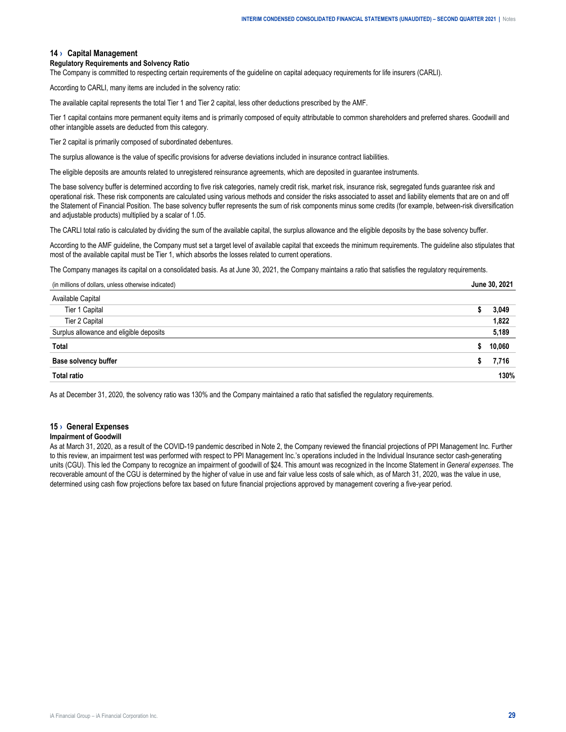## 14 › Capital Management

### Regulatory Requirements and Solvency Ratio

The Company is committed to respecting certain requirements of the guideline on capital adequacy requirements for life insurers (CARLI).

According to CARLI, many items are included in the solvency ratio:

The available capital represents the total Tier 1 and Tier 2 capital, less other deductions prescribed by the AMF.

Tier 1 capital contains more permanent equity items and is primarily composed of equity attributable to common shareholders and preferred shares. Goodwill and other intangible assets are deducted from this category.

Tier 2 capital is primarily composed of subordinated debentures.

The surplus allowance is the value of specific provisions for adverse deviations included in insurance contract liabilities.

The eligible deposits are amounts related to unregistered reinsurance agreements, which are deposited in guarantee instruments.

The base solvency buffer is determined according to five risk categories, namely credit risk, market risk, insurance risk, segregated funds guarantee risk and operational risk. These risk components are calculated using various methods and consider the risks associated to asset and liability elements that are on and off the Statement of Financial Position. The base solvency buffer represents the sum of risk components minus some credits (for example, between-risk diversification and adjustable products) multiplied by a scalar of 1.05.

The CARLI total ratio is calculated by dividing the sum of the available capital, the surplus allowance and the eligible deposits by the base solvency buffer.

According to the AMF guideline, the Company must set a target level of available capital that exceeds the minimum requirements. The guideline also stipulates that most of the available capital must be Tier 1, which absorbs the losses related to current operations.

The Company manages its capital on a consolidated basis. As at June 30, 2021, the Company maintains a ratio that satisfies the regulatory requirements.

| (in millions of dollars, unless otherwise indicated) | June 30, 2021 |
|---|---|
| Available Capital | |
| Tier 1 Capital | $ 3,049 |
| Tier 2 Capital | 1,822 |
| Surplus allowance and eligible deposits | 5,189 |
| **Total** | **$ 10,060** |
| **Base solvency buffer** | **$ 7,716** |
| **Total ratio** | **130%** |

As at December 31, 2020, the solvency ratio was 130% and the Company maintained a ratio that satisfied the regulatory requirements.

## 15 › General Expenses

### Impairment of Goodwill

As at March 31, 2020, as a result of the COVID-19 pandemic described in Note 2, the Company reviewed the financial projections of PPI Management Inc. Further to this review, an impairment test was performed with respect to PPI Management Inc.'s operations included in the Individual Insurance sector cash-generating units (CGU). This led the Company to recognize an impairment of goodwill of $24. This amount was recognized in the Income Statement in *General expenses*. The recoverable amount of the CGU is determined by the higher of value in use and fair value less costs of sale which, as of March 31, 2020, was the value in use, determined using cash flow projections before tax based on future financial projections approved by management covering a five-year period.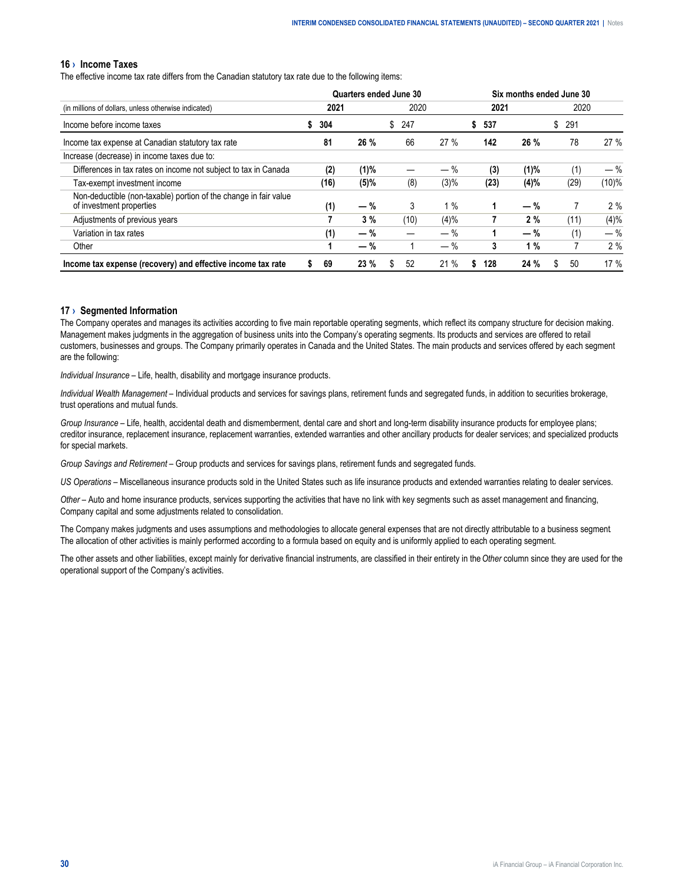## 16 › Income Taxes

The effective income tax rate differs from the Canadian statutory tax rate due to the following items:

| | Quarters ended June 30 | | | | Six months ended June 30 | | | |
|---|---|---|---|---|---|---|---|---|
| (in millions of dollars, unless otherwise indicated) | **2021** | | 2020 | | **2021** | | 2020 | |
| Income before income taxes | **$ 304** | | $ 247 | | **$ 537** | | $ 291 | |
| Income tax expense at Canadian statutory tax rate | **81** | **26 %** | 66 | 27 % | **142** | **26 %** | 78 | 27 % |
| Increase (decrease) in income taxes due to: | | | | | | | | |
| Differences in tax rates on income not subject to tax in Canada | **(2)** | **(1)%** | — | — % | **(3)** | **(1)%** | (1) | — % |
| Tax-exempt investment income | **(16)** | **(5)%** | (8) | (3)% | **(23)** | **(4)%** | (29) | (10)% |
| Non-deductible (non-taxable) portion of the change in fair value of investment properties | **(1)** | **— %** | 3 | 1 % | **1** | **— %** | 7 | 2 % |
| Adjustments of previous years | **7** | **3 %** | (10) | (4)% | **7** | **2 %** | (11) | (4)% |
| Variation in tax rates | **(1)** | **— %** | — | — % | **1** | **— %** | (1) | — % |
| Other | **1** | **— %** | 1 | — % | **3** | **1 %** | 7 | 2 % |
| **Income tax expense (recovery) and effective income tax rate** | **$ 69** | **23 %** | $ 52 | 21 % | **$ 128** | **24 %** | $ 50 | 17 % |

## 17 › Segmented Information

The Company operates and manages its activities according to five main reportable operating segments, which reflect its company structure for decision making. Management makes judgments in the aggregation of business units into the Company's operating segments. Its products and services are offered to retail customers, businesses and groups. The Company primarily operates in Canada and the United States. The main products and services offered by each segment are the following:

*Individual Insurance* – Life, health, disability and mortgage insurance products.

*Individual Wealth Management* – Individual products and services for savings plans, retirement funds and segregated funds, in addition to securities brokerage, trust operations and mutual funds.

*Group Insurance* – Life, health, accidental death and dismemberment, dental care and short and long-term disability insurance products for employee plans; creditor insurance, replacement insurance, replacement warranties, extended warranties and other ancillary products for dealer services; and specialized products for special markets.

*Group Savings and Retirement* – Group products and services for savings plans, retirement funds and segregated funds.

*US Operations* – Miscellaneous insurance products sold in the United States such as life insurance products and extended warranties relating to dealer services.

*Other* – Auto and home insurance products, services supporting the activities that have no link with key segments such as asset management and financing, Company capital and some adjustments related to consolidation.

The Company makes judgments and uses assumptions and methodologies to allocate general expenses that are not directly attributable to a business segment. The allocation of other activities is mainly performed according to a formula based on equity and is uniformly applied to each operating segment.

The other assets and other liabilities, except mainly for derivative financial instruments, are classified in their entirety in the *Other* column since they are used for the operational support of the Company's activities.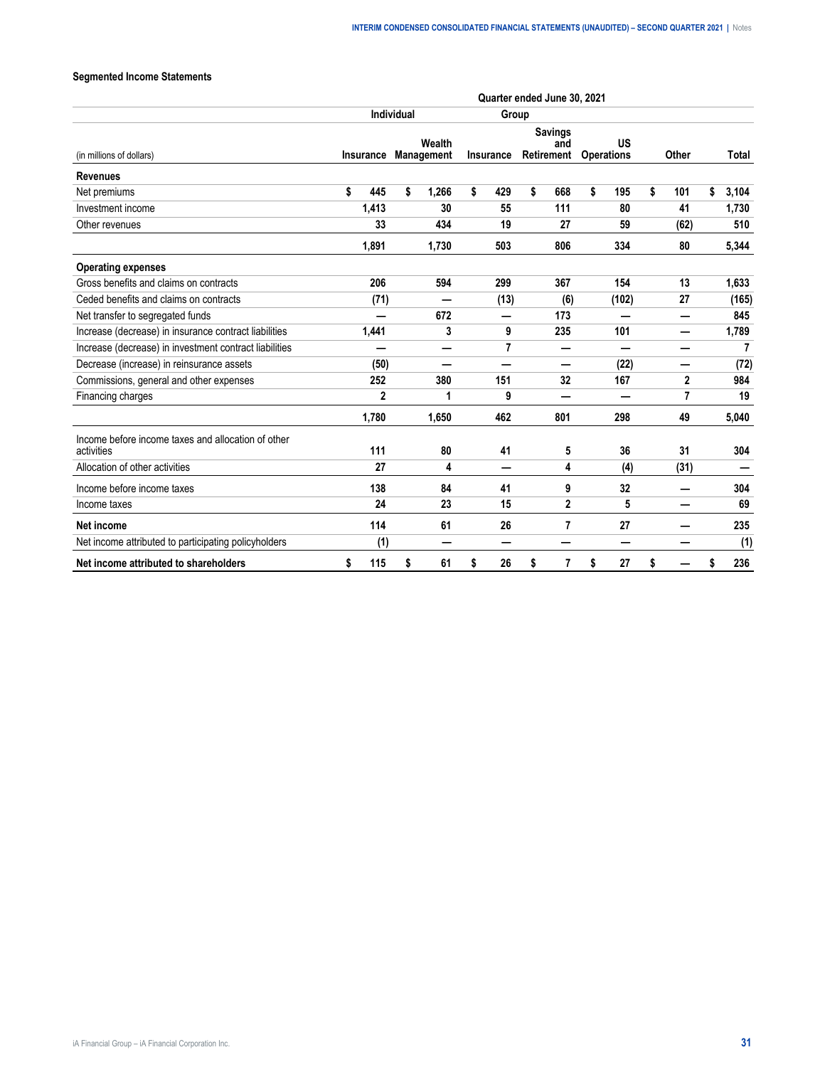### Segmented Income Statements

| (in millions of dollars) | Quarter ended June 30, 2021 | | | | | | |
|---|---|---|---|---|---|---|---|
| | Individual | | Group | | | | |
| | Insurance | Wealth Management | Insurance | Savings and Retirement | US Operations | Other | Total |
| **Revenues** | | | | | | | |
| Net premiums | $ 445 | $ 1,266 | $ 429 | $ 668 | $ 195 | $ 101 | $ 3,104 |
| Investment income | 1,413 | 30 | 55 | 111 | 80 | 41 | 1,730 |
| Other revenues | 33 | 434 | 19 | 27 | 59 | (62) | 510 |
| | 1,891 | 1,730 | 503 | 806 | 334 | 80 | 5,344 |
| **Operating expenses** | | | | | | | |
| Gross benefits and claims on contracts | 206 | 594 | 299 | 367 | 154 | 13 | 1,633 |
| Ceded benefits and claims on contracts | (71) | — | (13) | (6) | (102) | 27 | (165) |
| Net transfer to segregated funds | — | 672 | — | 173 | — | — | 845 |
| Increase (decrease) in insurance contract liabilities | 1,441 | 3 | 9 | 235 | 101 | — | 1,789 |
| Increase (decrease) in investment contract liabilities | — | — | 7 | — | — | — | 7 |
| Decrease (increase) in reinsurance assets | (50) | — | — | — | (22) | — | (72) |
| Commissions, general and other expenses | 252 | 380 | 151 | 32 | 167 | 2 | 984 |
| Financing charges | 2 | 1 | 9 | — | — | 7 | 19 |
| | 1,780 | 1,650 | 462 | 801 | 298 | 49 | 5,040 |
| Income before income taxes and allocation of other activities | 111 | 80 | 41 | 5 | 36 | 31 | 304 |
| Allocation of other activities | 27 | 4 | — | 4 | (4) | (31) | — |
| Income before income taxes | 138 | 84 | 41 | 9 | 32 | — | 304 |
| Income taxes | 24 | 23 | 15 | 2 | 5 | — | 69 |
| **Net income** | 114 | 61 | 26 | 7 | 27 | — | 235 |
| Net income attributed to participating policyholders | (1) | — | — | — | — | — | (1) |
| **Net income attributed to shareholders** | $ 115 | $ 61 | $ 26 | $ 7 | $ 27 | $ — | $ 236 |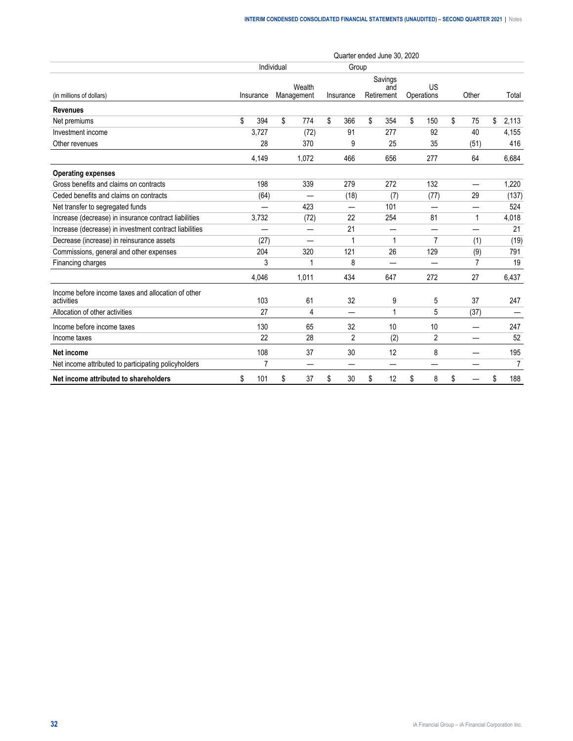| (in millions of dollars) | Quarter ended June 30, 2020 | | | | | | |
|---|---|---|---|---|---|---|---|
| | Individual | | Group | | | | |
| | Insurance | Wealth Management | Insurance | Savings and Retirement | US Operations | Other | Total |
| **Revenues** | | | | | | | |
| Net premiums | $ 394 | $ 774 | $ 366 | $ 354 | $ 150 | $ 75 | $ 2,113 |
| Investment income | 3,727 | (72) | 91 | 277 | 92 | 40 | 4,155 |
| Other revenues | 28 | 370 | 9 | 25 | 35 | (51) | 416 |
| | 4,149 | 1,072 | 466 | 656 | 277 | 64 | 6,684 |
| **Operating expenses** | | | | | | | |
| Gross benefits and claims on contracts | 198 | 339 | 279 | 272 | 132 | — | 1,220 |
| Ceded benefits and claims on contracts | (64) | — | (18) | (7) | (77) | 29 | (137) |
| Net transfer to segregated funds | — | 423 | — | 101 | — | — | 524 |
| Increase (decrease) in insurance contract liabilities | 3,732 | (72) | 22 | 254 | 81 | 1 | 4,018 |
| Increase (decrease) in investment contract liabilities | — | — | 21 | — | — | — | 21 |
| Decrease (increase) in reinsurance assets | (27) | — | 1 | 1 | 7 | (1) | (19) |
| Commissions, general and other expenses | 204 | 320 | 121 | 26 | 129 | (9) | 791 |
| Financing charges | 3 | 1 | 8 | — | — | 7 | 19 |
| | 4,046 | 1,011 | 434 | 647 | 272 | 27 | 6,437 |
| Income before income taxes and allocation of other activities | 103 | 61 | 32 | 9 | 5 | 37 | 247 |
| Allocation of other activities | 27 | 4 | — | 1 | 5 | (37) | — |
| Income before income taxes | 130 | 65 | 32 | 10 | 10 | — | 247 |
| Income taxes | 22 | 28 | 2 | (2) | 2 | — | 52 |
| **Net income** | 108 | 37 | 30 | 12 | 8 | — | 195 |
| Net income attributed to participating policyholders | 7 | — | — | — | — | — | 7 |
| **Net income attributed to shareholders** | $ 101 | $ 37 | $ 30 | $ 12 | $ 8 | $ — | $ 188 |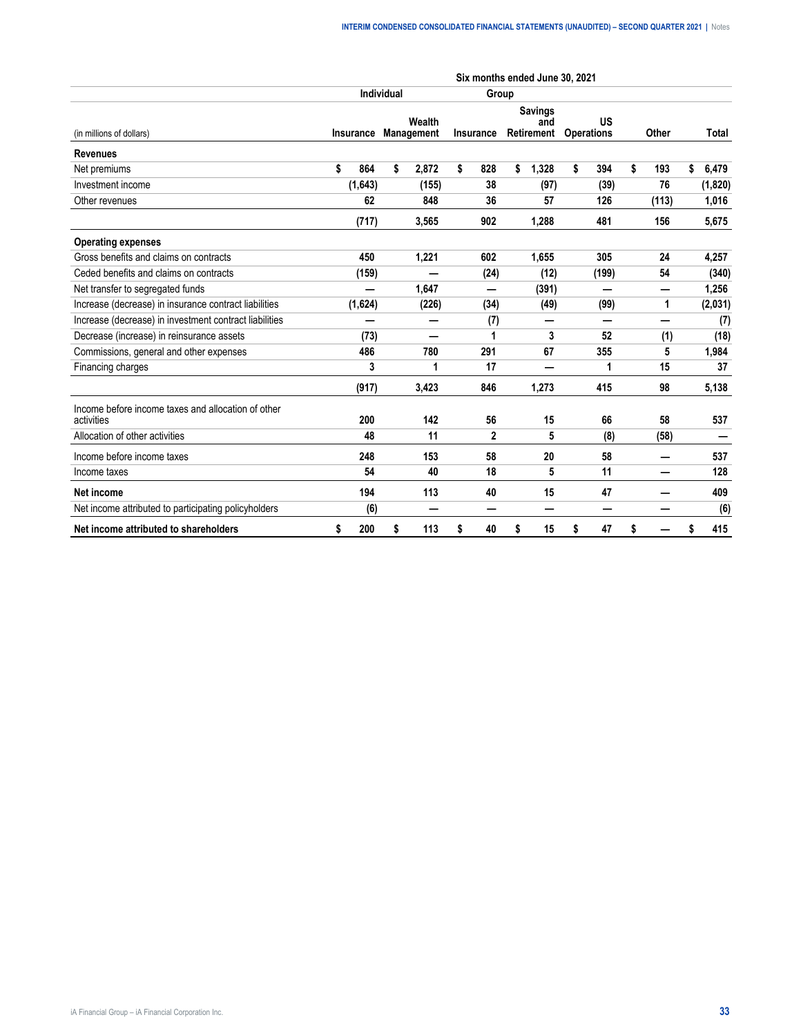| (in millions of dollars) | Six months ended June 30, 2021 | | | | | | |
|---|---|---|---|---|---|---|---|
| | Individual | | Group | | | | |
| | Insurance | Wealth Management | Insurance | Savings and Retirement | US Operations | Other | Total |
| **Revenues** | | | | | | | |
| Net premiums | $ 864 | $ 2,872 | $ 828 | $ 1,328 | $ 394 | $ 193 | $ 6,479 |
| Investment income | (1,643) | (155) | 38 | (97) | (39) | 76 | (1,820) |
| Other revenues | 62 | 848 | 36 | 57 | 126 | (113) | 1,016 |
| | (717) | 3,565 | 902 | 1,288 | 481 | 156 | 5,675 |
| **Operating expenses** | | | | | | | |
| Gross benefits and claims on contracts | 450 | 1,221 | 602 | 1,655 | 305 | 24 | 4,257 |
| Ceded benefits and claims on contracts | (159) | — | (24) | (12) | (199) | 54 | (340) |
| Net transfer to segregated funds | — | 1,647 | — | (391) | — | — | 1,256 |
| Increase (decrease) in insurance contract liabilities | (1,624) | (226) | (34) | (49) | (99) | 1 | (2,031) |
| Increase (decrease) in investment contract liabilities | — | — | (7) | — | — | — | (7) |
| Decrease (increase) in reinsurance assets | (73) | — | 1 | 3 | 52 | (1) | (18) |
| Commissions, general and other expenses | 486 | 780 | 291 | 67 | 355 | 5 | 1,984 |
| Financing charges | 3 | 1 | 17 | — | 1 | 15 | 37 |
| | (917) | 3,423 | 846 | 1,273 | 415 | 98 | 5,138 |
| Income before income taxes and allocation of other activities | 200 | 142 | 56 | 15 | 66 | 58 | 537 |
| Allocation of other activities | 48 | 11 | 2 | 5 | (8) | (58) | — |
| Income before income taxes | 248 | 153 | 58 | 20 | 58 | — | 537 |
| Income taxes | 54 | 40 | 18 | 5 | 11 | — | 128 |
| **Net income** | 194 | 113 | 40 | 15 | 47 | — | 409 |
| Net income attributed to participating policyholders | (6) | — | — | — | — | — | (6) |
| **Net income attributed to shareholders** | $ 200 | $ 113 | $ 40 | $ 15 | $ 47 | $ — | $ 415 |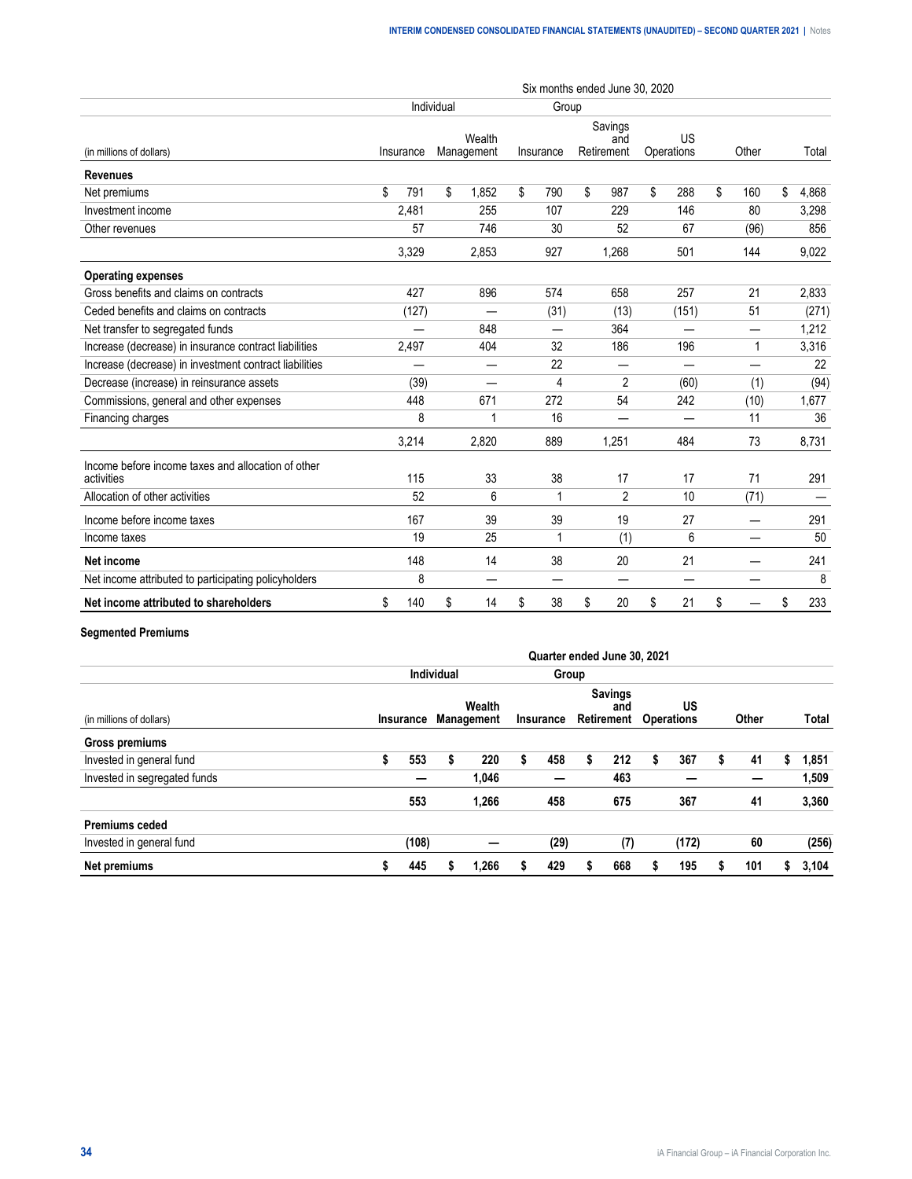| (in millions of dollars) | Six months ended June 30, 2020 | | | | | | |
|---|---|---|---|---|---|---|---|
| | Individual | | Group | | | | |
| | Insurance | Wealth Management | Insurance | Savings and Retirement | US Operations | Other | Total |
| **Revenues** | | | | | | | |
| Net premiums | $ 791 | $ 1,852 | $ 790 | $ 987 | $ 288 | $ 160 | $ 4,868 |
| Investment income | 2,481 | 255 | 107 | 229 | 146 | 80 | 3,298 |
| Other revenues | 57 | 746 | 30 | 52 | 67 | (96) | 856 |
| | 3,329 | 2,853 | 927 | 1,268 | 501 | 144 | 9,022 |
| **Operating expenses** | | | | | | | |
| Gross benefits and claims on contracts | 427 | 896 | 574 | 658 | 257 | 21 | 2,833 |
| Ceded benefits and claims on contracts | (127) | — | (31) | (13) | (151) | 51 | (271) |
| Net transfer to segregated funds | — | 848 | — | 364 | — | — | 1,212 |
| Increase (decrease) in insurance contract liabilities | 2,497 | 404 | 32 | 186 | 196 | 1 | 3,316 |
| Increase (decrease) in investment contract liabilities | — | — | 22 | — | — | — | 22 |
| Decrease (increase) in reinsurance assets | (39) | — | 4 | 2 | (60) | (1) | (94) |
| Commissions, general and other expenses | 448 | 671 | 272 | 54 | 242 | (10) | 1,677 |
| Financing charges | 8 | 1 | 16 | — | — | 11 | 36 |
| | 3,214 | 2,820 | 889 | 1,251 | 484 | 73 | 8,731 |
| Income before income taxes and allocation of other activities | 115 | 33 | 38 | 17 | 17 | 71 | 291 |
| Allocation of other activities | 52 | 6 | 1 | 2 | 10 | (71) | — |
| Income before income taxes | 167 | 39 | 39 | 19 | 27 | — | 291 |
| Income taxes | 19 | 25 | 1 | (1) | 6 | — | 50 |
| **Net income** | 148 | 14 | 38 | 20 | 21 | — | 241 |
| Net income attributed to participating policyholders | 8 | — | — | — | — | — | 8 |
| **Net income attributed to shareholders** | $ 140 | $ 14 | $ 38 | $ 20 | $ 21 | $ — | $ 233 |

**Segmented Premiums**

| (in millions of dollars) | **Quarter ended June 30, 2021** | | | | | | |
|---|---|---|---|---|---|---|---|
| | **Individual** | | **Group** | | | | |
| | **Insurance** | **Wealth Management** | **Insurance** | **Savings and Retirement** | **US Operations** | **Other** | **Total** |
| **Gross premiums** | | | | | | | |
| Invested in general fund | **$ 553** | **$ 220** | **$ 458** | **$ 212** | **$ 367** | **$ 41** | **$ 1,851** |
| Invested in segregated funds | **—** | **1,046** | **—** | **463** | **—** | **—** | **1,509** |
| | **553** | **1,266** | **458** | **675** | **367** | **41** | **3,360** |
| **Premiums ceded** | | | | | | | |
| Invested in general fund | **(108)** | **—** | **(29)** | **(7)** | **(172)** | **60** | **(256)** |
| **Net premiums** | **$ 445** | **$ 1,266** | **$ 429** | **$ 668** | **$ 195** | **$ 101** | **$ 3,104** |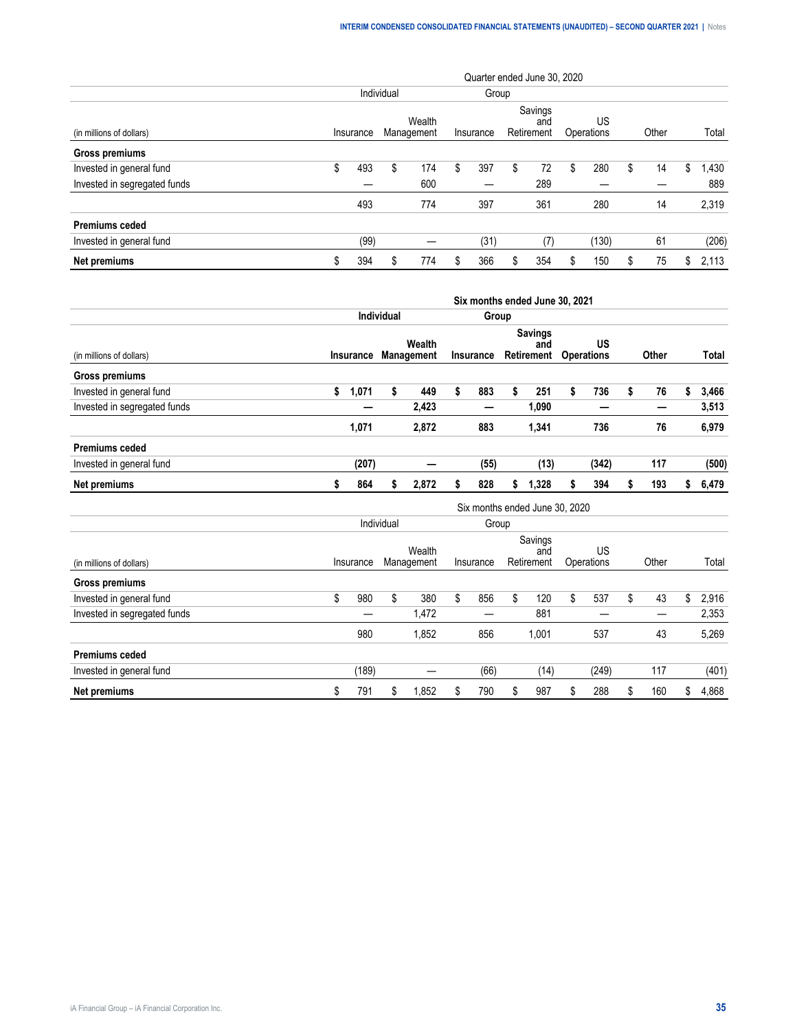| (in millions of dollars) | Quarter ended June 30, 2020 | | | | | | |
|---|---|---|---|---|---|---|---|
| | Individual | | Group | | | | |
| | Insurance | Wealth Management | Insurance | Savings and Retirement | US Operations | Other | Total |
| **Gross premiums** | | | | | | | |
| Invested in general fund | $ 493 | $ 174 | $ 397 | $ 72 | $ 280 | $ 14 | $ 1,430 |
| Invested in segregated funds | — | 600 | — | 289 | — | — | 889 |
| | 493 | 774 | 397 | 361 | 280 | 14 | 2,319 |
| **Premiums ceded** | | | | | | | |
| Invested in general fund | (99) | — | (31) | (7) | (130) | 61 | (206) |
| **Net premiums** | $ 394 | $ 774 | $ 366 | $ 354 | $ 150 | $ 75 | $ 2,113 |

| (in millions of dollars) | **Six months ended June 30, 2021** | | | | | | |
|---|---|---|---|---|---|---|---|
| | **Individual** | | **Group** | | | | |
| | **Insurance** | **Wealth Management** | **Insurance** | **Savings and Retirement** | **US Operations** | **Other** | **Total** |
| **Gross premiums** | | | | | | | |
| Invested in general fund | **$ 1,071** | **$ 449** | **$ 883** | **$ 251** | **$ 736** | **$ 76** | **$ 3,466** |
| Invested in segregated funds | **—** | **2,423** | **—** | **1,090** | **—** | **—** | **3,513** |
| | **1,071** | **2,872** | **883** | **1,341** | **736** | **76** | **6,979** |
| **Premiums ceded** | | | | | | | |
| Invested in general fund | **(207)** | **—** | **(55)** | **(13)** | **(342)** | **117** | **(500)** |
| **Net premiums** | **$ 864** | **$ 2,872** | **$ 828** | **$ 1,328** | **$ 394** | **$ 193** | **$ 6,479** |

| (in millions of dollars) | Six months ended June 30, 2020 | | | | | | |
|---|---|---|---|---|---|---|---|
| | Individual | | Group | | | | |
| | Insurance | Wealth Management | Insurance | Savings and Retirement | US Operations | Other | Total |
| **Gross premiums** | | | | | | | |
| Invested in general fund | $ 980 | $ 380 | $ 856 | $ 120 | $ 537 | $ 43 | $ 2,916 |
| Invested in segregated funds | — | 1,472 | — | 881 | — | — | 2,353 |
| | 980 | 1,852 | 856 | 1,001 | 537 | 43 | 5,269 |
| **Premiums ceded** | | | | | | | |
| Invested in general fund | (189) | — | (66) | (14) | (249) | 117 | (401) |
| **Net premiums** | $ 791 | $ 1,852 | $ 790 | $ 987 | $ 288 | $ 160 | $ 4,868 |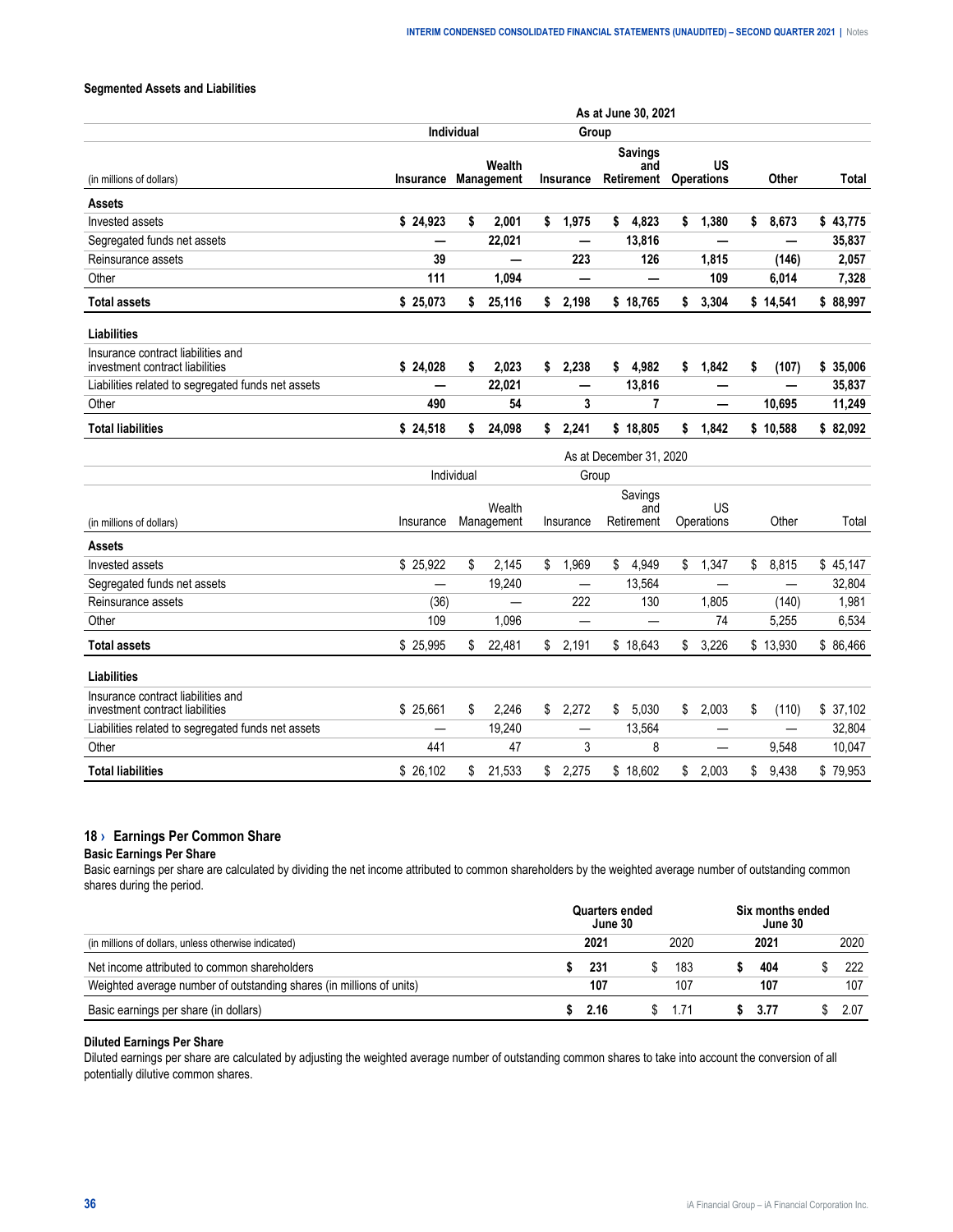**Segmented Assets and Liabilities**

| | As at June 30, 2021 | | | | | | |
|---|---|---|---|---|---|---|---|
| | Individual | | Group | | | | |
| (in millions of dollars) | Insurance | Wealth Management | Insurance | Savings and Retirement | US Operations | Other | Total |
| **Assets** | | | | | | | |
| Invested assets | $ 24,923 | $ 2,001 | $ 1,975 | $ 4,823 | $ 1,380 | $ 8,673 | $ 43,775 |
| Segregated funds net assets | — | 22,021 | — | 13,816 | — | — | 35,837 |
| Reinsurance assets | 39 | — | 223 | 126 | 1,815 | (146) | 2,057 |
| Other | 111 | 1,094 | — | — | 109 | 6,014 | 7,328 |
| **Total assets** | $ 25,073 | $ 25,116 | $ 2,198 | $ 18,765 | $ 3,304 | $ 14,541 | $ 88,997 |
| **Liabilities** | | | | | | | |
| Insurance contract liabilities and investment contract liabilities | $ 24,028 | $ 2,023 | $ 2,238 | $ 4,982 | $ 1,842 | $ (107) | $ 35,006 |
| Liabilities related to segregated funds net assets | — | 22,021 | — | 13,816 | — | — | 35,837 |
| Other | 490 | 54 | 3 | 7 | — | 10,695 | 11,249 |
| **Total liabilities** | $ 24,518 | $ 24,098 | $ 2,241 | $ 18,805 | $ 1,842 | $ 10,588 | $ 82,092 |

| | As at December 31, 2020 | | | | | | |
|---|---|---|---|---|---|---|---|
| | Individual | | Group | | | | |
| (in millions of dollars) | Insurance | Wealth Management | Insurance | Savings and Retirement | US Operations | Other | Total |
| **Assets** | | | | | | | |
| Invested assets | $ 25,922 | $ 2,145 | $ 1,969 | $ 4,949 | $ 1,347 | $ 8,815 | $ 45,147 |
| Segregated funds net assets | — | 19,240 | — | 13,564 | — | — | 32,804 |
| Reinsurance assets | (36) | — | 222 | 130 | 1,805 | (140) | 1,981 |
| Other | 109 | 1,096 | — | — | 74 | 5,255 | 6,534 |
| **Total assets** | $ 25,995 | $ 22,481 | $ 2,191 | $ 18,643 | $ 3,226 | $ 13,930 | $ 86,466 |
| **Liabilities** | | | | | | | |
| Insurance contract liabilities and investment contract liabilities | $ 25,661 | $ 2,246 | $ 2,272 | $ 5,030 | $ 2,003 | $ (110) | $ 37,102 |
| Liabilities related to segregated funds net assets | — | 19,240 | — | 13,564 | — | — | 32,804 |
| Other | 441 | 47 | 3 | 8 | — | 9,548 | 10,047 |
| **Total liabilities** | $ 26,102 | $ 21,533 | $ 2,275 | $ 18,602 | $ 2,003 | $ 9,438 | $ 79,953 |

## 18 › Earnings Per Common Share

**Basic Earnings Per Share**

Basic earnings per share are calculated by dividing the net income attributed to common shareholders by the weighted average number of outstanding common shares during the period.

| | Quarters ended June 30 | | Six months ended June 30 | |
|---|---|---|---|---|
| (in millions of dollars, unless otherwise indicated) | 2021 | 2020 | 2021 | 2020 |
| Net income attributed to common shareholders | $ 231 | $ 183 | $ 404 | $ 222 |
| Weighted average number of outstanding shares (in millions of units) | 107 | 107 | 107 | 107 |
| Basic earnings per share (in dollars) | $ 2.16 | $ 1.71 | $ 3.77 | $ 2.07 |

**Diluted Earnings Per Share**

Diluted earnings per share are calculated by adjusting the weighted average number of outstanding common shares to take into account the conversion of all potentially dilutive common shares.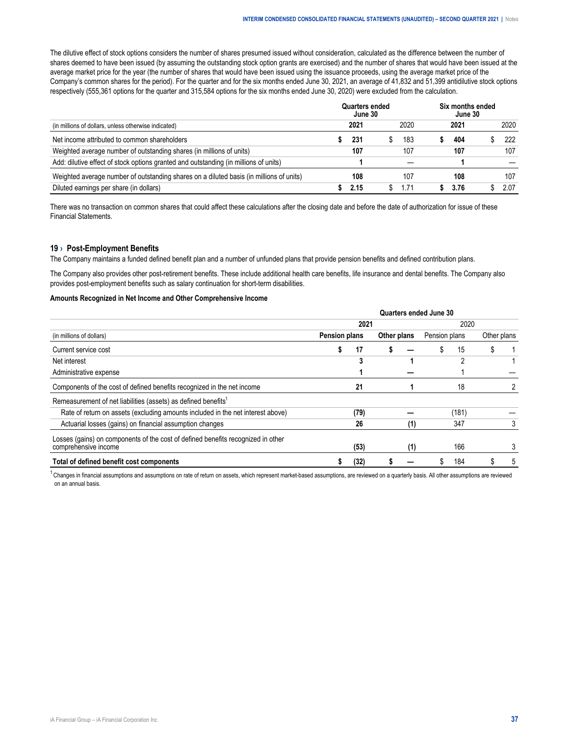The dilutive effect of stock options considers the number of shares presumed issued without consideration, calculated as the difference between the number of shares deemed to have been issued (by assuming the outstanding stock option grants are exercised) and the number of shares that would have been issued at the average market price for the year (the number of shares that would have been issued using the issuance proceeds, using the average market price of the Company's common shares for the period). For the quarter and for the six months ended June 30, 2021, an average of 41,832 and 51,399 antidilutive stock options respectively (555,361 options for the quarter and 315,584 options for the six months ended June 30, 2020) were excluded from the calculation.

| (in millions of dollars, unless otherwise indicated) | Quarters ended June 30 2021 | Quarters ended June 30 2020 | Six months ended June 30 2021 | Six months ended June 30 2020 |
|---|---|---|---|---|
| Net income attributed to common shareholders | **$ 231** | $ 183 | **$ 404** | $ 222 |
| Weighted average number of outstanding shares (in millions of units) | **107** | 107 | **107** | 107 |
| Add: dilutive effect of stock options granted and outstanding (in millions of units) | **1** | — | **1** | — |
| Weighted average number of outstanding shares on a diluted basis (in millions of units) | **108** | 107 | **108** | 107 |
| Diluted earnings per share (in dollars) | **$ 2.15** | $ 1.71 | **$ 3.76** | $ 2.07 |

There was no transaction on common shares that could affect these calculations after the closing date and before the date of authorization for issue of these Financial Statements.

## 19 › Post-Employment Benefits

The Company maintains a funded defined benefit plan and a number of unfunded plans that provide pension benefits and defined contribution plans.

The Company also provides other post-retirement benefits. These include additional health care benefits, life insurance and dental benefits. The Company also provides post-employment benefits such as salary continuation for short-term disabilities.

**Amounts Recognized in Net Income and Other Comprehensive Income**

| | Quarters ended June 30 | | | |
|---|---|---|---|---|
| | **2021** | | 2020 | |
| (in millions of dollars) | **Pension plans** | **Other plans** | Pension plans | Other plans |
| Current service cost | **$ 17** | **$ —** | $ 15 | $ 1 |
| Net interest | **3** | **1** | 2 | 1 |
| Administrative expense | **1** | **—** | 1 | — |
| Components of the cost of defined benefits recognized in the net income | **21** | **1** | 18 | 2 |
| Remeasurement of net liabilities (assets) as defined benefits[1] | | | | |
| Rate of return on assets (excluding amounts included in the net interest above) | **(79)** | **—** | (181) | — |
| Actuarial losses (gains) on financial assumption changes | **26** | **(1)** | 347 | 3 |
| Losses (gains) on components of the cost of defined benefits recognized in other comprehensive income | **(53)** | **(1)** | 166 | 3 |
| **Total of defined benefit cost components** | **$ (32)** | **$ —** | $ 184 | $ 5 |

[1] Changes in financial assumptions and assumptions on rate of return on assets, which represent market-based assumptions, are reviewed on a quarterly basis. All other assumptions are reviewed on an annual basis.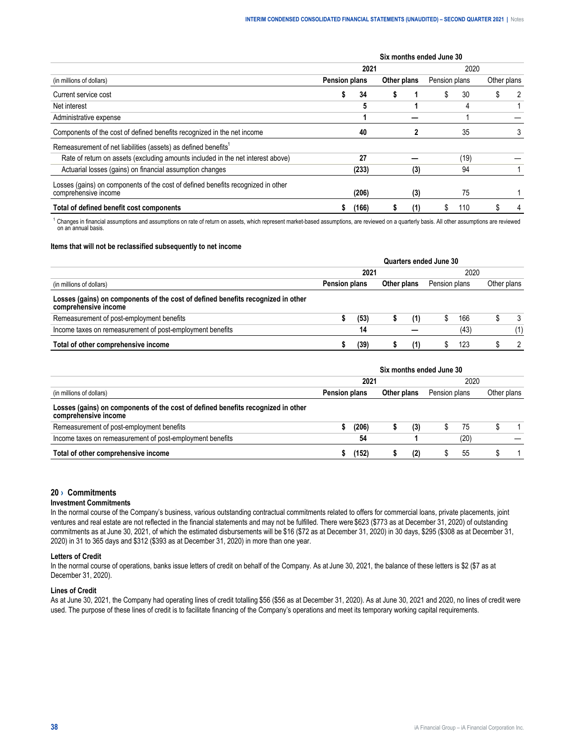| | Six months ended June 30 | | | |
|---|---|---|---|---|
| | **2021** | | 2020 | |
| (in millions of dollars) | **Pension plans** | **Other plans** | Pension plans | Other plans |
| Current service cost | **$ 34** | **$ 1** | $ 30 | $ 2 |
| Net interest | **5** | **1** | 4 | 1 |
| Administrative expense | **1** | **—** | 1 | — |
| Components of the cost of defined benefits recognized in the net income | **40** | **2** | 35 | 3 |
| Remeasurement of net liabilities (assets) as defined benefits[1] | | | | |
| Rate of return on assets (excluding amounts included in the net interest above) | **27** | **—** | (19) | — |
| Actuarial losses (gains) on financial assumption changes | **(233)** | **(3)** | 94 | 1 |
| Losses (gains) on components of the cost of defined benefits recognized in other comprehensive income | **(206)** | **(3)** | 75 | 1 |
| **Total of defined benefit cost components** | **$ (166)** | **$ (1)** | $ 110 | $ 4 |

[1] Changes in financial assumptions and assumptions on rate of return on assets, which represent market-based assumptions, are reviewed on a quarterly basis. All other assumptions are reviewed on an annual basis.

**Items that will not be reclassified subsequently to net income**

| | Quarters ended June 30 | | | |
|---|---|---|---|---|
| | **2021** | | 2020 | |
| (in millions of dollars) | **Pension plans** | **Other plans** | Pension plans | Other plans |
| **Losses (gains) on components of the cost of defined benefits recognized in other comprehensive income** | | | | |
| Remeasurement of post-employment benefits | **$ (53)** | **$ (1)** | $ 166 | $ 3 |
| Income taxes on remeasurement of post-employment benefits | **14** | **—** | (43) | (1) |
| **Total of other comprehensive income** | **$ (39)** | **$ (1)** | $ 123 | $ 2 |

| | Six months ended June 30 | | | |
|---|---|---|---|---|
| | **2021** | | 2020 | |
| (in millions of dollars) | **Pension plans** | **Other plans** | Pension plans | Other plans |
| **Losses (gains) on components of the cost of defined benefits recognized in other comprehensive income** | | | | |
| Remeasurement of post-employment benefits | **$ (206)** | **$ (3)** | $ 75 | $ 1 |
| Income taxes on remeasurement of post-employment benefits | **54** | **1** | (20) | — |
| **Total of other comprehensive income** | **$ (152)** | **$ (2)** | $ 55 | $ 1 |

## 20 › Commitments

### Investment Commitments

In the normal course of the Company's business, various outstanding contractual commitments related to offers for commercial loans, private placements, joint ventures and real estate are not reflected in the financial statements and may not be fulfilled. There were $623 ($773 as at December 31, 2020) of outstanding commitments as at June 30, 2021, of which the estimated disbursements will be $16 ($72 as at December 31, 2020) in 30 days, $295 ($308 as at December 31, 2020) in 31 to 365 days and $312 ($393 as at December 31, 2020) in more than one year.

### Letters of Credit

In the normal course of operations, banks issue letters of credit on behalf of the Company. As at June 30, 2021, the balance of these letters is $2 ($7 as at December 31, 2020).

### Lines of Credit

As at June 30, 2021, the Company had operating lines of credit totalling $56 ($56 as at December 31, 2020). As at June 30, 2021 and 2020, no lines of credit were used. The purpose of these lines of credit is to facilitate financing of the Company's operations and meet its temporary working capital requirements.